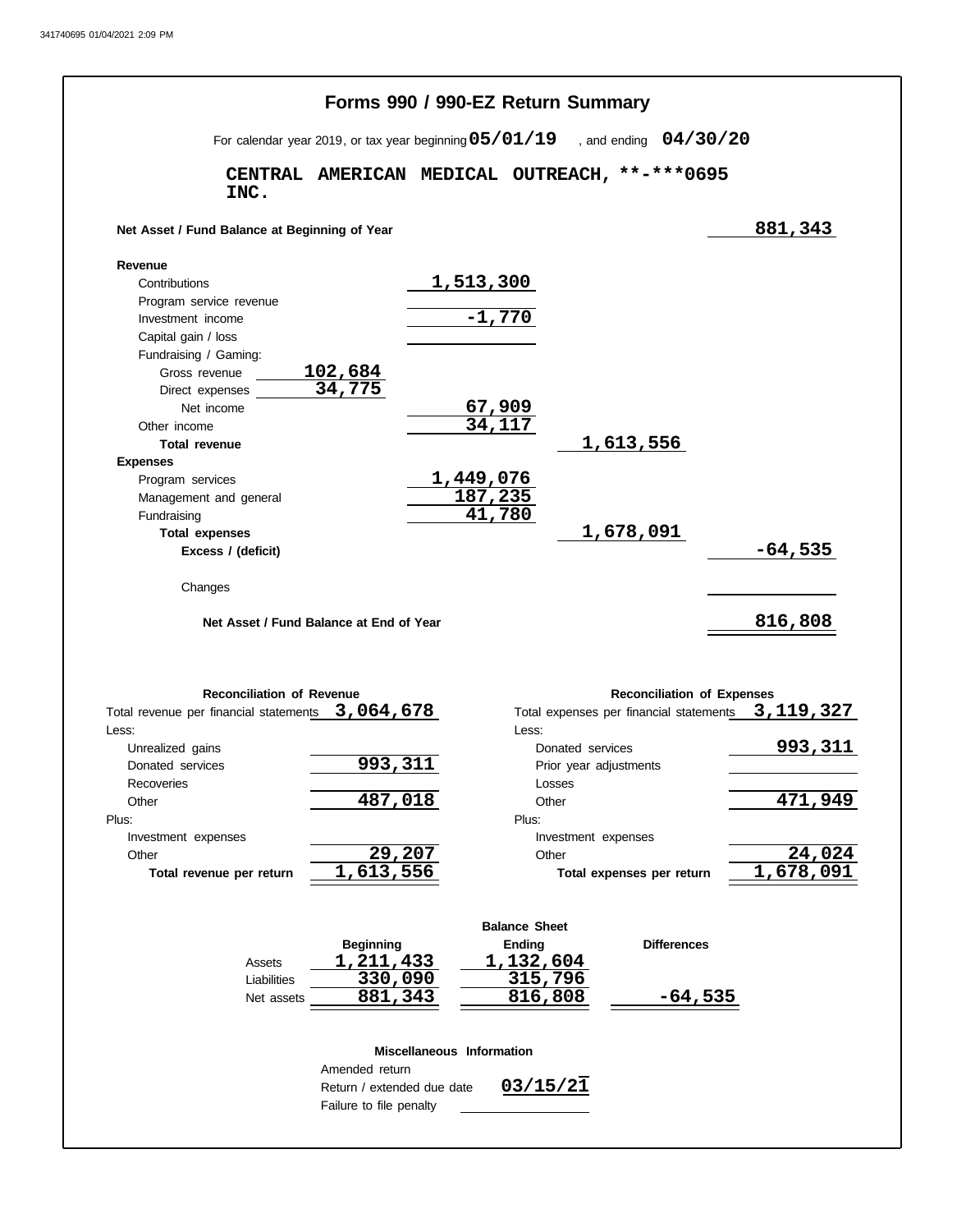# Forms 990 / 990-EZ Return Summary

For calendar year 2019, or tax year beginning **05/01/19** , and ending **04/30/20**

**CENTRAL AMERICAN MEDICAL OUTREACH, INC.** **-***0695

| | | | | |
|---|---|---|---|---|
| **Net Asset / Fund Balance at Beginning of Year** | | | | 881,343 |
| **Revenue** | | | | |
| Contributions | | 1,513,300 | | |
| Program service revenue | | | | |
| Investment income | | -1,770 | | |
| Capital gain / loss | | | | |
| Fundraising / Gaming: | | | | |
| Gross revenue | 102,684 | | | |
| Direct expenses | 34,775 | | | |
| Net income | | 67,909 | | |
| Other income | | 34,117 | | |
| **Total revenue** | | | 1,613,556 | |
| **Expenses** | | | | |
| Program services | | 1,449,076 | | |
| Management and general | | 187,235 | | |
| Fundraising | | 41,780 | | |
| **Total expenses** | | | 1,678,091 | |
| **Excess / (deficit)** | | | | -64,535 |
| Changes | | | | |
| **Net Asset / Fund Balance at End of Year** | | | | 816,808 |

### Reconciliation of Revenue

| | |
|---|---|
| Total revenue per financial statements | 3,064,678 |
| Less: | |
| Unrealized gains | |
| Donated services | 993,311 |
| Recoveries | |
| Other | 487,018 |
| Plus: | |
| Investment expenses | |
| Other | 29,207 |
| **Total revenue per return** | 1,613,556 |

### Reconciliation of Expenses

| | |
|---|---|
| Total expenses per financial statements | 3,119,327 |
| Less: | |
| Donated services | 993,311 |
| Prior year adjustments | |
| Losses | |
| Other | 471,949 |
| Plus: | |
| Investment expenses | |
| Other | 24,024 |
| **Total expenses per return** | 1,678,091 |

### Balance Sheet

| | Beginning | Ending | Differences |
|---|---|---|---|
| Assets | 1,211,433 | 1,132,604 | |
| Liabilities | 330,090 | 315,796 | |
| Net assets | 881,343 | 816,808 | -64,535 |

### Miscellaneous Information

| | |
|---|---|
| Amended return | |
| Return / extended due date | 03/15/21 |
| Failure to file penalty | |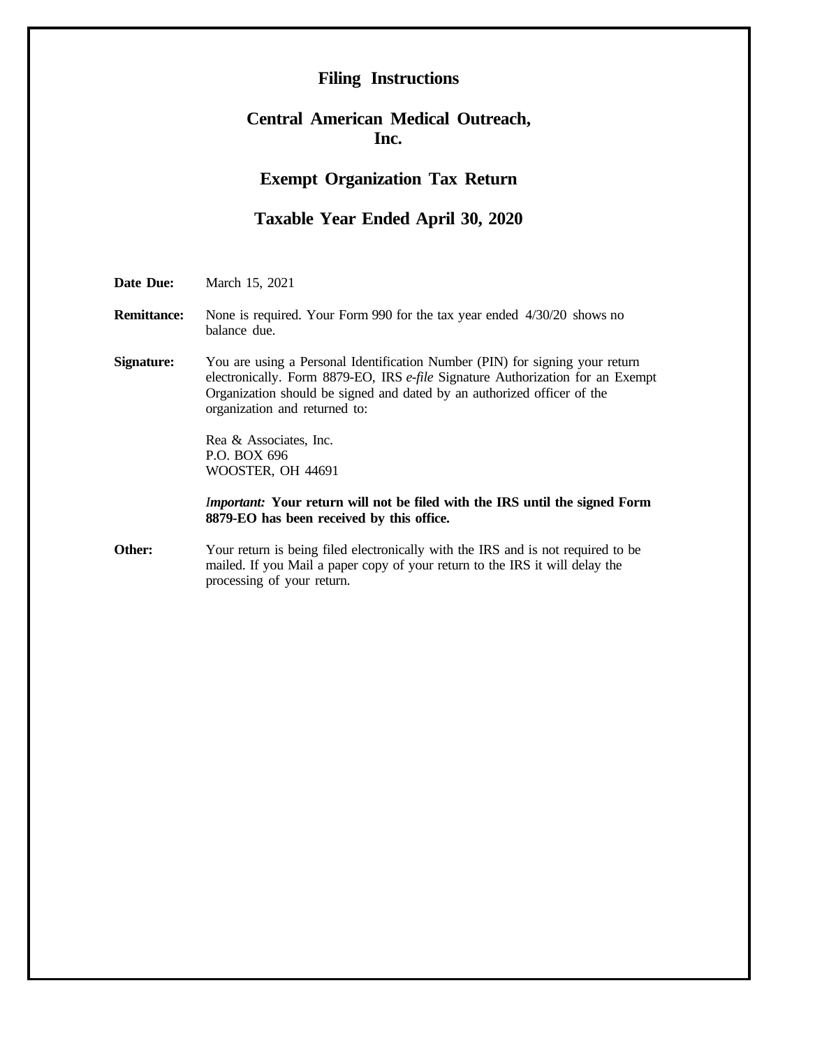# Filing Instructions

## Central American Medical Outreach, Inc.

## Exempt Organization Tax Return

## Taxable Year Ended April 30, 2020

**Date Due:** March 15, 2021

**Remittance:** None is required. Your Form 990 for the tax year ended 4/30/20 shows no balance due.

**Signature:** You are using a Personal Identification Number (PIN) for signing your return electronically. Form 8879-EO, IRS *e-file* Signature Authorization for an Exempt Organization should be signed and dated by an authorized officer of the organization and returned to:

Rea & Associates, Inc.  
P.O. BOX 696  
WOOSTER, OH 44691

***Important:*** **Your return will not be filed with the IRS until the signed Form 8879-EO has been received by this office.**

**Other:** Your return is being filed electronically with the IRS and is not required to be mailed. If you Mail a paper copy of your return to the IRS it will delay the processing of your return.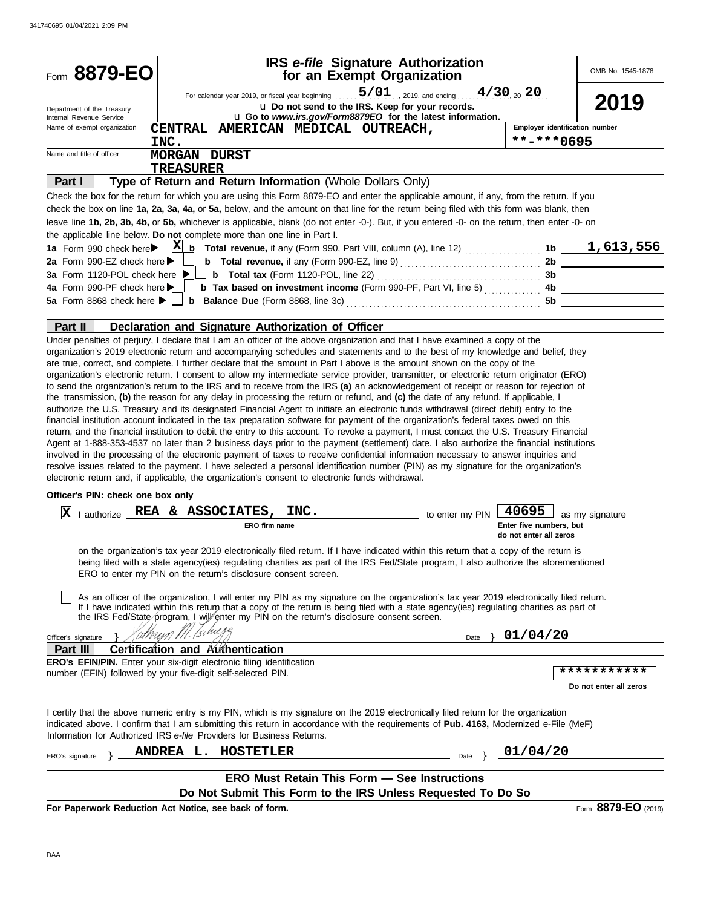341740695 01/04/2021 2:09 PM

# Form 8879-EO

## IRS *e-file* Signature Authorization for an Exempt Organization

OMB No. 1545-1878

**2019**

Department of the Treasury
Internal Revenue Service

For calendar year 2019, or fiscal year beginning 5/01, 2019, and ending 4/30, 20 20

u Do not send to the IRS. Keep for your records.

u Go to *www.irs.gov/Form8879EO* for the latest information.

Name of exempt organization: **CENTRAL AMERICAN MEDICAL OUTREACH, INC.**

Employer identification number: **\*\*-\*\*\*0695**

Name and title of officer: **MORGAN DURST**
**TREASURER**

### Part I — Type of Return and Return Information (Whole Dollars Only)

Check the box for the return for which you are using this Form 8879-EO and enter the applicable amount, if any, from the return. If you check the box on line **1a, 2a, 3a, 4a,** or **5a,** below, and the amount on that line for the return being filed with this form was blank, then leave line **1b, 2b, 3b, 4b,** or **5b,** whichever is applicable, blank (do not enter -0-). But, if you entered -0- on the return, then enter -0- on the applicable line below. **Do not** complete more than one line in Part I.

| | | | |
|---|---|---|---|
| **1a** Form 990 check here ▶ [X] | **b** **Total revenue,** if any (Form 990, Part VIII, column (A), line 12) | **1b** | 1,613,556 |
| **2a** Form 990-EZ check here ▶ [ ] | **b** **Total revenue,** if any (Form 990-EZ, line 9) | **2b** | |
| **3a** Form 1120-POL check here ▶ [ ] | **b** **Total tax** (Form 1120-POL, line 22) | **3b** | |
| **4a** Form 990-PF check here ▶ [ ] | **b** **Tax based on investment income** (Form 990-PF, Part VI, line 5) | **4b** | |
| **5a** Form 8868 check here ▶ [ ] | **b** **Balance Due** (Form 8868, line 3c) | **5b** | |

### Part II — Declaration and Signature Authorization of Officer

Under penalties of perjury, I declare that I am an officer of the above organization and that I have examined a copy of the organization's 2019 electronic return and accompanying schedules and statements and to the best of my knowledge and belief, they are true, correct, and complete. I further declare that the amount in Part I above is the amount shown on the copy of the organization's electronic return. I consent to allow my intermediate service provider, transmitter, or electronic return originator (ERO) to send the organization's return to the IRS and to receive from the IRS **(a)** an acknowledgement of receipt or reason for rejection of the transmission, **(b)** the reason for any delay in processing the return or refund, and **(c)** the date of any refund. If applicable, I authorize the U.S. Treasury and its designated Financial Agent to initiate an electronic funds withdrawal (direct debit) entry to the financial institution account indicated in the tax preparation software for payment of the organization's federal taxes owed on this return, and the financial institution to debit the entry to this account. To revoke a payment, I must contact the U.S. Treasury Financial Agent at 1-888-353-4537 no later than 2 business days prior to the payment (settlement) date. I also authorize the financial institutions involved in the processing of the electronic payment of taxes to receive confidential information necessary to answer inquiries and resolve issues related to the payment. I have selected a personal identification number (PIN) as my signature for the organization's electronic return and, if applicable, the organization's consent to electronic funds withdrawal.

**Officer's PIN: check one box only**

[X] I authorize **REA & ASSOCIATES, INC.** (ERO firm name) to enter my PIN **40695** (Enter five numbers, but do not enter all zeros) as my signature on the organization's tax year 2019 electronically filed return. If I have indicated within this return that a copy of the return is being filed with a state agency(ies) regulating charities as part of the IRS Fed/State program, I also authorize the aforementioned ERO to enter my PIN on the return's disclosure consent screen.

[ ] As an officer of the organization, I will enter my PIN as my signature on the organization's tax year 2019 electronically filed return. If I have indicated within this return that a copy of the return is being filed with a state agency(ies) regulating charities as part of the IRS Fed/State program, I will enter my PIN on the return's disclosure consent screen.

Officer's signature } Kathryn M. Schulze    Date } **01/04/20**

### Part III — Certification and Authentication

**ERO's EFIN/PIN.** Enter your six-digit electronic filing identification number (EFIN) followed by your five-digit self-selected PIN. **\*\*\*\*\*\*\*\*\*\*\***
Do not enter all zeros

I certify that the above numeric entry is my PIN, which is my signature on the 2019 electronically filed return for the organization indicated above. I confirm that I am submitting this return in accordance with the requirements of **Pub. 4163,** Modernized e-File (MeF) Information for Authorized IRS *e-file* Providers for Business Returns.

ERO's signature } **ANDREA L. HOSTETLER**    Date } **01/04/20**

**ERO Must Retain This Form — See Instructions**

**Do Not Submit This Form to the IRS Unless Requested To Do So**

**For Paperwork Reduction Act Notice, see back of form.**    Form **8879-EO** (2019)

DAA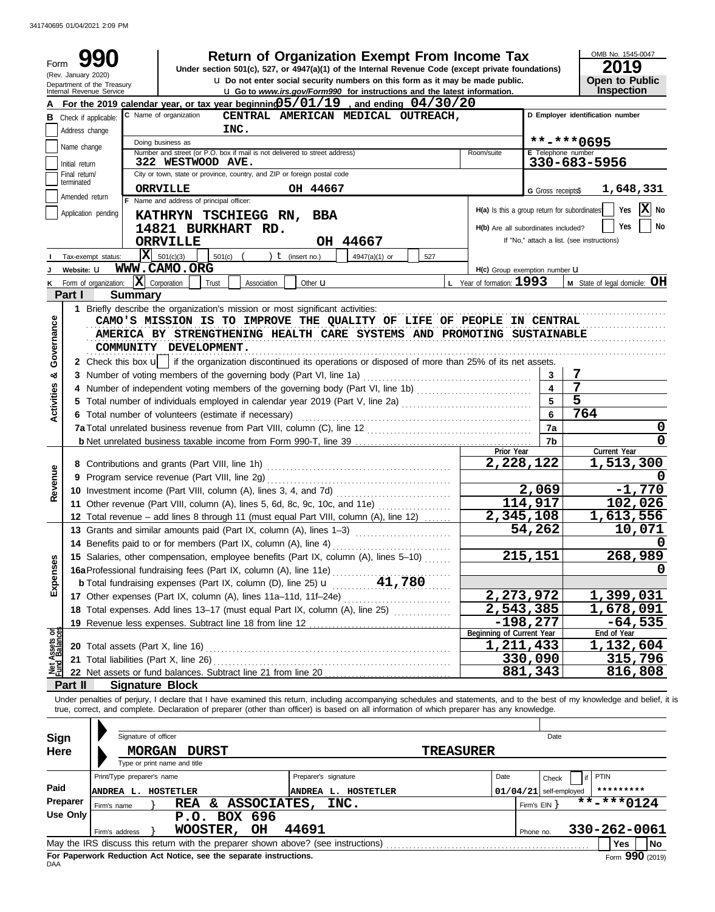341740695 01/04/2021 2:09 PM

# Form 990

**Return of Organization Exempt From Income Tax**

Under section 501(c), 527, or 4947(a)(1) of the Internal Revenue Code (except private foundations)

u Do not enter social security numbers on this form as it may be made public.

u Go to *www.irs.gov/Form990* for instructions and the latest information.

(Rev. January 2020) Department of the Treasury Internal Revenue Service

OMB No. 1545-0047

**2019**

**Open to Public Inspection**

**A** For the 2019 calendar year, or tax year beginning 05/01/19, and ending 04/30/20

| | | |
|---|---|---|
| **B** Check if applicable: Address change, Name change, Initial return, Final return/terminated, Amended return, Application pending | **C** Name of organization: CENTRAL AMERICAN MEDICAL OUTREACH, INC. | **D** Employer identification number: **-***0695 |
| | Doing business as | |
| | Number and street (or P.O. box if mail is not delivered to street address): 322 WESTWOOD AVE. Room/suite | **E** Telephone number: 330-683-5956 |
| | City or town, state or province, country, and ZIP or foreign postal code: ORRVILLE OH 44667 | **G** Gross receipts$ 1,648,331 |
| | **F** Name and address of principal officer: KATHRYN TSCHIEGG RN, BBA 14821 BURKHART RD. ORRVILLE OH 44667 | **H(a)** Is this a group return for subordinates? Yes [ ] No [X] |
| | | **H(b)** Are all subordinates included? Yes [ ] No [ ] If "No," attach a list. (see instructions) |

**I** Tax-exempt status: [X] 501(c)(3) [ ] 501(c) ( ) t (insert no.) [ ] 4947(a)(1) or [ ] 527

**J** Website: u WWW.CAMO.ORG    **H(c)** Group exemption number u

**K** Form of organization: [X] Corporation [ ] Trust [ ] Association [ ] Other u    **L** Year of formation: 1993    **M** State of legal domicile: OH

## Part I Summary

**Activities & Governance**

1 Briefly describe the organization's mission or most significant activities: CAMO'S MISSION IS TO IMPROVE THE QUALITY OF LIFE OF PEOPLE IN CENTRAL AMERICA BY STRENGTHENING HEALTH CARE SYSTEMS AND PROMOTING SUSTAINABLE COMMUNITY DEVELOPMENT.

2 Check this box u [ ] if the organization discontinued its operations or disposed of more than 25% of its net assets.

| | | |
|---|---|---|
| 3 Number of voting members of the governing body (Part VI, line 1a) | 3 | 7 |
| 4 Number of independent voting members of the governing body (Part VI, line 1b) | 4 | 7 |
| 5 Total number of individuals employed in calendar year 2019 (Part V, line 2a) | 5 | 5 |
| 6 Total number of volunteers (estimate if necessary) | 6 | 764 |
| 7a Total unrelated business revenue from Part VIII, column (C), line 12 | 7a | 0 |
| b Net unrelated business taxable income from Form 990-T, line 39 | 7b | 0 |

| | Prior Year | Current Year |
|---|---|---|
| **Revenue** | | |
| 8 Contributions and grants (Part VIII, line 1h) | 2,228,122 | 1,513,300 |
| 9 Program service revenue (Part VIII, line 2g) | | 0 |
| 10 Investment income (Part VIII, column (A), lines 3, 4, and 7d) | 2,069 | -1,770 |
| 11 Other revenue (Part VIII, column (A), lines 5, 6d, 8c, 9c, 10c, and 11e) | 114,917 | 102,026 |
| 12 Total revenue – add lines 8 through 11 (must equal Part VIII, column (A), line 12) | 2,345,108 | 1,613,556 |
| **Expenses** | | |
| 13 Grants and similar amounts paid (Part IX, column (A), lines 1–3) | 54,262 | 10,071 |
| 14 Benefits paid to or for members (Part IX, column (A), line 4) | | 0 |
| 15 Salaries, other compensation, employee benefits (Part IX, column (A), lines 5–10) | 215,151 | 268,989 |
| 16a Professional fundraising fees (Part IX, column (A), line 11e) | | 0 |
| b Total fundraising expenses (Part IX, column (D), line 25) u 41,780 | | |
| 17 Other expenses (Part IX, column (A), lines 11a–11d, 11f–24e) | 2,273,972 | 1,399,031 |
| 18 Total expenses. Add lines 13–17 (must equal Part IX, column (A), line 25) | 2,543,385 | 1,678,091 |
| 19 Revenue less expenses. Subtract line 18 from line 12 | -198,277 | -64,535 |
| **Net Assets or Fund Balances** | **Beginning of Current Year** | **End of Year** |
| 20 Total assets (Part X, line 16) | 1,211,433 | 1,132,604 |
| 21 Total liabilities (Part X, line 26) | 330,090 | 315,796 |
| 22 Net assets or fund balances. Subtract line 21 from line 20 | 881,343 | 816,808 |

## Part II Signature Block

Under penalties of perjury, I declare that I have examined this return, including accompanying schedules and statements, and to the best of my knowledge and belief, it is true, correct, and complete. Declaration of preparer (other than officer) is based on all information of which preparer has any knowledge.

**Sign Here**

Signature of officer    Date

MORGAN DURST    TREASURER

Type or print name and title

| **Paid Preparer Use Only** | | | | |
|---|---|---|---|---|
| Print/Type preparer's name: ANDREA L. HOSTETLER | Preparer's signature: ANDREA L. HOSTETLER | Date: 01/04/21 | Check [ ] if self-employed | PTIN: ********* |
| Firm's name: REA & ASSOCIATES, INC. | | | Firm's EIN | **-***0124 |
| Firm's address: P.O. BOX 696 WOOSTER, OH 44691 | | | Phone no. | 330-262-0061 |

May the IRS discuss this return with the preparer shown above? (see instructions) [ ] Yes [ ] No

**For Paperwork Reduction Act Notice, see the separate instructions.**

DAA    Form **990** (2019)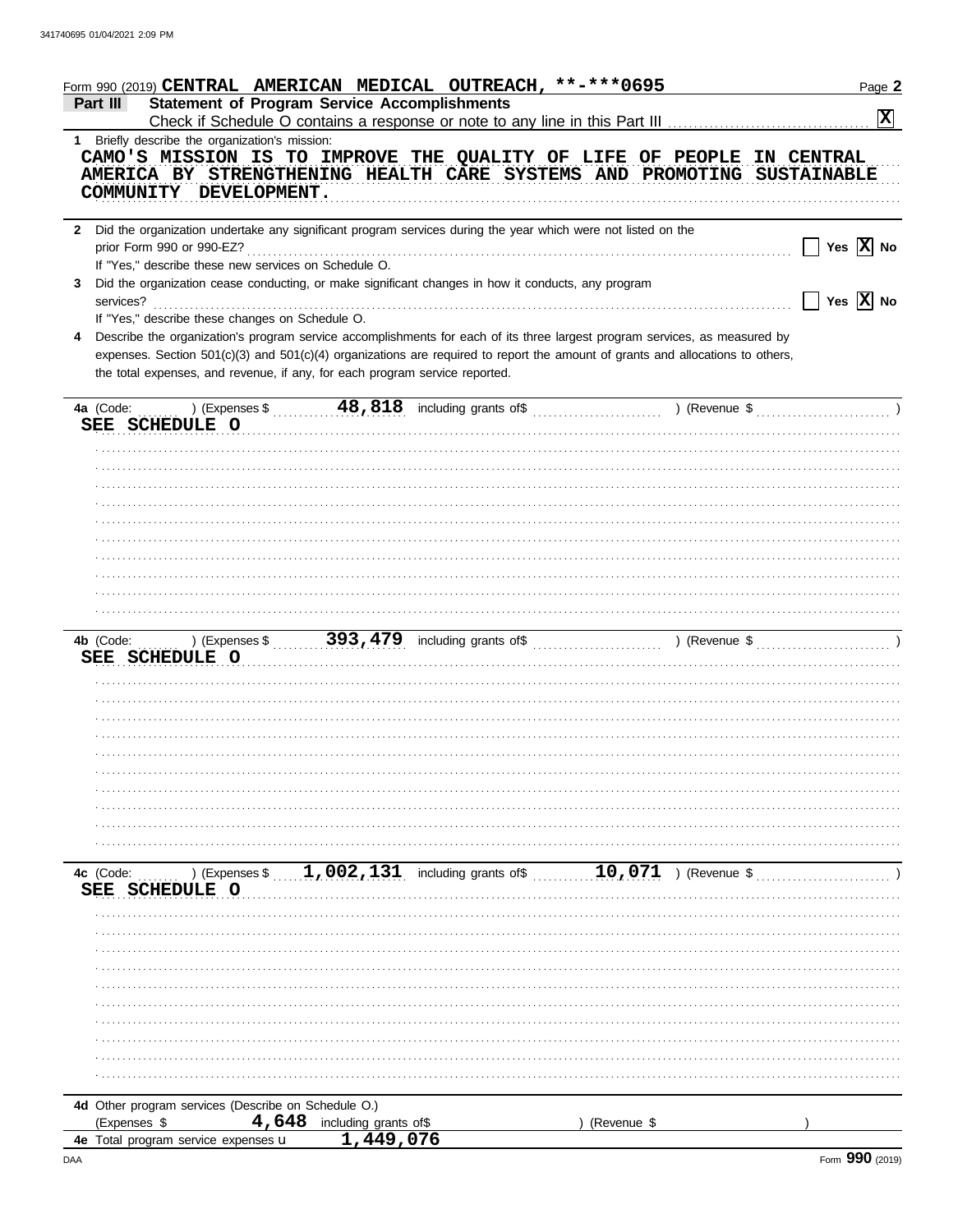Form 990 (2019) **CENTRAL AMERICAN MEDICAL OUTREACH, \*\*-\*\*\*0695** Page **2**

**Part III** **Statement of Program Service Accomplishments**

Check if Schedule O contains a response or note to any line in this Part III .......... [X]

**1** Briefly describe the organization's mission:

CAMO'S MISSION IS TO IMPROVE THE QUALITY OF LIFE OF PEOPLE IN CENTRAL AMERICA BY STRENGTHENING HEALTH CARE SYSTEMS AND PROMOTING SUSTAINABLE COMMUNITY DEVELOPMENT.

**2** Did the organization undertake any significant program services during the year which were not listed on the prior Form 990 or 990-EZ? .......... [ ] Yes [X] No

If "Yes," describe these new services on Schedule O.

**3** Did the organization cease conducting, or make significant changes in how it conducts, any program services? .......... [ ] Yes [X] No

If "Yes," describe these changes on Schedule O.

**4** Describe the organization's program service accomplishments for each of its three largest program services, as measured by expenses. Section 501(c)(3) and 501(c)(4) organizations are required to report the amount of grants and allocations to others, the total expenses, and revenue, if any, for each program service reported.

**4a** (Code: ) (Expenses $ 48,818 including grants of$ ) (Revenue $ )

SEE SCHEDULE O

**4b** (Code: ) (Expenses $ 393,479 including grants of$ ) (Revenue $ )

SEE SCHEDULE O

**4c** (Code: ) (Expenses $ 1,002,131 including grants of$ 10,071 ) (Revenue $ )

SEE SCHEDULE O

**4d** Other program services (Describe on Schedule O.)

(Expenses $ 4,648 including grants of$ ) (Revenue $ )

**4e** Total program service expenses ► 1,449,076

Form **990** (2019)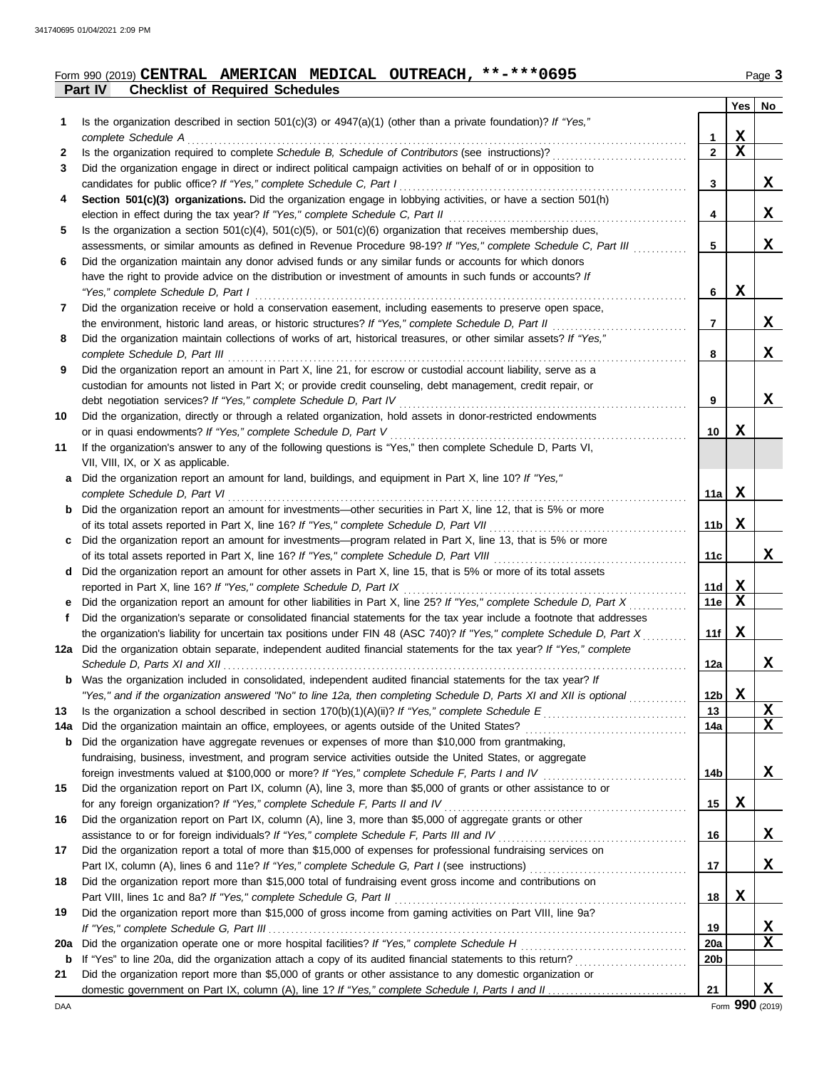Form 990 (2019) **CENTRAL AMERICAN MEDICAL OUTREACH, \*\*-\*\*\*0695** Page 3

**Part IV Checklist of Required Schedules**

| | | | Yes | No |
|---|---|---|---|---|
| 1 | Is the organization described in section 501(c)(3) or 4947(a)(1) (other than a private foundation)? *If "Yes," complete Schedule A* | 1 | X | |
| 2 | Is the organization required to complete *Schedule B, Schedule of Contributors* (see instructions)? | 2 | X | |
| 3 | Did the organization engage in direct or indirect political campaign activities on behalf of or in opposition to candidates for public office? *If "Yes," complete Schedule C, Part I* | 3 | | X |
| 4 | **Section 501(c)(3) organizations.** Did the organization engage in lobbying activities, or have a section 501(h) election in effect during the tax year? *If "Yes," complete Schedule C, Part II* | 4 | | X |
| 5 | Is the organization a section 501(c)(4), 501(c)(5), or 501(c)(6) organization that receives membership dues, assessments, or similar amounts as defined in Revenue Procedure 98-19? *If "Yes," complete Schedule C, Part III* | 5 | | X |
| 6 | Did the organization maintain any donor advised funds or any similar funds or accounts for which donors have the right to provide advice on the distribution or investment of amounts in such funds or accounts? *If "Yes," complete Schedule D, Part I* | 6 | X | |
| 7 | Did the organization receive or hold a conservation easement, including easements to preserve open space, the environment, historic land areas, or historic structures? *If "Yes," complete Schedule D, Part II* | 7 | | X |
| 8 | Did the organization maintain collections of works of art, historical treasures, or other similar assets? *If "Yes," complete Schedule D, Part III* | 8 | | X |
| 9 | Did the organization report an amount in Part X, line 21, for escrow or custodial account liability, serve as a custodian for amounts not listed in Part X; or provide credit counseling, debt management, credit repair, or debt negotiation services? *If "Yes," complete Schedule D, Part IV* | 9 | | X |
| 10 | Did the organization, directly or through a related organization, hold assets in donor-restricted endowments or in quasi endowments? *If "Yes," complete Schedule D, Part V* | 10 | X | |
| 11 | If the organization's answer to any of the following questions is "Yes," then complete Schedule D, Parts VI, VII, VIII, IX, or X as applicable. | | | |
| a | Did the organization report an amount for land, buildings, and equipment in Part X, line 10? *If "Yes," complete Schedule D, Part VI* | 11a | X | |
| b | Did the organization report an amount for investments—other securities in Part X, line 12, that is 5% or more of its total assets reported in Part X, line 16? *If "Yes," complete Schedule D, Part VII* | 11b | X | |
| c | Did the organization report an amount for investments—program related in Part X, line 13, that is 5% or more of its total assets reported in Part X, line 16? *If "Yes," complete Schedule D, Part VIII* | 11c | | X |
| d | Did the organization report an amount for other assets in Part X, line 15, that is 5% or more of its total assets reported in Part X, line 16? *If "Yes," complete Schedule D, Part IX* | 11d | X | |
| e | Did the organization report an amount for other liabilities in Part X, line 25? *If "Yes," complete Schedule D, Part X* | 11e | X | |
| f | Did the organization's separate or consolidated financial statements for the tax year include a footnote that addresses the organization's liability for uncertain tax positions under FIN 48 (ASC 740)? *If "Yes," complete Schedule D, Part X* | 11f | X | |
| 12a | Did the organization obtain separate, independent audited financial statements for the tax year? *If "Yes," complete Schedule D, Parts XI and XII* | 12a | | X |
| b | Was the organization included in consolidated, independent audited financial statements for the tax year? *If "Yes," and if the organization answered "No" to line 12a, then completing Schedule D, Parts XI and XII is optional* | 12b | X | |
| 13 | Is the organization a school described in section 170(b)(1)(A)(ii)? *If "Yes," complete Schedule E* | 13 | | X |
| 14a | Did the organization maintain an office, employees, or agents outside of the United States? | 14a | | X |
| b | Did the organization have aggregate revenues or expenses of more than $10,000 from grantmaking, fundraising, business, investment, and program service activities outside the United States, or aggregate foreign investments valued at $100,000 or more? *If "Yes," complete Schedule F, Parts I and IV* | 14b | | X |
| 15 | Did the organization report on Part IX, column (A), line 3, more than $5,000 of grants or other assistance to or for any foreign organization? *If "Yes," complete Schedule F, Parts II and IV* | 15 | X | |
| 16 | Did the organization report on Part IX, column (A), line 3, more than $5,000 of aggregate grants or other assistance to or for foreign individuals? *If "Yes," complete Schedule F, Parts III and IV* | 16 | | X |
| 17 | Did the organization report a total of more than $15,000 of expenses for professional fundraising services on Part IX, column (A), lines 6 and 11e? *If "Yes," complete Schedule G, Part I* (see instructions) | 17 | | X |
| 18 | Did the organization report more than $15,000 total of fundraising event gross income and contributions on Part VIII, lines 1c and 8a? *If "Yes," complete Schedule G, Part II* | 18 | X | |
| 19 | Did the organization report more than $15,000 of gross income from gaming activities on Part VIII, line 9a? *If "Yes," complete Schedule G, Part III* | 19 | | X |
| 20a | Did the organization operate one or more hospital facilities? *If "Yes," complete Schedule H* | 20a | | X |
| b | If "Yes" to line 20a, did the organization attach a copy of its audited financial statements to this return? | 20b | | |
| 21 | Did the organization report more than $5,000 of grants or other assistance to any domestic organization or domestic government on Part IX, column (A), line 1? *If "Yes," complete Schedule I, Parts I and II* | 21 | | X |

DAA Form **990** (2019)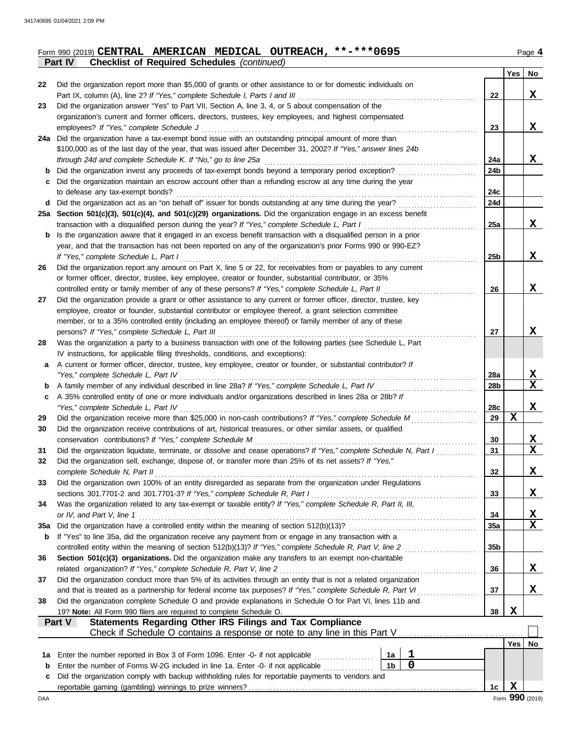Form 990 (2019) **CENTRAL AMERICAN MEDICAL OUTREACH, \*\*-\*\*\*0695** Page 4

**Part IV — Checklist of Required Schedules** *(continued)*

| | | | Yes | No |
|---|---|---|---|---|
| 22 | Did the organization report more than $5,000 of grants or other assistance to or for domestic individuals on Part IX, column (A), line 2? *If "Yes," complete Schedule I, Parts I and III* | 22 | | X |
| 23 | Did the organization answer "Yes" to Part VII, Section A, line 3, 4, or 5 about compensation of the organization's current and former officers, directors, trustees, key employees, and highest compensated employees? *If "Yes," complete Schedule J* | 23 | | X |
| 24a | Did the organization have a tax-exempt bond issue with an outstanding principal amount of more than $100,000 as of the last day of the year, that was issued after December 31, 2002? *If "Yes," answer lines 24b through 24d and complete Schedule K. If "No," go to line 25a* | 24a | | X |
| b | Did the organization invest any proceeds of tax-exempt bonds beyond a temporary period exception? | 24b | | |
| c | Did the organization maintain an escrow account other than a refunding escrow at any time during the year to defease any tax-exempt bonds? | 24c | | |
| d | Did the organization act as an "on behalf of" issuer for bonds outstanding at any time during the year? | 24d | | |
| 25a | **Section 501(c)(3), 501(c)(4), and 501(c)(29) organizations.** Did the organization engage in an excess benefit transaction with a disqualified person during the year? *If "Yes," complete Schedule L, Part I* | 25a | | X |
| b | Is the organization aware that it engaged in an excess benefit transaction with a disqualified person in a prior year, and that the transaction has not been reported on any of the organization's prior Forms 990 or 990-EZ? *If "Yes," complete Schedule L, Part I* | 25b | | X |
| 26 | Did the organization report any amount on Part X, line 5 or 22, for receivables from or payables to any current or former officer, director, trustee, key employee, creator or founder, substantial contributor, or 35% controlled entity or family member of any of these persons? *If "Yes," complete Schedule L, Part II* | 26 | | X |
| 27 | Did the organization provide a grant or other assistance to any current or former officer, director, trustee, key employee, creator or founder, substantial contributor or employee thereof, a grant selection committee member, or to a 35% controlled entity (including an employee thereof) or family member of any of these persons? *If "Yes," complete Schedule L, Part III* | 27 | | X |
| 28 | Was the organization a party to a business transaction with one of the following parties (see Schedule L, Part IV instructions, for applicable filing thresholds, conditions, and exceptions): | | | |
| a | A current or former officer, director, trustee, key employee, creator or founder, or substantial contributor? *If "Yes," complete Schedule L, Part IV* | 28a | | X |
| b | A family member of any individual described in line 28a? *If "Yes," complete Schedule L, Part IV* | 28b | | X |
| c | A 35% controlled entity of one or more individuals and/or organizations described in lines 28a or 28b? *If "Yes," complete Schedule L, Part IV* | 28c | | X |
| 29 | Did the organization receive more than $25,000 in non-cash contributions? *If "Yes," complete Schedule M* | 29 | X | |
| 30 | Did the organization receive contributions of art, historical treasures, or other similar assets, or qualified conservation contributions? *If "Yes," complete Schedule M* | 30 | | X |
| 31 | Did the organization liquidate, terminate, or dissolve and cease operations? *If "Yes," complete Schedule N, Part I* | 31 | | X |
| 32 | Did the organization sell, exchange, dispose of, or transfer more than 25% of its net assets? *If "Yes," complete Schedule N, Part II* | 32 | | X |
| 33 | Did the organization own 100% of an entity disregarded as separate from the organization under Regulations sections 301.7701-2 and 301.7701-3? *If "Yes," complete Schedule R, Part I* | 33 | | X |
| 34 | Was the organization related to any tax-exempt or taxable entity? *If "Yes," complete Schedule R, Part II, III, or IV, and Part V, line 1* | 34 | | X |
| 35a | Did the organization have a controlled entity within the meaning of section 512(b)(13)? | 35a | | X |
| b | If "Yes" to line 35a, did the organization receive any payment from or engage in any transaction with a controlled entity within the meaning of section 512(b)(13)? *If "Yes," complete Schedule R, Part V, line 2* | 35b | | |
| 36 | **Section 501(c)(3) organizations.** Did the organization make any transfers to an exempt non-charitable related organization? *If "Yes," complete Schedule R, Part V, line 2* | 36 | | X |
| 37 | Did the organization conduct more than 5% of its activities through an entity that is not a related organization and that is treated as a partnership for federal income tax purposes? *If "Yes," complete Schedule R, Part VI* | 37 | | X |
| 38 | Did the organization complete Schedule O and provide explanations in Schedule O for Part VI, lines 11b and 19? **Note:** All Form 990 filers are required to complete Schedule O. | 38 | X | |

**Part V — Statements Regarding Other IRS Filings and Tax Compliance**

Check if Schedule O contains a response or note to any line in this Part V ☐

| | | | | | Yes | No |
|---|---|---|---|---|---|---|
| 1a | Enter the number reported in Box 3 of Form 1096. Enter -0- if not applicable | 1a | 1 | | | |
| b | Enter the number of Forms W-2G included in line 1a. Enter -0- if not applicable | 1b | 0 | | | |
| c | Did the organization comply with backup withholding rules for reportable payments to vendors and reportable gaming (gambling) winnings to prize winners? | | | 1c | X | |

Form **990** (2019)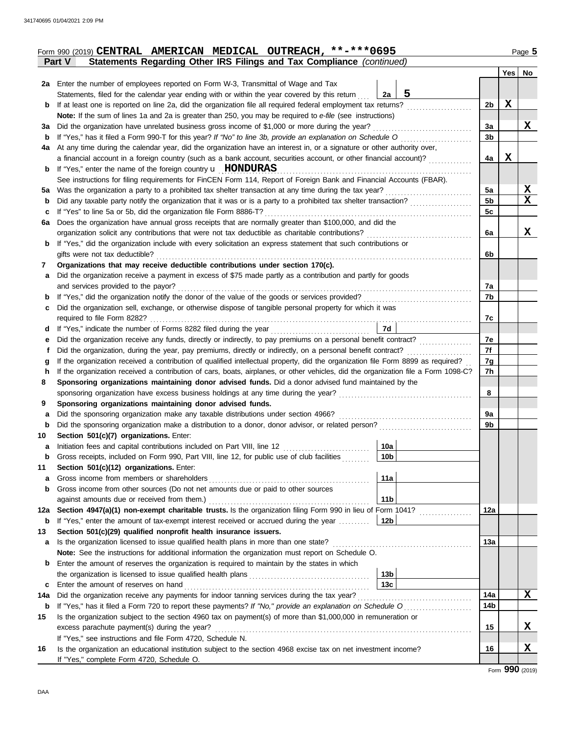Form 990 (2019) **CENTRAL AMERICAN MEDICAL OUTREACH, \*\*-\*\*\*0695**

## Part V — Statements Regarding Other IRS Filings and Tax Compliance *(continued)*

| | | | | Yes | No |
|---|---|---|---|---|---|
| **2a** | Enter the number of employees reported on Form W-3, Transmittal of Wage and Tax Statements, filed for the calendar year ending with or within the year covered by this return | 2a: **5** | | | |
| **b** | If at least one is reported on line 2a, did the organization file all required federal employment tax returns? | | 2b | X | |
| | **Note:** If the sum of lines 1a and 2a is greater than 250, you may be required to *e-file* (see instructions) | | | | |
| **3a** | Did the organization have unrelated business gross income of $1,000 or more during the year? | | 3a | | X |
| **b** | If "Yes," has it filed a Form 990-T for this year? *If "No" to line 3b, provide an explanation on Schedule O* | | 3b | | |
| **4a** | At any time during the calendar year, did the organization have an interest in, or a signature or other authority over, a financial account in a foreign country (such as a bank account, securities account, or other financial account)? | | 4a | X | |
| **b** | If "Yes," enter the name of the foreign country u **HONDURAS** | | | | |
| | See instructions for filing requirements for FinCEN Form 114, Report of Foreign Bank and Financial Accounts (FBAR). | | | | |
| **5a** | Was the organization a party to a prohibited tax shelter transaction at any time during the tax year? | | 5a | | X |
| **b** | Did any taxable party notify the organization that it was or is a party to a prohibited tax shelter transaction? | | 5b | | X |
| **c** | If "Yes" to line 5a or 5b, did the organization file Form 8886-T? | | 5c | | |
| **6a** | Does the organization have annual gross receipts that are normally greater than $100,000, and did the organization solicit any contributions that were not tax deductible as charitable contributions? | | 6a | | X |
| **b** | If "Yes," did the organization include with every solicitation an express statement that such contributions or gifts were not tax deductible? | | 6b | | |
| **7** | **Organizations that may receive deductible contributions under section 170(c).** | | | | |
| **a** | Did the organization receive a payment in excess of $75 made partly as a contribution and partly for goods and services provided to the payor? | | 7a | | |
| **b** | If "Yes," did the organization notify the donor of the value of the goods or services provided? | | 7b | | |
| **c** | Did the organization sell, exchange, or otherwise dispose of tangible personal property for which it was required to file Form 8282? | | 7c | | |
| **d** | If "Yes," indicate the number of Forms 8282 filed during the year | 7d | | | |
| **e** | Did the organization receive any funds, directly or indirectly, to pay premiums on a personal benefit contract? | | 7e | | |
| **f** | Did the organization, during the year, pay premiums, directly or indirectly, on a personal benefit contract? | | 7f | | |
| **g** | If the organization received a contribution of qualified intellectual property, did the organization file Form 8899 as required? | | 7g | | |
| **h** | If the organization received a contribution of cars, boats, airplanes, or other vehicles, did the organization file a Form 1098-C? | | 7h | | |
| **8** | **Sponsoring organizations maintaining donor advised funds.** Did a donor advised fund maintained by the sponsoring organization have excess business holdings at any time during the year? | | 8 | | |
| **9** | **Sponsoring organizations maintaining donor advised funds.** | | | | |
| **a** | Did the sponsoring organization make any taxable distributions under section 4966? | | 9a | | |
| **b** | Did the sponsoring organization make a distribution to a donor, donor advisor, or related person? | | 9b | | |
| **10** | **Section 501(c)(7) organizations.** Enter: | | | | |
| **a** | Initiation fees and capital contributions included on Part VIII, line 12 | 10a | | | |
| **b** | Gross receipts, included on Form 990, Part VIII, line 12, for public use of club facilities | 10b | | | |
| **11** | **Section 501(c)(12) organizations.** Enter: | | | | |
| **a** | Gross income from members or shareholders | 11a | | | |
| **b** | Gross income from other sources (Do not net amounts due or paid to other sources against amounts due or received from them.) | 11b | | | |
| **12a** | **Section 4947(a)(1) non-exempt charitable trusts.** Is the organization filing Form 990 in lieu of Form 1041? | | 12a | | |
| **b** | If "Yes," enter the amount of tax-exempt interest received or accrued during the year | 12b | | | |
| **13** | **Section 501(c)(29) qualified nonprofit health insurance issuers.** | | | | |
| **a** | Is the organization licensed to issue qualified health plans in more than one state? | | 13a | | |
| | **Note:** See the instructions for additional information the organization must report on Schedule O. | | | | |
| **b** | Enter the amount of reserves the organization is required to maintain by the states in which the organization is licensed to issue qualified health plans | 13b | | | |
| **c** | Enter the amount of reserves on hand | 13c | | | |
| **14a** | Did the organization receive any payments for indoor tanning services during the tax year? | | 14a | | X |
| **b** | If "Yes," has it filed a Form 720 to report these payments? *If "No," provide an explanation on Schedule O* | | 14b | | |
| **15** | Is the organization subject to the section 4960 tax on payment(s) of more than $1,000,000 in remuneration or excess parachute payment(s) during the year? | | 15 | | X |
| | If "Yes," see instructions and file Form 4720, Schedule N. | | | | |
| **16** | Is the organization an educational institution subject to the section 4968 excise tax on net investment income? | | 16 | | X |
| | If "Yes," complete Form 4720, Schedule O. | | | | |

Form **990** (2019)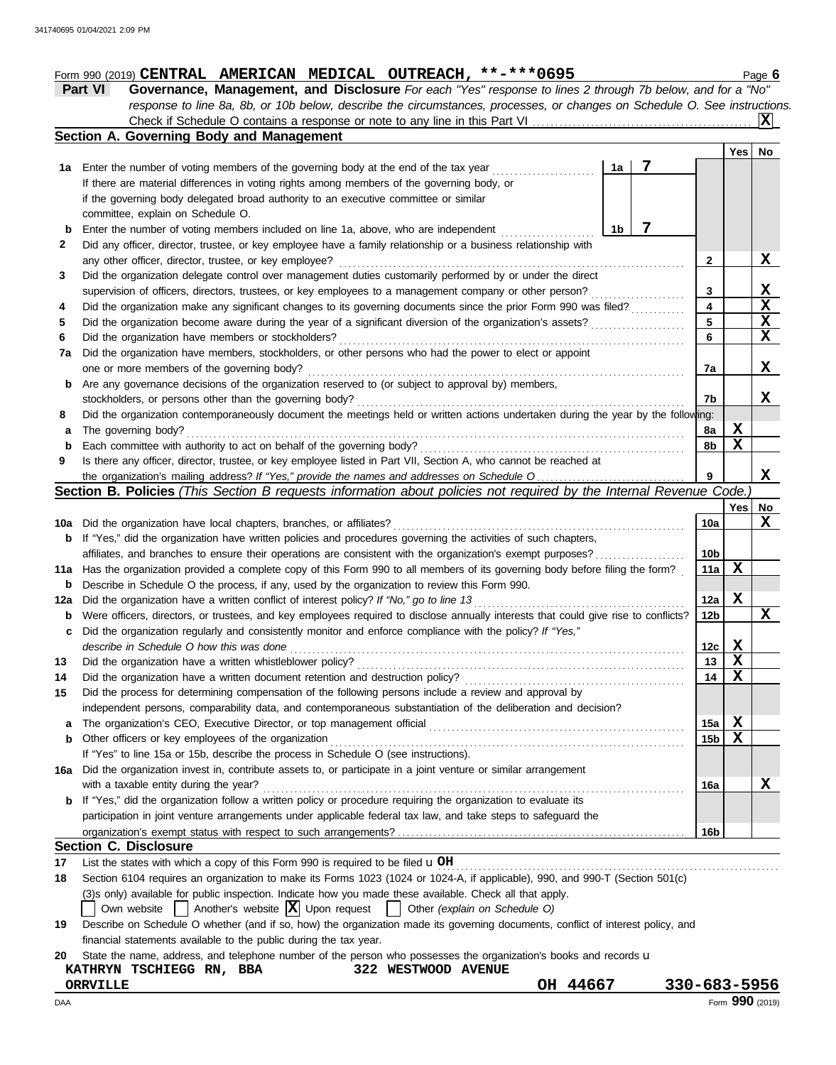Form 990 (2019) **CENTRAL AMERICAN MEDICAL OUTREACH, \*\*-\*\*\*0695** Page **6**

**Part VI** **Governance, Management, and Disclosure** *For each "Yes" response to lines 2 through 7b below, and for a "No" response to line 8a, 8b, or 10b below, describe the circumstances, processes, or changes on Schedule O. See instructions.*

Check if Schedule O contains a response or note to any line in this Part VI .......... **X**

## Section A. Governing Body and Management

| | | | | Yes | No |
|---|---|---|---|---|---|
| **1a** | Enter the number of voting members of the governing body at the end of the tax year. If there are material differences in voting rights among members of the governing body, or if the governing body delegated broad authority to an executive committee or similar committee, explain on Schedule O. | 1a: 7 | | | |
| **b** | Enter the number of voting members included on line 1a, above, who are independent | 1b: 7 | | | |
| **2** | Did any officer, director, trustee, or key employee have a family relationship or a business relationship with any other officer, director, trustee, or key employee? | | 2 | | X |
| **3** | Did the organization delegate control over management duties customarily performed by or under the direct supervision of officers, directors, trustees, or key employees to a management company or other person? | | 3 | | X |
| **4** | Did the organization make any significant changes to its governing documents since the prior Form 990 was filed? | | 4 | | X |
| **5** | Did the organization become aware during the year of a significant diversion of the organization's assets? | | 5 | | X |
| **6** | Did the organization have members or stockholders? | | 6 | | X |
| **7a** | Did the organization have members, stockholders, or other persons who had the power to elect or appoint one or more members of the governing body? | | 7a | | X |
| **b** | Are any governance decisions of the organization reserved to (or subject to approval by) members, stockholders, or persons other than the governing body? | | 7b | | X |
| **8** | Did the organization contemporaneously document the meetings held or written actions undertaken during the year by the following: | | | | |
| **a** | The governing body? | | 8a | X | |
| **b** | Each committee with authority to act on behalf of the governing body? | | 8b | X | |
| **9** | Is there any officer, director, trustee, or key employee listed in Part VII, Section A, who cannot be reached at the organization's mailing address? *If "Yes," provide the names and addresses on Schedule O* | | 9 | | X |

## Section B. Policies *(This Section B requests information about policies not required by the Internal Revenue Code.)*

| | | | Yes | No |
|---|---|---|---|---|
| **10a** | Did the organization have local chapters, branches, or affiliates? | 10a | | X |
| **b** | If "Yes," did the organization have written policies and procedures governing the activities of such chapters, affiliates, and branches to ensure their operations are consistent with the organization's exempt purposes? | 10b | | |
| **11a** | Has the organization provided a complete copy of this Form 990 to all members of its governing body before filing the form? | 11a | X | |
| **b** | Describe in Schedule O the process, if any, used by the organization to review this Form 990. | | | |
| **12a** | Did the organization have a written conflict of interest policy? *If "No," go to line 13* | 12a | X | |
| **b** | Were officers, directors, or trustees, and key employees required to disclose annually interests that could give rise to conflicts? | 12b | | X |
| **c** | Did the organization regularly and consistently monitor and enforce compliance with the policy? *If "Yes," describe in Schedule O how this was done* | 12c | X | |
| **13** | Did the organization have a written whistleblower policy? | 13 | X | |
| **14** | Did the organization have a written document retention and destruction policy? | 14 | X | |
| **15** | Did the process for determining compensation of the following persons include a review and approval by independent persons, comparability data, and contemporaneous substantiation of the deliberation and decision? | | | |
| **a** | The organization's CEO, Executive Director, or top management official | 15a | X | |
| **b** | Other officers or key employees of the organization. If "Yes" to line 15a or 15b, describe the process in Schedule O (see instructions). | 15b | X | |
| **16a** | Did the organization invest in, contribute assets to, or participate in a joint venture or similar arrangement with a taxable entity during the year? | 16a | | X |
| **b** | If "Yes," did the organization follow a written policy or procedure requiring the organization to evaluate its participation in joint venture arrangements under applicable federal tax law, and take steps to safeguard the organization's exempt status with respect to such arrangements? | 16b | | |

## Section C. Disclosure

**17** List the states with which a copy of this Form 990 is required to be filed u **OH**

**18** Section 6104 requires an organization to make its Forms 1023 (1024 or 1024-A, if applicable), 990, and 990-T (Section 501(c)(3)s only) available for public inspection. Indicate how you made these available. Check all that apply.

☐ Own website ☐ Another's website ☒ Upon request ☐ Other *(explain on Schedule O)*

**19** Describe on Schedule O whether (and if so, how) the organization made its governing documents, conflict of interest policy, and financial statements available to the public during the tax year.

**20** State the name, address, and telephone number of the person who possesses the organization's books and records u

**KATHRYN TSCHIEGG RN, BBA** **322 WESTWOOD AVENUE**
**ORRVILLE** **OH 44667** **330-683-5956**

DAA Form **990** (2019)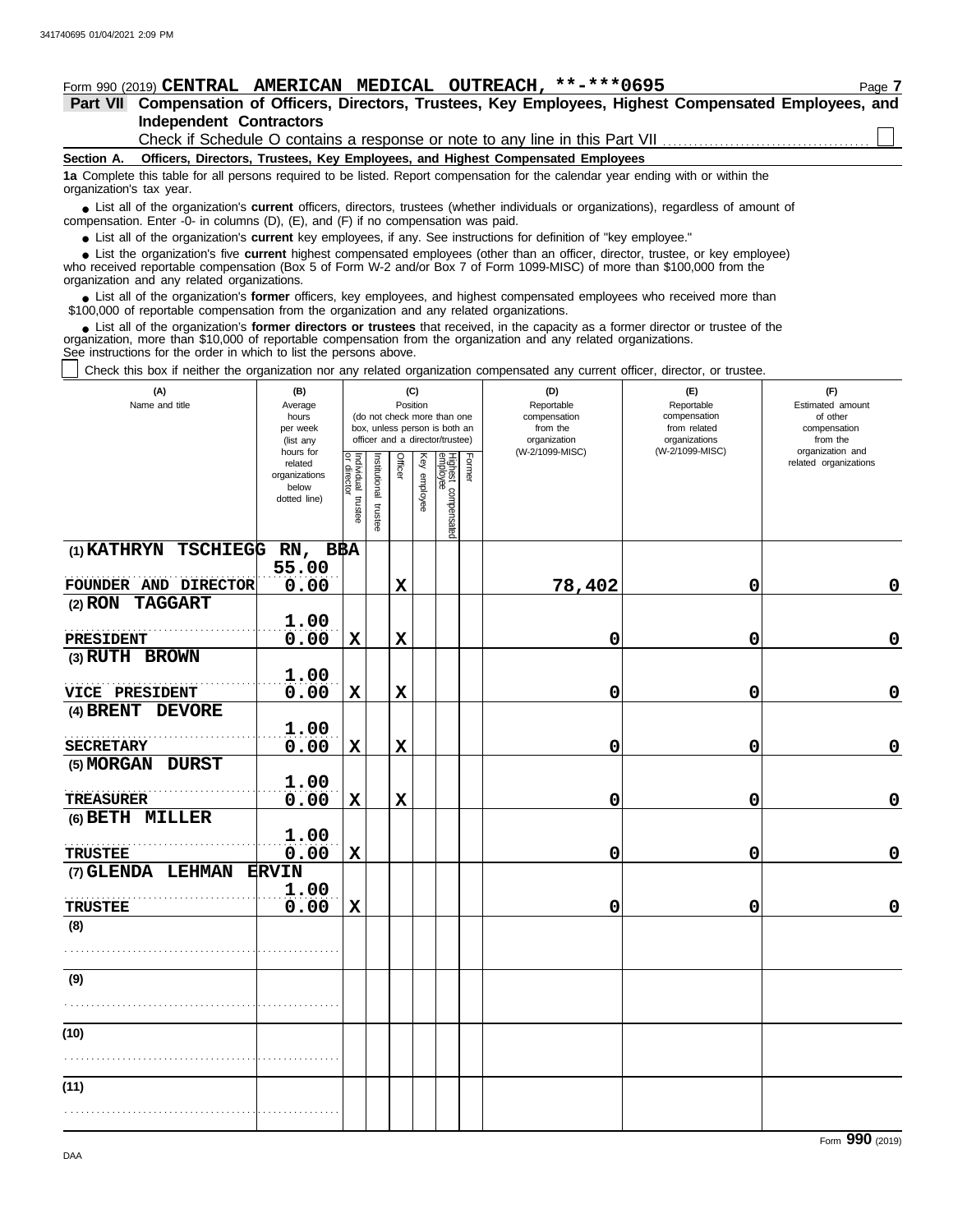Form 990 (2019) **CENTRAL AMERICAN MEDICAL OUTREACH, **-***0695**

## Part VII Compensation of Officers, Directors, Trustees, Key Employees, Highest Compensated Employees, and Independent Contractors

Check if Schedule O contains a response or note to any line in this Part VII ☐

**Section A. Officers, Directors, Trustees, Key Employees, and Highest Compensated Employees**

**1a** Complete this table for all persons required to be listed. Report compensation for the calendar year ending with or within the organization's tax year.

- List all of the organization's **current** officers, directors, trustees (whether individuals or organizations), regardless of amount of compensation. Enter -0- in columns (D), (E), and (F) if no compensation was paid.
- List all of the organization's **current** key employees, if any. See instructions for definition of "key employee."
- List the organization's five **current** highest compensated employees (other than an officer, director, trustee, or key employee) who received reportable compensation (Box 5 of Form W-2 and/or Box 7 of Form 1099-MISC) of more than $100,000 from the organization and any related organizations.
- List all of the organization's **former** officers, key employees, and highest compensated employees who received more than $100,000 of reportable compensation from the organization and any related organizations.
- List all of the organization's **former directors or trustees** that received, in the capacity as a former director or trustee of the organization, more than $10,000 of reportable compensation from the organization and any related organizations.

See instructions for the order in which to list the persons above.

☐ Check this box if neither the organization nor any related organization compensated any current officer, director, or trustee.

| (A) Name and title | (B) Average hours per week (list any hours for related organizations below dotted line) | (C) Position: Individual trustee or director | Institutional trustee | Officer | Key employee | Highest compensated employee | Former | (D) Reportable compensation from the organization (W-2/1099-MISC) | (E) Reportable compensation from related organizations (W-2/1099-MISC) | (F) Estimated amount of other compensation from the organization and related organizations |
|---|---|---|---|---|---|---|---|---|---|---|
| (1) KATHRYN TSCHIEGG RN, BBA<br>FOUNDER AND DIRECTOR | 55.00<br>0.00 | | | X | | | | 78,402 | 0 | 0 |
| (2) RON TAGGART<br>PRESIDENT | 1.00<br>0.00 | X | | X | | | | 0 | 0 | 0 |
| (3) RUTH BROWN<br>VICE PRESIDENT | 1.00<br>0.00 | X | | X | | | | 0 | 0 | 0 |
| (4) BRENT DEVORE<br>SECRETARY | 1.00<br>0.00 | X | | X | | | | 0 | 0 | 0 |
| (5) MORGAN DURST<br>TREASURER | 1.00<br>0.00 | X | | X | | | | 0 | 0 | 0 |
| (6) BETH MILLER<br>TRUSTEE | 1.00<br>0.00 | X | | | | | | 0 | 0 | 0 |
| (7) GLENDA LEHMAN ERVIN<br>TRUSTEE | 1.00<br>0.00 | X | | | | | | 0 | 0 | 0 |
| (8) | | | | | | | | | | |
| (9) | | | | | | | | | | |
| (10) | | | | | | | | | | |
| (11) | | | | | | | | | | |

Form **990** (2019)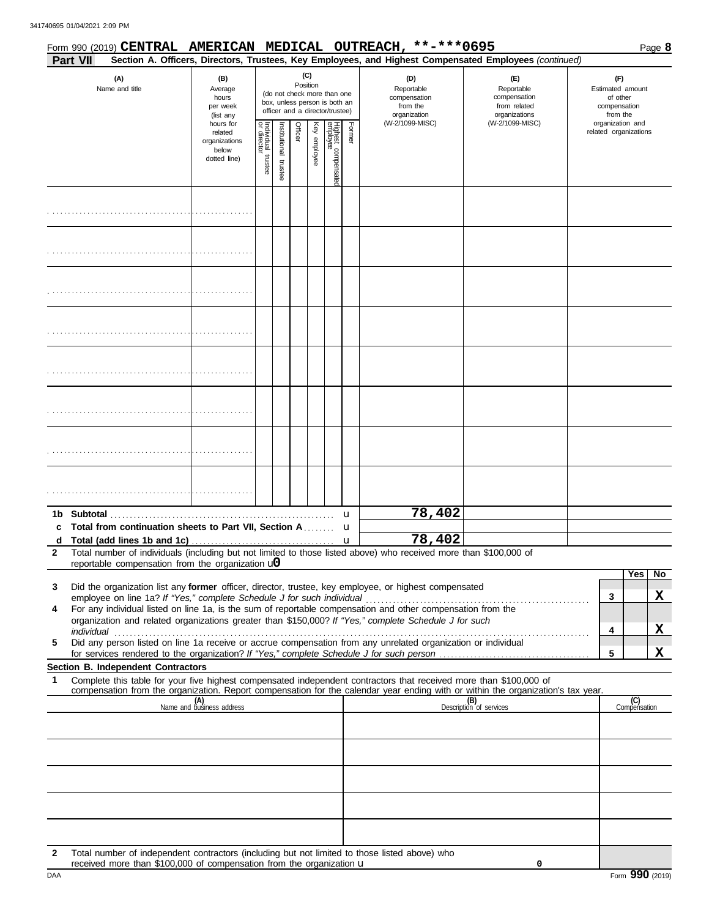341740695 01/04/2021 2:09 PM

Form 990 (2019) **CENTRAL AMERICAN MEDICAL OUTREACH, \*\*-\*\*\*0695** Page **8**

**Part VII** **Section A. Officers, Directors, Trustees, Key Employees, and Highest Compensated Employees** *(continued)*

| (A) Name and title | (B) Average hours per week (list any hours for related organizations below dotted line) | (C) Position: Individual trustee or director | Institutional trustee | Officer | Key employee | Highest compensated employee | Former | (D) Reportable compensation from the organization (W-2/1099-MISC) | (E) Reportable compensation from related organizations (W-2/1099-MISC) | (F) Estimated amount of other compensation from the organization and related organizations |
|---|---|---|---|---|---|---|---|---|---|---|
| | | | | | | | | | | |
| | | | | | | | | | | |
| | | | | | | | | | | |
| | | | | | | | | | | |
| | | | | | | | | | | |
| | | | | | | | | | | |
| | | | | | | | | | | |
| | | | | | | | | | | |
| **1b Subtotal** | | | | | | | | 78,402 | | |
| **c Total from continuation sheets to Part VII, Section A** | | | | | | | | | | |
| **d Total (add lines 1b and 1c)** | | | | | | | | 78,402 | | |

**2** Total number of individuals (including but not limited to those listed above) who received more than $100,000 of reportable compensation from the organization u 0

| | | | Yes | No |
|---|---|---|---|---|
| **3** | Did the organization list any **former** officer, director, trustee, key employee, or highest compensated employee on line 1a? *If "Yes," complete Schedule J for such individual* | 3 | | X |
| **4** | For any individual listed on line 1a, is the sum of reportable compensation and other compensation from the organization and related organizations greater than $150,000? *If "Yes," complete Schedule J for such individual* | 4 | | X |
| **5** | Did any person listed on line 1a receive or accrue compensation from any unrelated organization or individual for services rendered to the organization? *If "Yes," complete Schedule J for such person* | 5 | | X |

**Section B. Independent Contractors**

**1** Complete this table for your five highest compensated independent contractors that received more than $100,000 of compensation from the organization. Report compensation for the calendar year ending with or within the organization's tax year.

| (A) Name and business address | (B) Description of services | (C) Compensation |
|---|---|---|
| | | |
| | | |
| | | |
| | | |
| | | |

**2** Total number of independent contractors (including but not limited to those listed above) who received more than $100,000 of compensation from the organization u 0

DAA Form **990** (2019)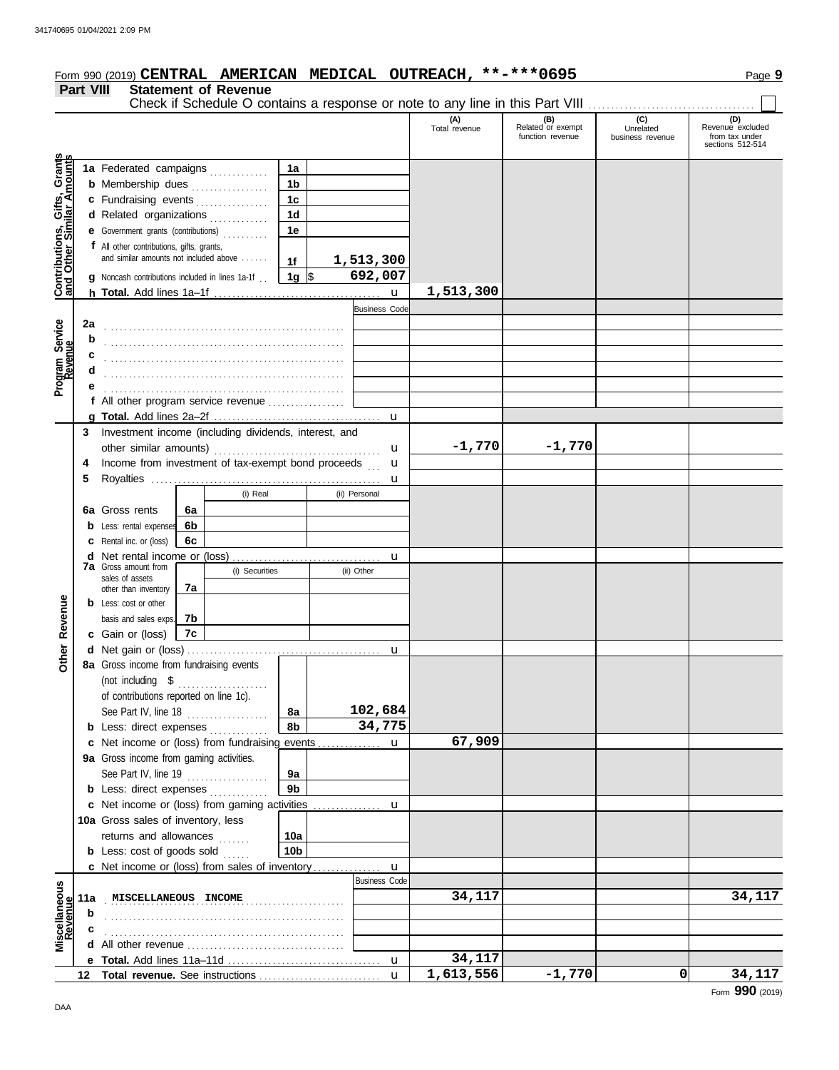Form 990 (2019) **CENTRAL AMERICAN MEDICAL OUTREACH, \*\*-\*\*\*0695** Page **9**

## Part VIII Statement of Revenue

Check if Schedule O contains a response or note to any line in this Part VIII . . . . . . . . . . ☐

| | | | | (A) Total revenue | (B) Related or exempt function revenue | (C) Unrelated business revenue | (D) Revenue excluded from tax under sections 512-514 |
|---|---|---|---|---|---|---|---|
| **Contributions, Gifts, Grants and Other Similar Amounts** | 1a Federated campaigns | 1a | | | | | |
| | b Membership dues | 1b | | | | | |
| | c Fundraising events | 1c | | | | | |
| | d Related organizations | 1d | | | | | |
| | e Government grants (contributions) | 1e | | | | | |
| | f All other contributions, gifts, grants, and similar amounts not included above | 1f | 1,513,300 | | | | |
| | g Noncash contributions included in lines 1a-1f | 1g | $ 692,007 | | | | |
| | h **Total.** Add lines 1a–1f | | u | 1,513,300 | | | |
| **Program Service Revenue** | | | Business Code | | | | |
| | 2a | | | | | | |
| | b | | | | | | |
| | c | | | | | | |
| | d | | | | | | |
| | e | | | | | | |
| | f All other program service revenue | | | | | | |
| | g **Total.** Add lines 2a–2f | | u | | | | |
| **Other Revenue** | 3 Investment income (including dividends, interest, and other similar amounts) | | u | -1,770 | -1,770 | | |
| | 4 Income from investment of tax-exempt bond proceeds | | u | | | | |
| | 5 Royalties | | u | | | | |
| | | (i) Real | (ii) Personal | | | | |
| | 6a Gross rents | 6a | | | | | |
| | b Less: rental expenses | 6b | | | | | |
| | c Rental inc. or (loss) | 6c | | | | | |
| | d Net rental income or (loss) | | u | | | | |
| | | (i) Securities | (ii) Other | | | | |
| | 7a Gross amount from sales of assets other than inventory | 7a | | | | | |
| | b Less: cost or other basis and sales exps. | 7b | | | | | |
| | c Gain or (loss) | 7c | | | | | |
| | d Net gain or (loss) | | u | | | | |
| | 8a Gross income from fundraising events (not including $ ......... of contributions reported on line 1c). See Part IV, line 18 | 8a | 102,684 | | | | |
| | b Less: direct expenses | 8b | 34,775 | | | | |
| | c Net income or (loss) from fundraising events | | u | 67,909 | | | |
| | 9a Gross income from gaming activities. See Part IV, line 19 | 9a | | | | | |
| | b Less: direct expenses | 9b | | | | | |
| | c Net income or (loss) from gaming activities | | u | | | | |
| | 10a Gross sales of inventory, less returns and allowances | 10a | | | | | |
| | b Less: cost of goods sold | 10b | | | | | |
| | c Net income or (loss) from sales of inventory | | u | | | | |
| **Miscellaneous Revenue** | | | Business Code | | | | |
| | 11a MISCELLANEOUS INCOME | | | 34,117 | | | 34,117 |
| | b | | | | | | |
| | c | | | | | | |
| | d All other revenue | | | | | | |
| | e **Total.** Add lines 11a–11d | | u | 34,117 | | | |
| | 12 **Total revenue.** See instructions | | u | 1,613,556 | -1,770 | 0 | 34,117 |

Form **990** (2019)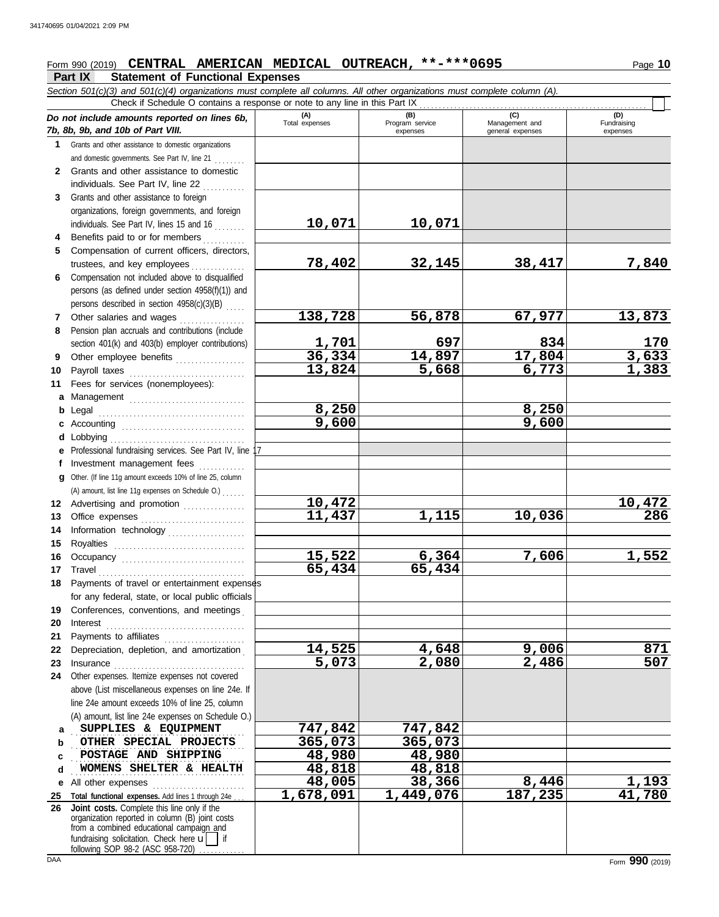Form 990 (2019) **CENTRAL AMERICAN MEDICAL OUTREACH, \*\*-\*\*\*0695** Page **10**

## Part IX Statement of Functional Expenses

*Section 501(c)(3) and 501(c)(4) organizations must complete all columns. All other organizations must complete column (A).*

Check if Schedule O contains a response or note to any line in this Part IX ☐

| *Do not include amounts reported on lines 6b, 7b, 8b, 9b, and 10b of Part VIII.* | (A) Total expenses | (B) Program service expenses | (C) Management and general expenses | (D) Fundraising expenses |
|---|---|---|---|---|
| **1** Grants and other assistance to domestic organizations and domestic governments. See Part IV, line 21 | | | | |
| **2** Grants and other assistance to domestic individuals. See Part IV, line 22 | | | | |
| **3** Grants and other assistance to foreign organizations, foreign governments, and foreign individuals. See Part IV, lines 15 and 16 | 10,071 | 10,071 | | |
| **4** Benefits paid to or for members | | | | |
| **5** Compensation of current officers, directors, trustees, and key employees | 78,402 | 32,145 | 38,417 | 7,840 |
| **6** Compensation not included above to disqualified persons (as defined under section 4958(f)(1)) and persons described in section 4958(c)(3)(B) | | | | |
| **7** Other salaries and wages | 138,728 | 56,878 | 67,977 | 13,873 |
| **8** Pension plan accruals and contributions (include section 401(k) and 403(b) employer contributions) | 1,701 | 697 | 834 | 170 |
| **9** Other employee benefits | 36,334 | 14,897 | 17,804 | 3,633 |
| **10** Payroll taxes | 13,824 | 5,668 | 6,773 | 1,383 |
| **11** Fees for services (nonemployees): | | | | |
| **a** Management | | | | |
| **b** Legal | 8,250 | | 8,250 | |
| **c** Accounting | 9,600 | | 9,600 | |
| **d** Lobbying | | | | |
| **e** Professional fundraising services. See Part IV, line 17 | | | | |
| **f** Investment management fees | | | | |
| **g** Other. (If line 11g amount exceeds 10% of line 25, column (A) amount, list line 11g expenses on Schedule O.) | | | | |
| **12** Advertising and promotion | 10,472 | | | 10,472 |
| **13** Office expenses | 11,437 | 1,115 | 10,036 | 286 |
| **14** Information technology | | | | |
| **15** Royalties | | | | |
| **16** Occupancy | 15,522 | 6,364 | 7,606 | 1,552 |
| **17** Travel | 65,434 | 65,434 | | |
| **18** Payments of travel or entertainment expenses for any federal, state, or local public officials | | | | |
| **19** Conferences, conventions, and meetings | | | | |
| **20** Interest | | | | |
| **21** Payments to affiliates | | | | |
| **22** Depreciation, depletion, and amortization | 14,525 | 4,648 | 9,006 | 871 |
| **23** Insurance | 5,073 | 2,080 | 2,486 | 507 |
| **24** Other expenses. Itemize expenses not covered above (List miscellaneous expenses on line 24e. If line 24e amount exceeds 10% of line 25, column (A) amount, list line 24e expenses on Schedule O.) | | | | |
| **a** SUPPLIES & EQUIPMENT | 747,842 | 747,842 | | |
| **b** OTHER SPECIAL PROJECTS | 365,073 | 365,073 | | |
| **c** POSTAGE AND SHIPPING | 48,980 | 48,980 | | |
| **d** WOMENS SHELTER & HEALTH | 48,818 | 48,818 | | |
| **e** All other expenses | 48,005 | 38,366 | 8,446 | 1,193 |
| **25 Total functional expenses.** Add lines 1 through 24e | 1,678,091 | 1,449,076 | 187,235 | 41,780 |
| **26 Joint costs.** Complete this line only if the organization reported in column (B) joint costs from a combined educational campaign and fundraising solicitation. Check here ☐ if following SOP 98-2 (ASC 958-720) | | | | |

Form **990** (2019)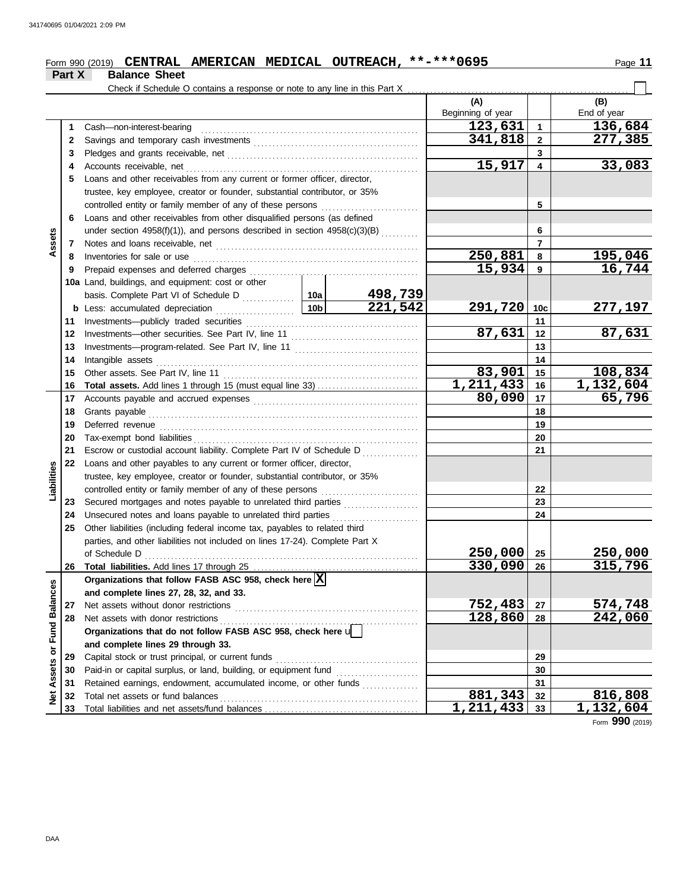Form 990 (2019) **CENTRAL AMERICAN MEDICAL OUTREACH, \*\*-\*\*\*0695** Page **11**

## Part X Balance Sheet

Check if Schedule O contains a response or note to any line in this Part X ☐

| | | | | (A) Beginning of year | | (B) End of year |
|---|---|---|---|---|---|---|
| **Assets** | 1 | Cash—non-interest-bearing | | 123,631 | 1 | 136,684 |
| | 2 | Savings and temporary cash investments | | 341,818 | 2 | 277,385 |
| | 3 | Pledges and grants receivable, net | | | 3 | |
| | 4 | Accounts receivable, net | | 15,917 | 4 | 33,083 |
| | 5 | Loans and other receivables from any current or former officer, director, trustee, key employee, creator or founder, substantial contributor, or 35% controlled entity or family member of any of these persons | | | 5 | |
| | 6 | Loans and other receivables from other disqualified persons (as defined under section 4958(f)(1)), and persons described in section 4958(c)(3)(B) | | | 6 | |
| | 7 | Notes and loans receivable, net | | | 7 | |
| | 8 | Inventories for sale or use | | 250,881 | 8 | 195,046 |
| | 9 | Prepaid expenses and deferred charges | | 15,934 | 9 | 16,744 |
| | 10a | Land, buildings, and equipment: cost or other basis. Complete Part VI of Schedule D | 10a 498,739 | | | |
| | b | Less: accumulated depreciation | 10b 221,542 | 291,720 | 10c | 277,197 |
| | 11 | Investments—publicly traded securities | | | 11 | |
| | 12 | Investments—other securities. See Part IV, line 11 | | 87,631 | 12 | 87,631 |
| | 13 | Investments—program-related. See Part IV, line 11 | | | 13 | |
| | 14 | Intangible assets | | | 14 | |
| | 15 | Other assets. See Part IV, line 11 | | 83,901 | 15 | 108,834 |
| | 16 | **Total assets.** Add lines 1 through 15 (must equal line 33) | | 1,211,433 | 16 | 1,132,604 |
| **Liabilities** | 17 | Accounts payable and accrued expenses | | 80,090 | 17 | 65,796 |
| | 18 | Grants payable | | | 18 | |
| | 19 | Deferred revenue | | | 19 | |
| | 20 | Tax-exempt bond liabilities | | | 20 | |
| | 21 | Escrow or custodial account liability. Complete Part IV of Schedule D | | | 21 | |
| | 22 | Loans and other payables to any current or former officer, director, trustee, key employee, creator or founder, substantial contributor, or 35% controlled entity or family member of any of these persons | | | 22 | |
| | 23 | Secured mortgages and notes payable to unrelated third parties | | | 23 | |
| | 24 | Unsecured notes and loans payable to unrelated third parties | | | 24 | |
| | 25 | Other liabilities (including federal income tax, payables to related third parties, and other liabilities not included on lines 17-24). Complete Part X of Schedule D | | 250,000 | 25 | 250,000 |
| | 26 | **Total liabilities.** Add lines 17 through 25 | | 330,090 | 26 | 315,796 |
| **Net Assets or Fund Balances** | | **Organizations that follow FASB ASC 958, check here** ☒ **and complete lines 27, 28, 32, and 33.** | | | | |
| | 27 | Net assets without donor restrictions | | 752,483 | 27 | 574,748 |
| | 28 | Net assets with donor restrictions | | 128,860 | 28 | 242,060 |
| | | **Organizations that do not follow FASB ASC 958, check here** ☐ **and complete lines 29 through 33.** | | | | |
| | 29 | Capital stock or trust principal, or current funds | | | 29 | |
| | 30 | Paid-in or capital surplus, or land, building, or equipment fund | | | 30 | |
| | 31 | Retained earnings, endowment, accumulated income, or other funds | | | 31 | |
| | 32 | Total net assets or fund balances | | 881,343 | 32 | 816,808 |
| | 33 | Total liabilities and net assets/fund balances | | 1,211,433 | 33 | 1,132,604 |

Form **990** (2019)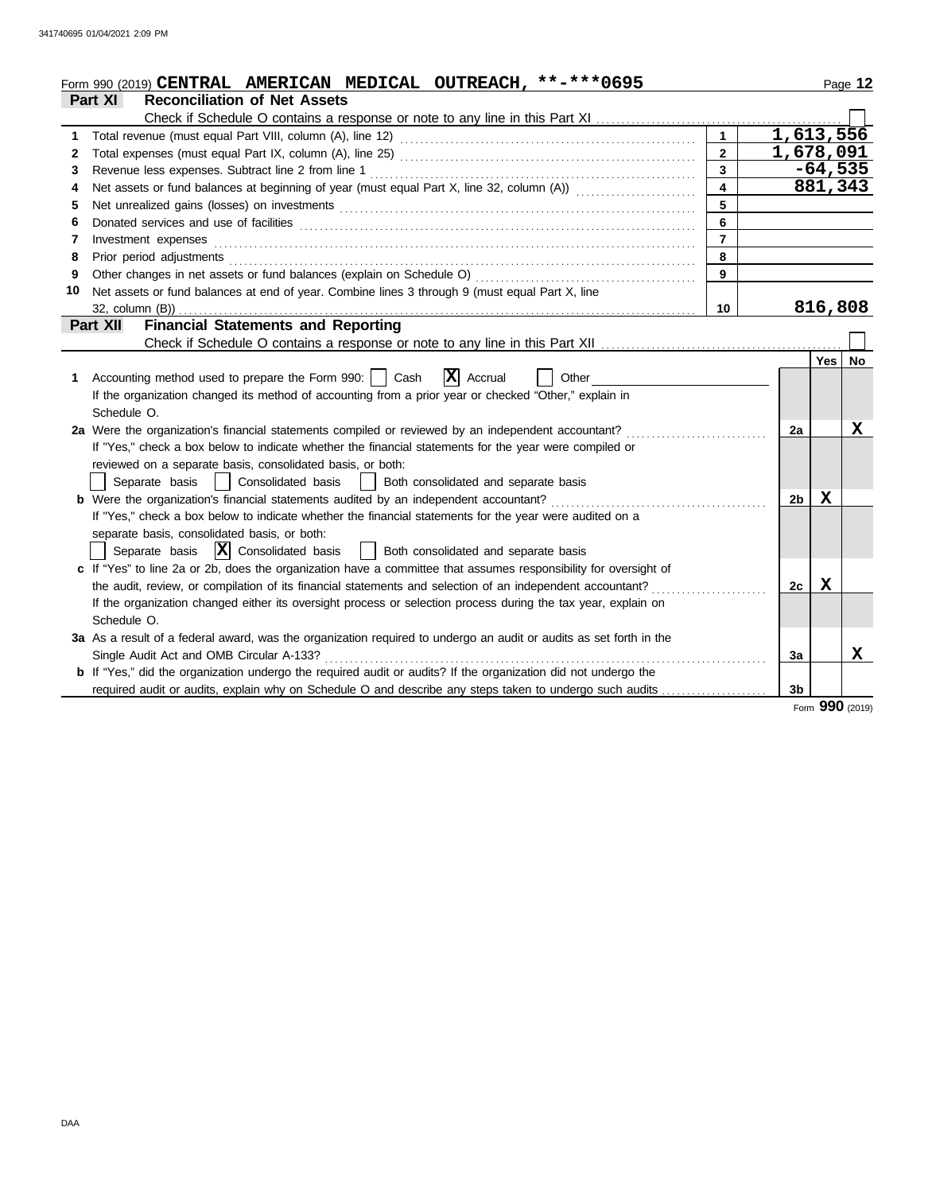Form 990 (2019) **CENTRAL AMERICAN MEDICAL OUTREACH, \*\*-\*\*\*0695**

## Part XI Reconciliation of Net Assets

Check if Schedule O contains a response or note to any line in this Part XI ☐

| | | | |
|---|---|---|---|
| 1 | Total revenue (must equal Part VIII, column (A), line 12) | 1 | 1,613,556 |
| 2 | Total expenses (must equal Part IX, column (A), line 25) | 2 | 1,678,091 |
| 3 | Revenue less expenses. Subtract line 2 from line 1 | 3 | -64,535 |
| 4 | Net assets or fund balances at beginning of year (must equal Part X, line 32, column (A)) | 4 | 881,343 |
| 5 | Net unrealized gains (losses) on investments | 5 | |
| 6 | Donated services and use of facilities | 6 | |
| 7 | Investment expenses | 7 | |
| 8 | Prior period adjustments | 8 | |
| 9 | Other changes in net assets or fund balances (explain on Schedule O) | 9 | |
| 10 | Net assets or fund balances at end of year. Combine lines 3 through 9 (must equal Part X, line 32, column (B)) | 10 | 816,808 |

## Part XII Financial Statements and Reporting

Check if Schedule O contains a response or note to any line in this Part XII ☐

| | | | Yes | No |
|---|---|---|---|---|
| 1 | Accounting method used to prepare the Form 990: ☐ Cash ☒ Accrual ☐ Other<br>If the organization changed its method of accounting from a prior year or checked "Other," explain in Schedule O. | | | |
| 2a | Were the organization's financial statements compiled or reviewed by an independent accountant?<br>If "Yes," check a box below to indicate whether the financial statements for the year were compiled or reviewed on a separate basis, consolidated basis, or both:<br>☐ Separate basis ☐ Consolidated basis ☐ Both consolidated and separate basis | 2a | | X |
| b | Were the organization's financial statements audited by an independent accountant?<br>If "Yes," check a box below to indicate whether the financial statements for the year were audited on a separate basis, consolidated basis, or both:<br>☐ Separate basis ☒ Consolidated basis ☐ Both consolidated and separate basis | 2b | X | |
| c | If "Yes" to line 2a or 2b, does the organization have a committee that assumes responsibility for oversight of the audit, review, or compilation of its financial statements and selection of an independent accountant?<br>If the organization changed either its oversight process or selection process during the tax year, explain on Schedule O. | 2c | X | |
| 3a | As a result of a federal award, was the organization required to undergo an audit or audits as set forth in the Single Audit Act and OMB Circular A-133? | 3a | | X |
| b | If "Yes," did the organization undergo the required audit or audits? If the organization did not undergo the required audit or audits, explain why on Schedule O and describe any steps taken to undergo such audits | 3b | | |

Form **990** (2019)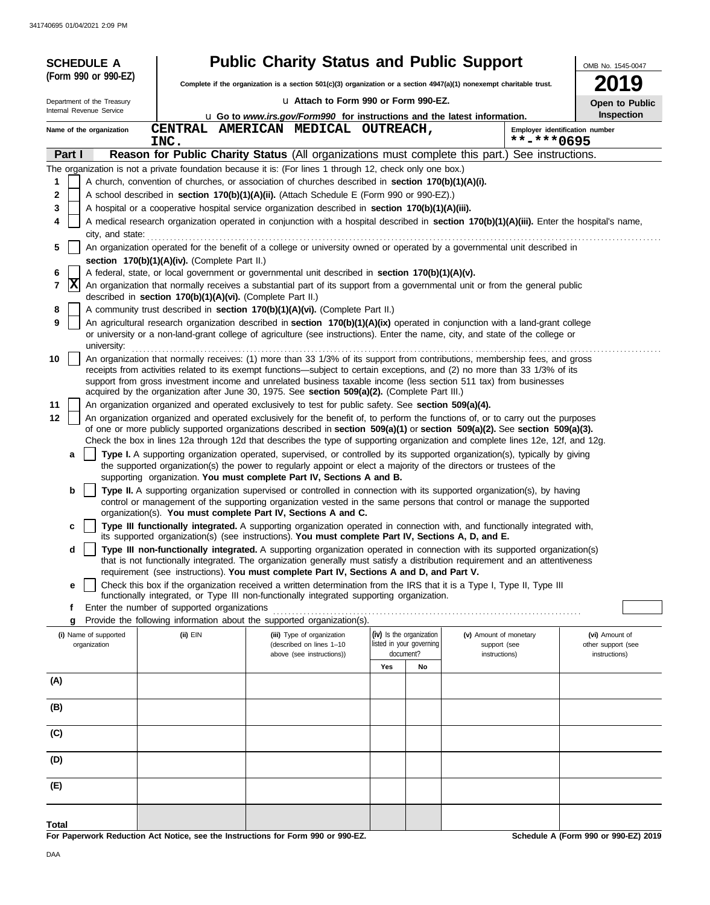**SCHEDULE A (Form 990 or 990-EZ)**

Department of the Treasury
Internal Revenue Service

# Public Charity Status and Public Support

**Complete if the organization is a section 501(c)(3) organization or a section 4947(a)(1) nonexempt charitable trust.**

u Attach to Form 990 or Form 990-EZ.

u Go to *www.irs.gov/Form990* for instructions and the latest information.

OMB No. 1545-0047

**2019**

**Open to Public Inspection**

Name of the organization: **CENTRAL AMERICAN MEDICAL OUTREACH, INC.**

Employer identification number: **-*0695

## Part I — Reason for Public Charity Status (All organizations must complete this part.) See instructions.

The organization is not a private foundation because it is: (For lines 1 through 12, check only one box.)

1 [ ] A church, convention of churches, or association of churches described in **section 170(b)(1)(A)(i).**

2 [ ] A school described in **section 170(b)(1)(A)(ii).** (Attach Schedule E (Form 990 or 990-EZ).)

3 [ ] A hospital or a cooperative hospital service organization described in **section 170(b)(1)(A)(iii).**

4 [ ] A medical research organization operated in conjunction with a hospital described in **section 170(b)(1)(A)(iii).** Enter the hospital's name, city, and state:

5 [ ] An organization operated for the benefit of a college or university owned or operated by a governmental unit described in **section 170(b)(1)(A)(iv).** (Complete Part II.)

6 [ ] A federal, state, or local government or governmental unit described in **section 170(b)(1)(A)(v).**

7 [X] An organization that normally receives a substantial part of its support from a governmental unit or from the general public described in **section 170(b)(1)(A)(vi).** (Complete Part II.)

8 [ ] A community trust described in **section 170(b)(1)(A)(vi).** (Complete Part II.)

9 [ ] An agricultural research organization described in **section 170(b)(1)(A)(ix)** operated in conjunction with a land-grant college or university or a non-land-grant college of agriculture (see instructions). Enter the name, city, and state of the college or university:

10 [ ] An organization that normally receives: (1) more than 33 1/3% of its support from contributions, membership fees, and gross receipts from activities related to its exempt functions—subject to certain exceptions, and (2) no more than 33 1/3% of its support from gross investment income and unrelated business taxable income (less section 511 tax) from businesses acquired by the organization after June 30, 1975. See **section 509(a)(2).** (Complete Part III.)

11 [ ] An organization organized and operated exclusively to test for public safety. See **section 509(a)(4).**

12 [ ] An organization organized and operated exclusively for the benefit of, to perform the functions of, or to carry out the purposes of one or more publicly supported organizations described in **section 509(a)(1)** or **section 509(a)(2).** See **section 509(a)(3).** Check the box in lines 12a through 12d that describes the type of supporting organization and complete lines 12e, 12f, and 12g.

a [ ] **Type I.** A supporting organization operated, supervised, or controlled by its supported organization(s), typically by giving the supported organization(s) the power to regularly appoint or elect a majority of the directors or trustees of the supporting organization. **You must complete Part IV, Sections A and B.**

b [ ] **Type II.** A supporting organization supervised or controlled in connection with its supported organization(s), by having control or management of the supporting organization vested in the same persons that control or manage the supported organization(s). **You must complete Part IV, Sections A and C.**

c [ ] **Type III functionally integrated.** A supporting organization operated in connection with, and functionally integrated with, its supported organization(s) (see instructions). **You must complete Part IV, Sections A, D, and E.**

d [ ] **Type III non-functionally integrated.** A supporting organization operated in connection with its supported organization(s) that is not functionally integrated. The organization generally must satisfy a distribution requirement and an attentiveness requirement (see instructions). **You must complete Part IV, Sections A and D, and Part V.**

e [ ] Check this box if the organization received a written determination from the IRS that it is a Type I, Type II, Type III functionally integrated, or Type III non-functionally integrated supporting organization.

f Enter the number of supported organizations

g Provide the following information about the supported organization(s).

| (i) Name of supported organization | (ii) EIN | (iii) Type of organization (described on lines 1–10 above (see instructions)) | (iv) Is the organization listed in your governing document? Yes | No | (v) Amount of monetary support (see instructions) | (vi) Amount of other support (see instructions) |
|---|---|---|---|---|---|---|
| (A) | | | | | | |
| (B) | | | | | | |
| (C) | | | | | | |
| (D) | | | | | | |
| (E) | | | | | | |
| **Total** | | | | | | |

**For Paperwork Reduction Act Notice, see the Instructions for Form 990 or 990-EZ.**

**Schedule A (Form 990 or 990-EZ) 2019**

DAA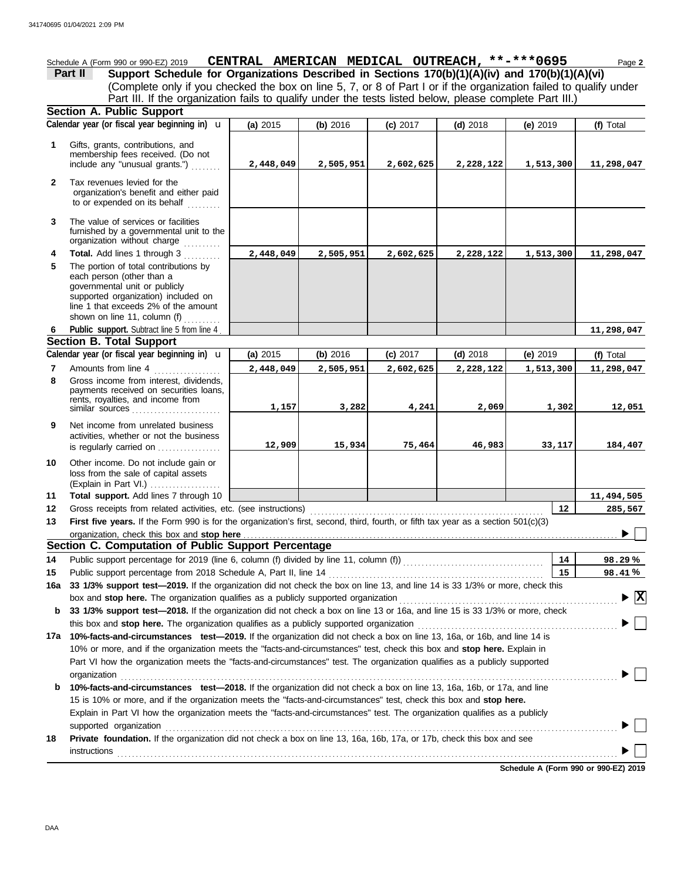Schedule A (Form 990 or 990-EZ) 2019 **CENTRAL AMERICAN MEDICAL OUTREACH, \*\*-\*\*\*0695** Page **2**

**Part II** **Support Schedule for Organizations Described in Sections 170(b)(1)(A)(iv) and 170(b)(1)(A)(vi)**
(Complete only if you checked the box on line 5, 7, or 8 of Part I or if the organization failed to qualify under Part III. If the organization fails to qualify under the tests listed below, please complete Part III.)

### Section A. Public Support

| Calendar year (or fiscal year beginning in) | (a) 2015 | (b) 2016 | (c) 2017 | (d) 2018 | (e) 2019 | (f) Total |
|---|---|---|---|---|---|---|
| **1** Gifts, grants, contributions, and membership fees received. (Do not include any "unusual grants.") | 2,448,049 | 2,505,951 | 2,602,625 | 2,228,122 | 1,513,300 | 11,298,047 |
| **2** Tax revenues levied for the organization's benefit and either paid to or expended on its behalf | | | | | | |
| **3** The value of services or facilities furnished by a governmental unit to the organization without charge | | | | | | |
| **4** **Total.** Add lines 1 through 3 | 2,448,049 | 2,505,951 | 2,602,625 | 2,228,122 | 1,513,300 | 11,298,047 |
| **5** The portion of total contributions by each person (other than a governmental unit or publicly supported organization) included on line 1 that exceeds 2% of the amount shown on line 11, column (f) | | | | | | |
| **6** **Public support.** Subtract line 5 from line 4 | | | | | | 11,298,047 |

### Section B. Total Support

| Calendar year (or fiscal year beginning in) | (a) 2015 | (b) 2016 | (c) 2017 | (d) 2018 | (e) 2019 | (f) Total |
|---|---|---|---|---|---|---|
| **7** Amounts from line 4 | 2,448,049 | 2,505,951 | 2,602,625 | 2,228,122 | 1,513,300 | 11,298,047 |
| **8** Gross income from interest, dividends, payments received on securities loans, rents, royalties, and income from similar sources | 1,157 | 3,282 | 4,241 | 2,069 | 1,302 | 12,051 |
| **9** Net income from unrelated business activities, whether or not the business is regularly carried on | 12,909 | 15,934 | 75,464 | 46,983 | 33,117 | 184,407 |
| **10** Other income. Do not include gain or loss from the sale of capital assets (Explain in Part VI.) | | | | | | |
| **11** **Total support.** Add lines 7 through 10 | | | | | | 11,494,505 |

**12** Gross receipts from related activities, etc. (see instructions) **12** 285,567

**13** **First five years.** If the Form 990 is for the organization's first, second, third, fourth, or fifth tax year as a section 501(c)(3) organization, check this box and **stop here** ☐

### Section C. Computation of Public Support Percentage

**14** Public support percentage for 2019 (line 6, column (f) divided by line 11, column (f)) **14** 98.29 %

**15** Public support percentage from 2018 Schedule A, Part II, line 14 **15** 98.41 %

**16a** **33 1/3% support test—2019.** If the organization did not check the box on line 13, and line 14 is 33 1/3% or more, check this box and **stop here.** The organization qualifies as a publicly supported organization ☒

**b** **33 1/3% support test—2018.** If the organization did not check a box on line 13 or 16a, and line 15 is 33 1/3% or more, check this box and **stop here.** The organization qualifies as a publicly supported organization ☐

**17a** **10%-facts-and-circumstances test—2019.** If the organization did not check a box on line 13, 16a, or 16b, and line 14 is 10% or more, and if the organization meets the "facts-and-circumstances" test, check this box and **stop here.** Explain in Part VI how the organization meets the "facts-and-circumstances" test. The organization qualifies as a publicly supported organization ☐

**b** **10%-facts-and-circumstances test—2018.** If the organization did not check a box on line 13, 16a, 16b, or 17a, and line 15 is 10% or more, and if the organization meets the "facts-and-circumstances" test, check this box and **stop here.** Explain in Part VI how the organization meets the "facts-and-circumstances" test. The organization qualifies as a publicly supported organization ☐

**18** **Private foundation.** If the organization did not check a box on line 13, 16a, 16b, 17a, or 17b, check this box and see instructions ☐

**Schedule A (Form 990 or 990-EZ) 2019**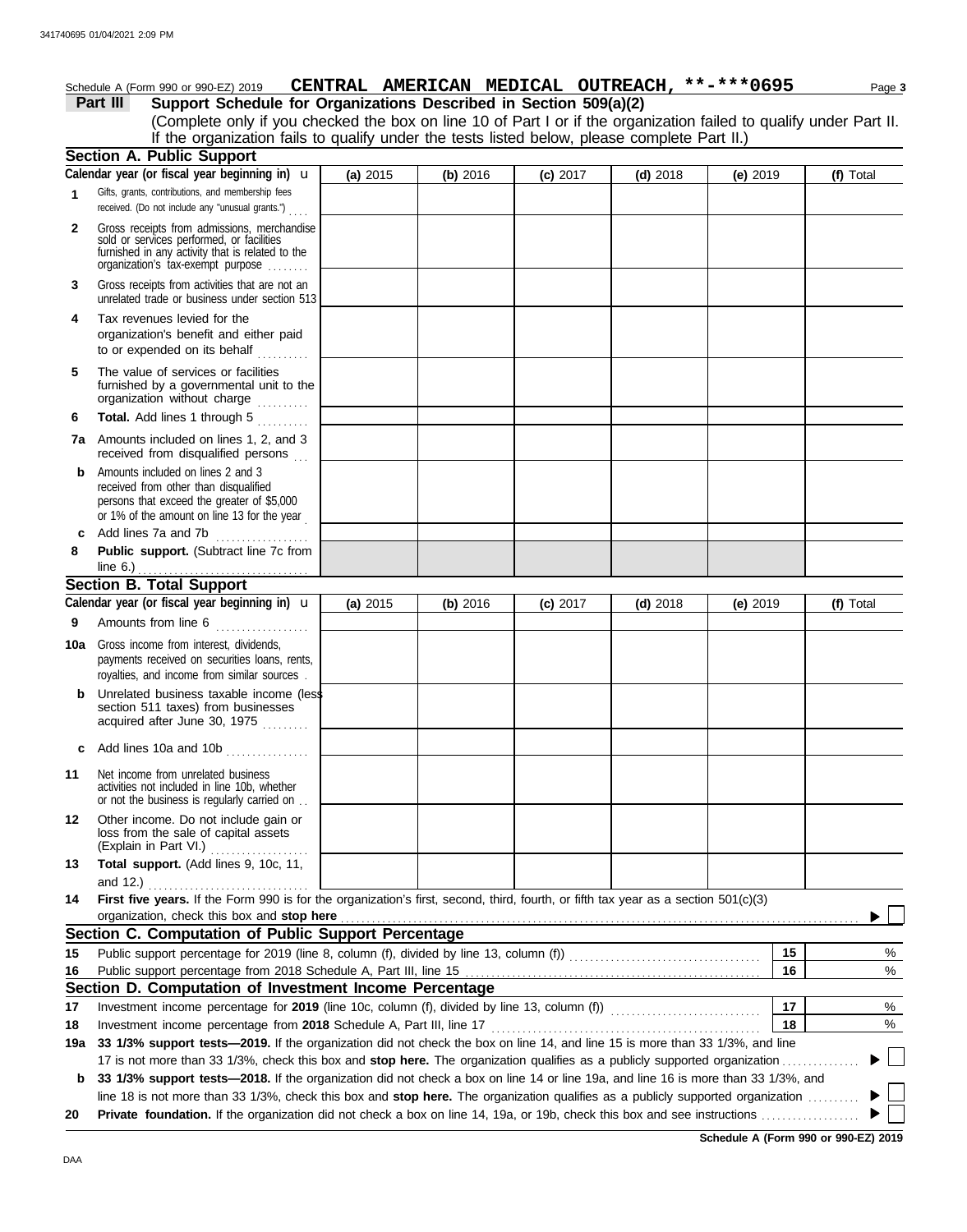341740695 01/04/2021 2:09 PM

Schedule A (Form 990 or 990-EZ) 2019 **CENTRAL AMERICAN MEDICAL OUTREACH, \*\*-\*\*\*0695** Page **3**

**Part III** **Support Schedule for Organizations Described in Section 509(a)(2)**

(Complete only if you checked the box on line 10 of Part I or if the organization failed to qualify under Part II. If the organization fails to qualify under the tests listed below, please complete Part II.)

## Section A. Public Support

| | Calendar year (or fiscal year beginning in) u | (a) 2015 | (b) 2016 | (c) 2017 | (d) 2018 | (e) 2019 | (f) Total |
|---|---|---|---|---|---|---|---|
| 1 | Gifts, grants, contributions, and membership fees received. (Do not include any "unusual grants.") | | | | | | |
| 2 | Gross receipts from admissions, merchandise sold or services performed, or facilities furnished in any activity that is related to the organization's tax-exempt purpose | | | | | | |
| 3 | Gross receipts from activities that are not an unrelated trade or business under section 513 | | | | | | |
| 4 | Tax revenues levied for the organization's benefit and either paid to or expended on its behalf | | | | | | |
| 5 | The value of services or facilities furnished by a governmental unit to the organization without charge | | | | | | |
| 6 | **Total.** Add lines 1 through 5 | | | | | | |
| 7a | Amounts included on lines 1, 2, and 3 received from disqualified persons | | | | | | |
| b | Amounts included on lines 2 and 3 received from other than disqualified persons that exceed the greater of $5,000 or 1% of the amount on line 13 for the year | | | | | | |
| c | Add lines 7a and 7b | | | | | | |
| 8 | **Public support.** (Subtract line 7c from line 6.) | | | | | | |

## Section B. Total Support

| | Calendar year (or fiscal year beginning in) u | (a) 2015 | (b) 2016 | (c) 2017 | (d) 2018 | (e) 2019 | (f) Total |
|---|---|---|---|---|---|---|---|
| 9 | Amounts from line 6 | | | | | | |
| 10a | Gross income from interest, dividends, payments received on securities loans, rents, royalties, and income from similar sources | | | | | | |
| b | Unrelated business taxable income (less section 511 taxes) from businesses acquired after June 30, 1975 | | | | | | |
| c | Add lines 10a and 10b | | | | | | |
| 11 | Net income from unrelated business activities not included in line 10b, whether or not the business is regularly carried on | | | | | | |
| 12 | Other income. Do not include gain or loss from the sale of capital assets (Explain in Part VI.) | | | | | | |
| 13 | **Total support.** (Add lines 9, 10c, 11, and 12.) | | | | | | |

**14** **First five years.** If the Form 990 is for the organization's first, second, third, fourth, or fifth tax year as a section 501(c)(3) organization, check this box and **stop here** ▶ ☐

## Section C. Computation of Public Support Percentage

| | | | |
|---|---|---|---|
| 15 | Public support percentage for 2019 (line 8, column (f), divided by line 13, column (f)) | 15 | % |
| 16 | Public support percentage from 2018 Schedule A, Part III, line 15 | 16 | % |

## Section D. Computation of Investment Income Percentage

| | | | |
|---|---|---|---|
| 17 | Investment income percentage for **2019** (line 10c, column (f), divided by line 13, column (f)) | 17 | % |
| 18 | Investment income percentage from **2018** Schedule A, Part III, line 17 | 18 | % |

**19a** **33 1/3% support tests—2019.** If the organization did not check the box on line 14, and line 15 is more than 33 1/3%, and line 17 is not more than 33 1/3%, check this box and **stop here.** The organization qualifies as a publicly supported organization ▶ ☐

**b** **33 1/3% support tests—2018.** If the organization did not check a box on line 14 or line 19a, and line 16 is more than 33 1/3%, and line 18 is not more than 33 1/3%, check this box and **stop here.** The organization qualifies as a publicly supported organization ▶ ☐

**20** **Private foundation.** If the organization did not check a box on line 14, 19a, or 19b, check this box and see instructions ▶ ☐

**Schedule A (Form 990 or 990-EZ) 2019**

DAA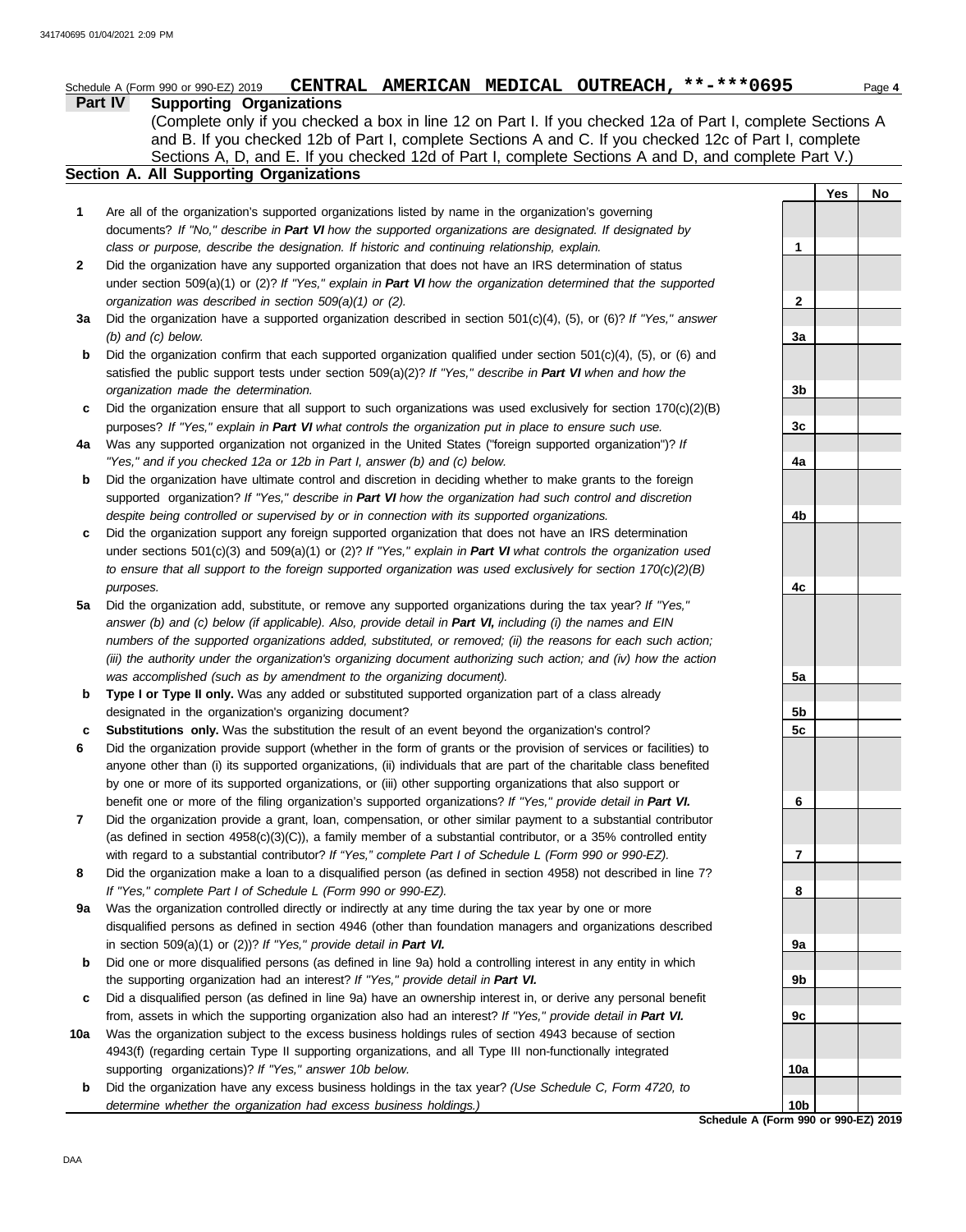Schedule A (Form 990 or 990-EZ) 2019 **CENTRAL AMERICAN MEDICAL OUTREACH, \*\*-\*\*\*0695** Page 4

## Part IV Supporting Organizations

(Complete only if you checked a box in line 12 on Part I. If you checked 12a of Part I, complete Sections A and B. If you checked 12b of Part I, complete Sections A and C. If you checked 12c of Part I, complete Sections A, D, and E. If you checked 12d of Part I, complete Sections A and D, and complete Part V.)

### Section A. All Supporting Organizations

| | | | Yes | No |
|---|---|---|---|---|
| **1** | Are all of the organization's supported organizations listed by name in the organization's governing documents? *If "No," describe in **Part VI** how the supported organizations are designated. If designated by class or purpose, describe the designation. If historic and continuing relationship, explain.* | 1 | | |
| **2** | Did the organization have any supported organization that does not have an IRS determination of status under section 509(a)(1) or (2)? *If "Yes," explain in **Part VI** how the organization determined that the supported organization was described in section 509(a)(1) or (2).* | 2 | | |
| **3a** | Did the organization have a supported organization described in section 501(c)(4), (5), or (6)? *If "Yes," answer (b) and (c) below.* | 3a | | |
| **b** | Did the organization confirm that each supported organization qualified under section 501(c)(4), (5), or (6) and satisfied the public support tests under section 509(a)(2)? *If "Yes," describe in **Part VI** when and how the organization made the determination.* | 3b | | |
| **c** | Did the organization ensure that all support to such organizations was used exclusively for section 170(c)(2)(B) purposes? *If "Yes," explain in **Part VI** what controls the organization put in place to ensure such use.* | 3c | | |
| **4a** | Was any supported organization not organized in the United States ("foreign supported organization")? *If "Yes," and if you checked 12a or 12b in Part I, answer (b) and (c) below.* | 4a | | |
| **b** | Did the organization have ultimate control and discretion in deciding whether to make grants to the foreign supported organization? *If "Yes," describe in **Part VI** how the organization had such control and discretion despite being controlled or supervised by or in connection with its supported organizations.* | 4b | | |
| **c** | Did the organization support any foreign supported organization that does not have an IRS determination under sections 501(c)(3) and 509(a)(1) or (2)? *If "Yes," explain in **Part VI** what controls the organization used to ensure that all support to the foreign supported organization was used exclusively for section 170(c)(2)(B) purposes.* | 4c | | |
| **5a** | Did the organization add, substitute, or remove any supported organizations during the tax year? *If "Yes," answer (b) and (c) below (if applicable). Also, provide detail in **Part VI,** including (i) the names and EIN numbers of the supported organizations added, substituted, or removed; (ii) the reasons for each such action; (iii) the authority under the organization's organizing document authorizing such action; and (iv) how the action was accomplished (such as by amendment to the organizing document).* | 5a | | |
| **b** | **Type I or Type II only.** Was any added or substituted supported organization part of a class already designated in the organization's organizing document? | 5b | | |
| **c** | **Substitutions only.** Was the substitution the result of an event beyond the organization's control? | 5c | | |
| **6** | Did the organization provide support (whether in the form of grants or the provision of services or facilities) to anyone other than (i) its supported organizations, (ii) individuals that are part of the charitable class benefited by one or more of its supported organizations, or (iii) other supporting organizations that also support or benefit one or more of the filing organization's supported organizations? *If "Yes," provide detail in **Part VI.*** | 6 | | |
| **7** | Did the organization provide a grant, loan, compensation, or other similar payment to a substantial contributor (as defined in section 4958(c)(3)(C)), a family member of a substantial contributor, or a 35% controlled entity with regard to a substantial contributor? *If "Yes," complete Part I of Schedule L (Form 990 or 990-EZ).* | 7 | | |
| **8** | Did the organization make a loan to a disqualified person (as defined in section 4958) not described in line 7? *If "Yes," complete Part I of Schedule L (Form 990 or 990-EZ).* | 8 | | |
| **9a** | Was the organization controlled directly or indirectly at any time during the tax year by one or more disqualified persons as defined in section 4946 (other than foundation managers and organizations described in section 509(a)(1) or (2))? *If "Yes," provide detail in **Part VI.*** | 9a | | |
| **b** | Did one or more disqualified persons (as defined in line 9a) hold a controlling interest in any entity in which the supporting organization had an interest? *If "Yes," provide detail in **Part VI.*** | 9b | | |
| **c** | Did a disqualified person (as defined in line 9a) have an ownership interest in, or derive any personal benefit from, assets in which the supporting organization also had an interest? *If "Yes," provide detail in **Part VI.*** | 9c | | |
| **10a** | Was the organization subject to the excess business holdings rules of section 4943 because of section 4943(f) (regarding certain Type II supporting organizations, and all Type III non-functionally integrated supporting organizations)? *If "Yes," answer 10b below.* | 10a | | |
| **b** | Did the organization have any excess business holdings in the tax year? *(Use Schedule C, Form 4720, to determine whether the organization had excess business holdings.)* | 10b | | |

**Schedule A (Form 990 or 990-EZ) 2019**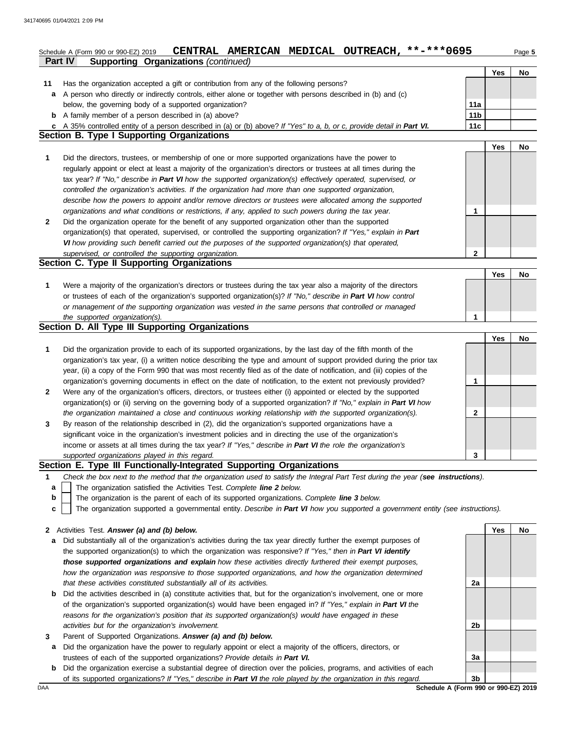Schedule A (Form 990 or 990-EZ) 2019 **CENTRAL AMERICAN MEDICAL OUTREACH, \*\*-\*\*\*0695** Page 5

**Part IV Supporting Organizations** *(continued)*

| | | | Yes | No |
|---|---|---|---|---|
| **11** | Has the organization accepted a gift or contribution from any of the following persons? | | | |
| **a** | A person who directly or indirectly controls, either alone or together with persons described in (b) and (c) below, the governing body of a supported organization? | 11a | | |
| **b** | A family member of a person described in (a) above? | 11b | | |
| **c** | A 35% controlled entity of a person described in (a) or (b) above? *If "Yes" to a, b, or c, provide detail in* ***Part VI.*** | 11c | | |

## Section B. Type I Supporting Organizations

| | | | Yes | No |
|---|---|---|---|---|
| **1** | Did the directors, trustees, or membership of one or more supported organizations have the power to regularly appoint or elect at least a majority of the organization's directors or trustees at all times during the tax year? *If "No," describe in* ***Part VI*** *how the supported organization(s) effectively operated, supervised, or controlled the organization's activities. If the organization had more than one supported organization, describe how the powers to appoint and/or remove directors or trustees were allocated among the supported organizations and what conditions or restrictions, if any, applied to such powers during the tax year.* | 1 | | |
| **2** | Did the organization operate for the benefit of any supported organization other than the supported organization(s) that operated, supervised, or controlled the supporting organization? *If "Yes," explain in* ***Part VI*** *how providing such benefit carried out the purposes of the supported organization(s) that operated, supervised, or controlled the supporting organization.* | 2 | | |

## Section C. Type II Supporting Organizations

| | | | Yes | No |
|---|---|---|---|---|
| **1** | Were a majority of the organization's directors or trustees during the tax year also a majority of the directors or trustees of each of the organization's supported organization(s)? *If "No," describe in* ***Part VI*** *how control or management of the supporting organization was vested in the same persons that controlled or managed the supported organization(s).* | 1 | | |

## Section D. All Type III Supporting Organizations

| | | | Yes | No |
|---|---|---|---|---|
| **1** | Did the organization provide to each of its supported organizations, by the last day of the fifth month of the organization's tax year, (i) a written notice describing the type and amount of support provided during the prior tax year, (ii) a copy of the Form 990 that was most recently filed as of the date of notification, and (iii) copies of the organization's governing documents in effect on the date of notification, to the extent not previously provided? | 1 | | |
| **2** | Were any of the organization's officers, directors, or trustees either (i) appointed or elected by the supported organization(s) or (ii) serving on the governing body of a supported organization? *If "No," explain in* ***Part VI*** *how the organization maintained a close and continuous working relationship with the supported organization(s).* | 2 | | |
| **3** | By reason of the relationship described in (2), did the organization's supported organizations have a significant voice in the organization's investment policies and in directing the use of the organization's income or assets at all times during the tax year? *If "Yes," describe in* ***Part VI*** *the role the organization's supported organizations played in this regard.* | 3 | | |

## Section E. Type III Functionally-Integrated Supporting Organizations

**1** *Check the box next to the method that the organization used to satisfy the Integral Part Test during the year (****see instructions****).*

- **a** ☐ The organization satisfied the Activities Test. *Complete* ***line 2*** *below.*
- **b** ☐ The organization is the parent of each of its supported organizations. *Complete* ***line 3*** *below.*
- **c** ☐ The organization supported a governmental entity. *Describe in* ***Part VI*** *how you supported a government entity (see instructions).*

| | | | Yes | No |
|---|---|---|---|---|
| **2** | Activities Test. ***Answer (a) and (b) below.*** | | | |
| **a** | Did substantially all of the organization's activities during the tax year directly further the exempt purposes of the supported organization(s) to which the organization was responsive? *If "Yes," then in* ***Part VI identify those supported organizations and explain*** *how these activities directly furthered their exempt purposes, how the organization was responsive to those supported organizations, and how the organization determined that these activities constituted substantially all of its activities.* | 2a | | |
| **b** | Did the activities described in (a) constitute activities that, but for the organization's involvement, one or more of the organization's supported organization(s) would have been engaged in? *If "Yes," explain in* ***Part VI*** *the reasons for the organization's position that its supported organization(s) would have engaged in these activities but for the organization's involvement.* | 2b | | |
| **3** | Parent of Supported Organizations. ***Answer (a) and (b) below.*** | | | |
| **a** | Did the organization have the power to regularly appoint or elect a majority of the officers, directors, or trustees of each of the supported organizations? *Provide details in* ***Part VI.*** | 3a | | |
| **b** | Did the organization exercise a substantial degree of direction over the policies, programs, and activities of each of its supported organizations? *If "Yes," describe in* ***Part VI*** *the role played by the organization in this regard.* | 3b | | |

DAA **Schedule A (Form 990 or 990-EZ) 2019**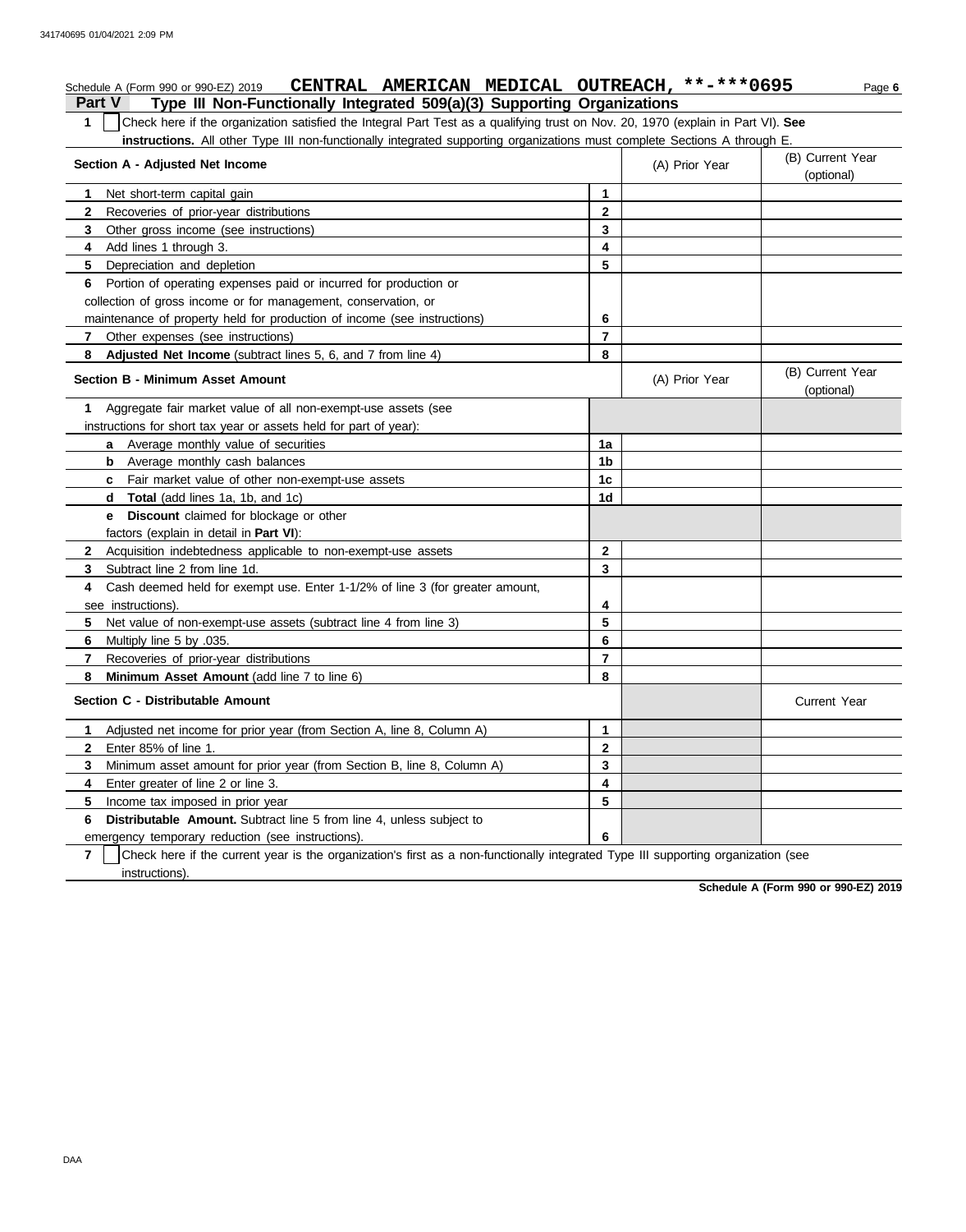Schedule A (Form 990 or 990-EZ) 2019 **CENTRAL AMERICAN MEDICAL OUTREACH, \*\*-\*\*\*0695**

## Part V Type III Non-Functionally Integrated 509(a)(3) Supporting Organizations

**1** ☐ Check here if the organization satisfied the Integral Part Test as a qualifying trust on Nov. 20, 1970 (explain in Part VI). **See instructions.** All other Type III non-functionally integrated supporting organizations must complete Sections A through E.

| Section A - Adjusted Net Income | | (A) Prior Year | (B) Current Year (optional) |
|---|---|---|---|
| **1** Net short-term capital gain | 1 | | |
| **2** Recoveries of prior-year distributions | 2 | | |
| **3** Other gross income (see instructions) | 3 | | |
| **4** Add lines 1 through 3. | 4 | | |
| **5** Depreciation and depletion | 5 | | |
| **6** Portion of operating expenses paid or incurred for production or collection of gross income or for management, conservation, or maintenance of property held for production of income (see instructions) | 6 | | |
| **7** Other expenses (see instructions) | 7 | | |
| **8** **Adjusted Net Income** (subtract lines 5, 6, and 7 from line 4) | 8 | | |

| Section B - Minimum Asset Amount | | (A) Prior Year | (B) Current Year (optional) |
|---|---|---|---|
| **1** Aggregate fair market value of all non-exempt-use assets (see instructions for short tax year or assets held for part of year): | | | |
| **a** Average monthly value of securities | 1a | | |
| **b** Average monthly cash balances | 1b | | |
| **c** Fair market value of other non-exempt-use assets | 1c | | |
| **d** **Total** (add lines 1a, 1b, and 1c) | 1d | | |
| **e** **Discount** claimed for blockage or other factors (explain in detail in **Part VI**): | | | |
| **2** Acquisition indebtedness applicable to non-exempt-use assets | 2 | | |
| **3** Subtract line 2 from line 1d. | 3 | | |
| **4** Cash deemed held for exempt use. Enter 1-1/2% of line 3 (for greater amount, see instructions). | 4 | | |
| **5** Net value of non-exempt-use assets (subtract line 4 from line 3) | 5 | | |
| **6** Multiply line 5 by .035. | 6 | | |
| **7** Recoveries of prior-year distributions | 7 | | |
| **8** **Minimum Asset Amount** (add line 7 to line 6) | 8 | | |

| Section C - Distributable Amount | | | Current Year |
|---|---|---|---|
| **1** Adjusted net income for prior year (from Section A, line 8, Column A) | 1 | | |
| **2** Enter 85% of line 1. | 2 | | |
| **3** Minimum asset amount for prior year (from Section B, line 8, Column A) | 3 | | |
| **4** Enter greater of line 2 or line 3. | 4 | | |
| **5** Income tax imposed in prior year | 5 | | |
| **6** **Distributable Amount.** Subtract line 5 from line 4, unless subject to emergency temporary reduction (see instructions). | 6 | | |

**7** ☐ Check here if the current year is the organization's first as a non-functionally integrated Type III supporting organization (see instructions).

**Schedule A (Form 990 or 990-EZ) 2019**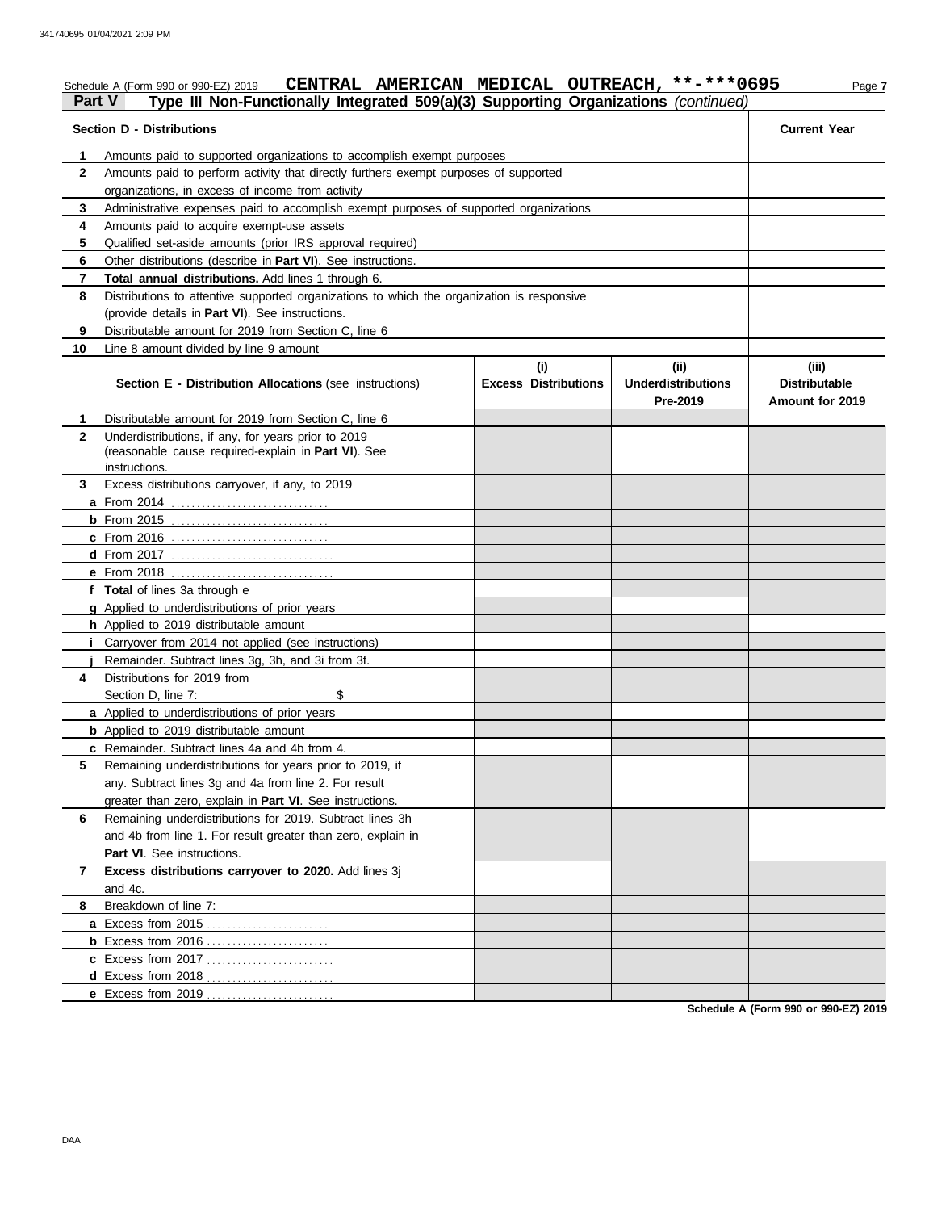Schedule A (Form 990 or 990-EZ) 2019 **CENTRAL AMERICAN MEDICAL OUTREACH, \*\*-\*\*\*0695** Page **7**

## Part V Type III Non-Functionally Integrated 509(a)(3) Supporting Organizations *(continued)*

| | Section D - Distributions | Current Year |
|---|---|---|
| 1 | Amounts paid to supported organizations to accomplish exempt purposes | |
| 2 | Amounts paid to perform activity that directly furthers exempt purposes of supported organizations, in excess of income from activity | |
| 3 | Administrative expenses paid to accomplish exempt purposes of supported organizations | |
| 4 | Amounts paid to acquire exempt-use assets | |
| 5 | Qualified set-aside amounts (prior IRS approval required) | |
| 6 | Other distributions (describe in **Part VI**). See instructions. | |
| 7 | **Total annual distributions.** Add lines 1 through 6. | |
| 8 | Distributions to attentive supported organizations to which the organization is responsive (provide details in **Part VI**). See instructions. | |
| 9 | Distributable amount for 2019 from Section C, line 6 | |
| 10 | Line 8 amount divided by line 9 amount | |

| | Section E - Distribution Allocations (see instructions) | (i) Excess Distributions | (ii) Underdistributions Pre-2019 | (iii) Distributable Amount for 2019 |
|---|---|---|---|---|
| 1 | Distributable amount for 2019 from Section C, line 6 | | | |
| 2 | Underdistributions, if any, for years prior to 2019 (reasonable cause required-explain in **Part VI**). See instructions. | | | |
| 3 | Excess distributions carryover, if any, to 2019 | | | |
| a | From 2014 | | | |
| b | From 2015 | | | |
| c | From 2016 | | | |
| d | From 2017 | | | |
| e | From 2018 | | | |
| f | **Total** of lines 3a through e | | | |
| g | Applied to underdistributions of prior years | | | |
| h | Applied to 2019 distributable amount | | | |
| i | Carryover from 2014 not applied (see instructions) | | | |
| j | Remainder. Subtract lines 3g, 3h, and 3i from 3f. | | | |
| 4 | Distributions for 2019 from Section D, line 7: $ | | | |
| a | Applied to underdistributions of prior years | | | |
| b | Applied to 2019 distributable amount | | | |
| c | Remainder. Subtract lines 4a and 4b from 4. | | | |
| 5 | Remaining underdistributions for years prior to 2019, if any. Subtract lines 3g and 4a from line 2. For result greater than zero, explain in **Part VI**. See instructions. | | | |
| 6 | Remaining underdistributions for 2019. Subtract lines 3h and 4b from line 1. For result greater than zero, explain in **Part VI**. See instructions. | | | |
| 7 | **Excess distributions carryover to 2020.** Add lines 3j and 4c. | | | |
| 8 | Breakdown of line 7: | | | |
| a | Excess from 2015 | | | |
| b | Excess from 2016 | | | |
| c | Excess from 2017 | | | |
| d | Excess from 2018 | | | |
| e | Excess from 2019 | | | |

**Schedule A (Form 990 or 990-EZ) 2019**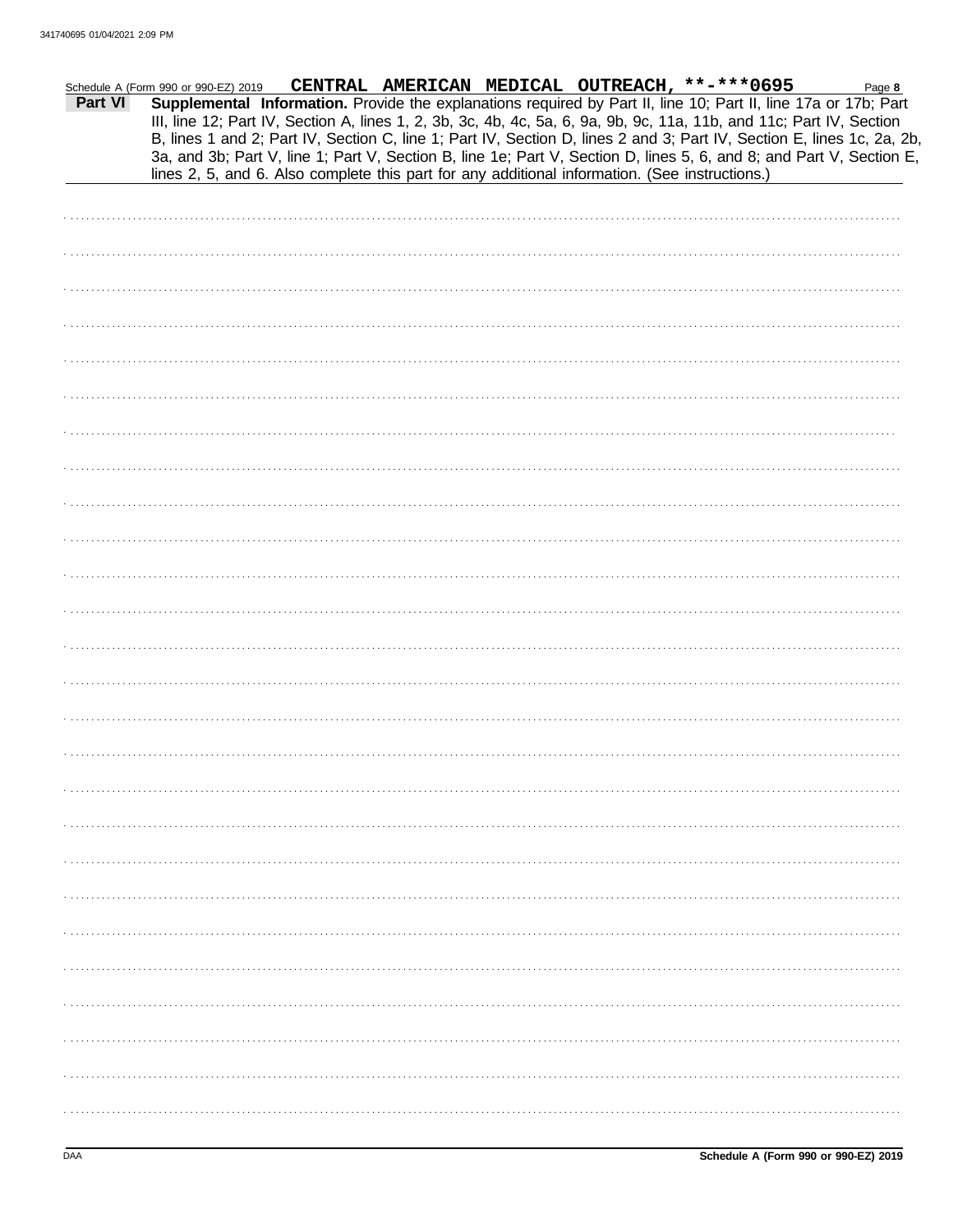Schedule A (Form 990 or 990-EZ) 2019 **CENTRAL AMERICAN MEDICAL OUTREACH, \*\*-\*\*\*0695** Page **8**

**Part VI** **Supplemental Information.** Provide the explanations required by Part II, line 10; Part II, line 17a or 17b; Part III, line 12; Part IV, Section A, lines 1, 2, 3b, 3c, 4b, 4c, 5a, 6, 9a, 9b, 9c, 11a, 11b, and 11c; Part IV, Section B, lines 1 and 2; Part IV, Section C, line 1; Part IV, Section D, lines 2 and 3; Part IV, Section E, lines 1c, 2a, 2b, 3a, and 3b; Part V, line 1; Part V, Section B, line 1e; Part V, Section D, lines 5, 6, and 8; and Part V, Section E, lines 2, 5, and 6. Also complete this part for any additional information. (See instructions.)

DAA **Schedule A (Form 990 or 990-EZ) 2019**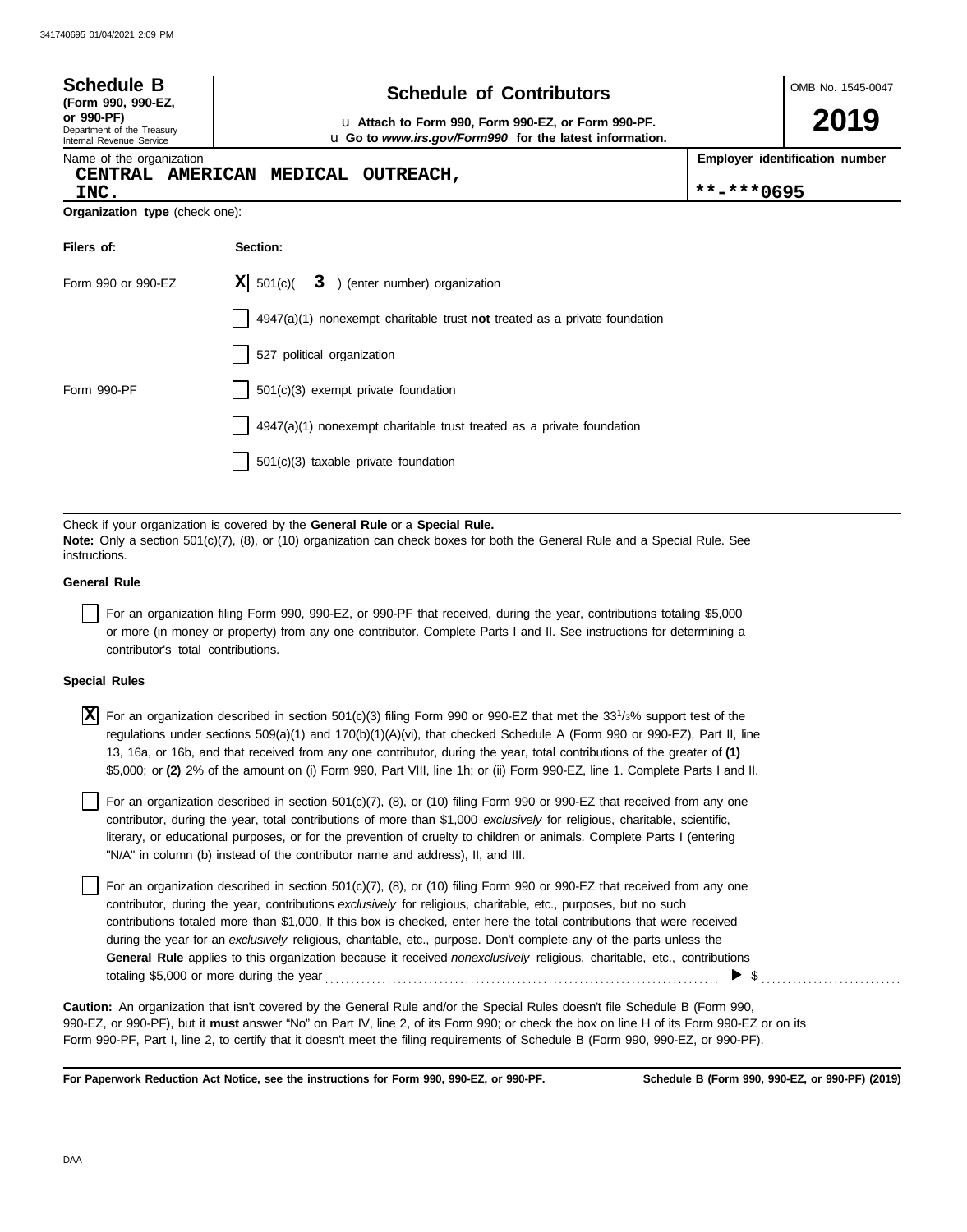341740695 01/04/2021 2:09 PM

**Schedule B**
**(Form 990, 990-EZ, or 990-PF)**
Department of the Treasury
Internal Revenue Service

# Schedule of Contributors

u **Attach to Form 990, Form 990-EZ, or Form 990-PF.**
u **Go to *www.irs.gov/Form990* for the latest information.**

OMB No. 1545-0047

**2019**

Name of the organization: **CENTRAL AMERICAN MEDICAL OUTREACH, INC.**

**Employer identification number**: **-***0695

**Organization type** (check one):

| Filers of: | Section: |
|---|---|
| Form 990 or 990-EZ | [X] 501(c)( 3 ) (enter number) organization |
| | [ ] 4947(a)(1) nonexempt charitable trust **not** treated as a private foundation |
| | [ ] 527 political organization |
| Form 990-PF | [ ] 501(c)(3) exempt private foundation |
| | [ ] 4947(a)(1) nonexempt charitable trust treated as a private foundation |
| | [ ] 501(c)(3) taxable private foundation |

Check if your organization is covered by the **General Rule** or a **Special Rule.**
**Note:** Only a section 501(c)(7), (8), or (10) organization can check boxes for both the General Rule and a Special Rule. See instructions.

**General Rule**

[ ] For an organization filing Form 990, 990-EZ, or 990-PF that received, during the year, contributions totaling $5,000 or more (in money or property) from any one contributor. Complete Parts I and II. See instructions for determining a contributor's total contributions.

**Special Rules**

[X] For an organization described in section 501(c)(3) filing Form 990 or 990-EZ that met the $33^1/_3$% support test of the regulations under sections 509(a)(1) and 170(b)(1)(A)(vi), that checked Schedule A (Form 990 or 990-EZ), Part II, line 13, 16a, or 16b, and that received from any one contributor, during the year, total contributions of the greater of **(1)** $5,000; or **(2)** 2% of the amount on (i) Form 990, Part VIII, line 1h; or (ii) Form 990-EZ, line 1. Complete Parts I and II.

[ ] For an organization described in section 501(c)(7), (8), or (10) filing Form 990 or 990-EZ that received from any one contributor, during the year, total contributions of more than $1,000 *exclusively* for religious, charitable, scientific, literary, or educational purposes, or for the prevention of cruelty to children or animals. Complete Parts I (entering "N/A" in column (b) instead of the contributor name and address), II, and III.

[ ] For an organization described in section 501(c)(7), (8), or (10) filing Form 990 or 990-EZ that received from any one contributor, during the year, contributions *exclusively* for religious, charitable, etc., purposes, but no such contributions totaled more than $1,000. If this box is checked, enter here the total contributions that were received during the year for an *exclusively* religious, charitable, etc., purpose. Don't complete any of the parts unless the **General Rule** applies to this organization because it received *nonexclusively* religious, charitable, etc., contributions totaling $5,000 or more during the year . . . . . . . . . . ▶ $ . . . . . . . . . .

**Caution:** An organization that isn't covered by the General Rule and/or the Special Rules doesn't file Schedule B (Form 990, 990-EZ, or 990-PF), but it **must** answer "No" on Part IV, line 2, of its Form 990; or check the box on line H of its Form 990-EZ or on its Form 990-PF, Part I, line 2, to certify that it doesn't meet the filing requirements of Schedule B (Form 990, 990-EZ, or 990-PF).

**For Paperwork Reduction Act Notice, see the instructions for Form 990, 990-EZ, or 990-PF.** **Schedule B (Form 990, 990-EZ, or 990-PF) (2019)**

DAA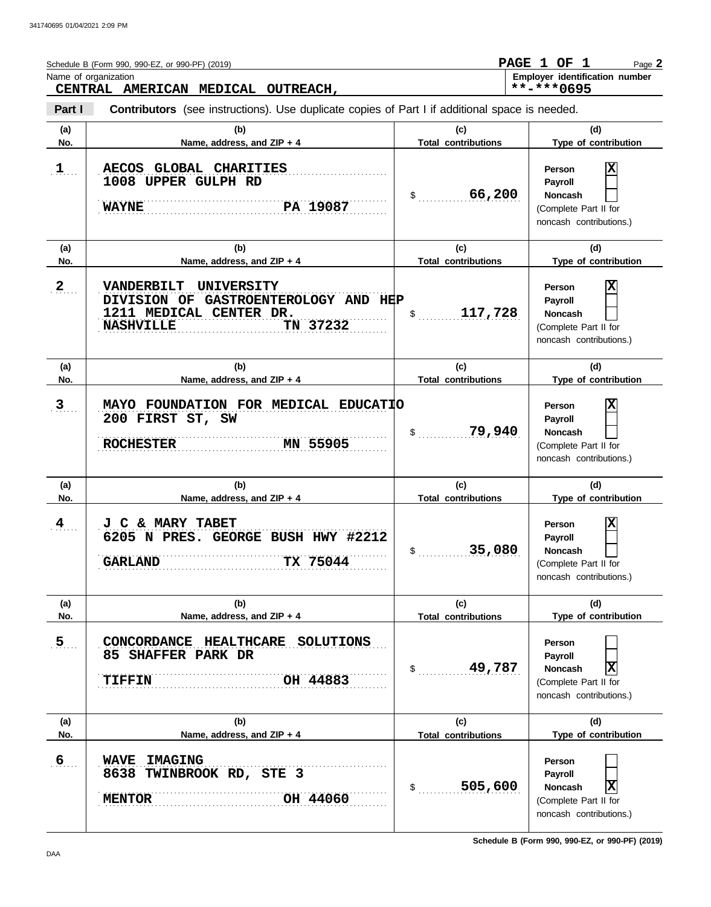Schedule B (Form 990, 990-EZ, or 990-PF) (2019)

**PAGE 1 OF 1**

Name of organization: **CENTRAL AMERICAN MEDICAL OUTREACH,**

Employer identification number: **\*\*-\*\*\*0695**

**Part I** **Contributors** (see instructions). Use duplicate copies of Part I if additional space is needed.

| (a) No. | (b) Name, address, and ZIP + 4 | (c) Total contributions | (d) Type of contribution |
|---|---|---|---|
| 1 | AECOS GLOBAL CHARITIES<br>1008 UPPER GULPH RD<br>WAYNE PA 19087 | $ 66,200 | Person [X]<br>Payroll [ ]<br>Noncash [ ]<br>(Complete Part II for noncash contributions.) |
| 2 | VANDERBILT UNIVERSITY<br>DIVISION OF GASTROENTEROLOGY AND HEP<br>1211 MEDICAL CENTER DR.<br>NASHVILLE TN 37232 | $ 117,728 | Person [X]<br>Payroll [ ]<br>Noncash [ ]<br>(Complete Part II for noncash contributions.) |
| 3 | MAYO FOUNDATION FOR MEDICAL EDUCATIO<br>200 FIRST ST, SW<br>ROCHESTER MN 55905 | $ 79,940 | Person [X]<br>Payroll [ ]<br>Noncash [ ]<br>(Complete Part II for noncash contributions.) |
| 4 | J C & MARY TABET<br>6205 N PRES. GEORGE BUSH HWY #2212<br>GARLAND TX 75044 | $ 35,080 | Person [X]<br>Payroll [ ]<br>Noncash [ ]<br>(Complete Part II for noncash contributions.) |
| 5 | CONCORDANCE HEALTHCARE SOLUTIONS<br>85 SHAFFER PARK DR<br>TIFFIN OH 44883 | $ 49,787 | Person [ ]<br>Payroll [ ]<br>Noncash [X]<br>(Complete Part II for noncash contributions.) |
| 6 | WAVE IMAGING<br>8638 TWINBROOK RD, STE 3<br>MENTOR OH 44060 | $ 505,600 | Person [ ]<br>Payroll [ ]<br>Noncash [X]<br>(Complete Part II for noncash contributions.) |

Schedule B (Form 990, 990-EZ, or 990-PF) (2019)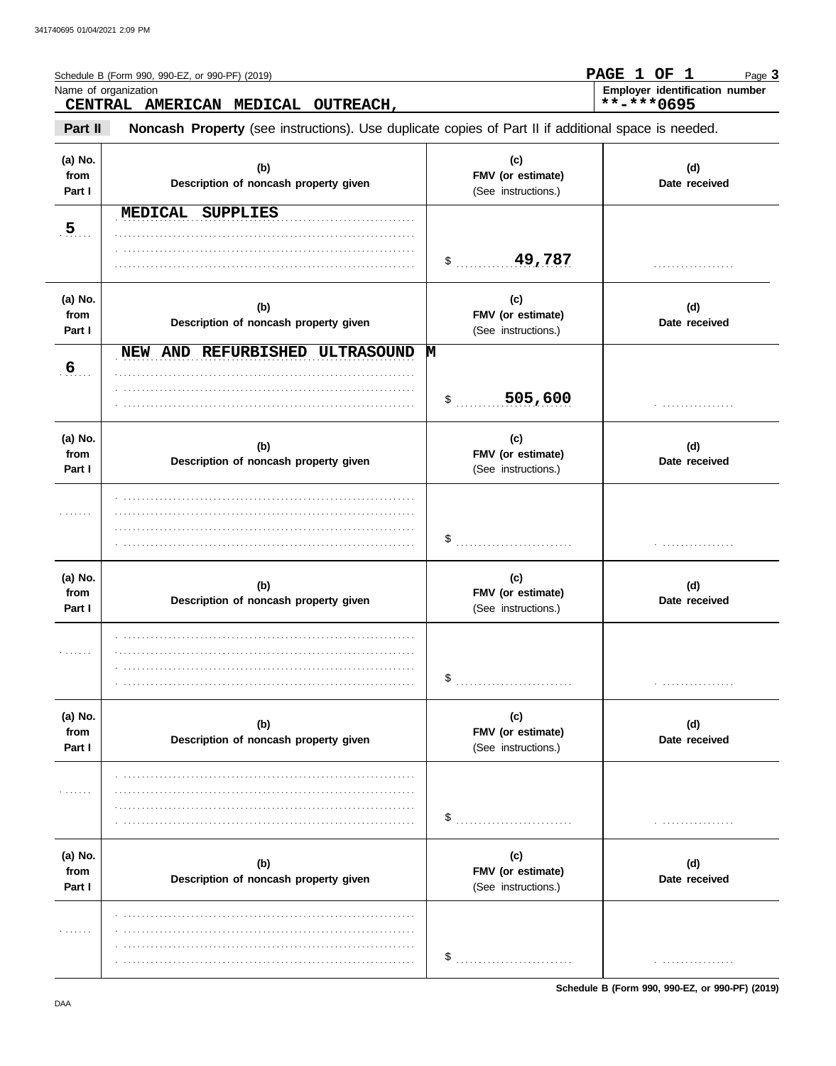Schedule B (Form 990, 990-EZ, or 990-PF) (2019)

PAGE 1 OF 1

Name of organization
**CENTRAL AMERICAN MEDICAL OUTREACH,**

Employer identification number
**\*\*-\*\*\*0695**

**Part II** **Noncash Property** (see instructions). Use duplicate copies of Part II if additional space is needed.

| (a) No. from Part I | (b) Description of noncash property given | (c) FMV (or estimate) (See instructions.) | (d) Date received |
|---|---|---|---|
| 5 | MEDICAL SUPPLIES | $ 49,787 | |
| 6 | NEW AND REFURBISHED ULTRASOUND M | $ 505,600 | |
| | | $ | |
| | | $ | |
| | | $ | |
| | | $ | |

Schedule B (Form 990, 990-EZ, or 990-PF) (2019)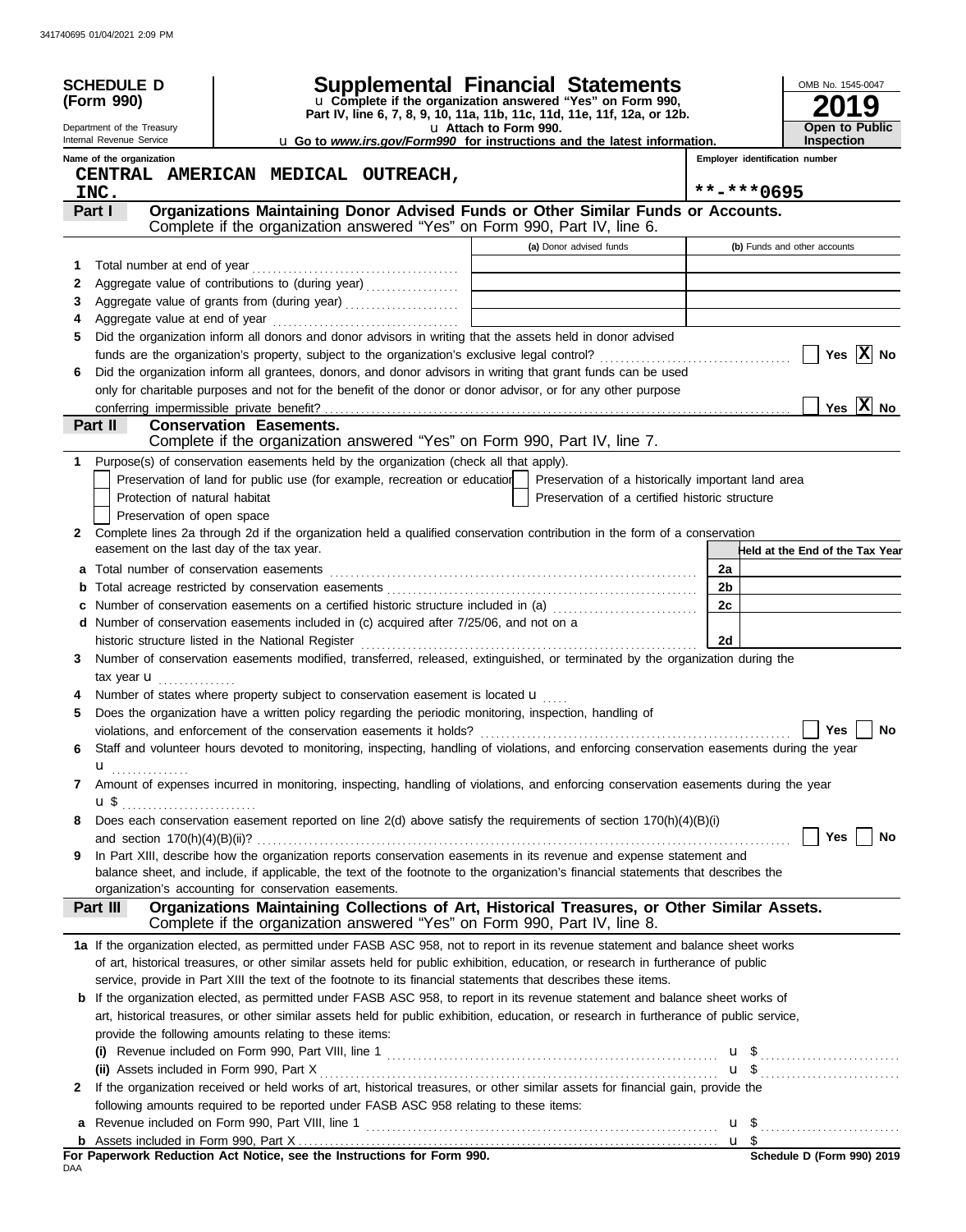341740695 01/04/2021 2:09 PM

**SCHEDULE D (Form 990)**

Department of the Treasury
Internal Revenue Service

# Supplemental Financial Statements

u Complete if the organization answered "Yes" on Form 990, Part IV, line 6, 7, 8, 9, 10, 11a, 11b, 11c, 11d, 11e, 11f, 12a, or 12b.
u Attach to Form 990.
u Go to *www.irs.gov/Form990* for instructions and the latest information.

OMB No. 1545-0047
**2019**
**Open to Public Inspection**

Name of the organization: **CENTRAL AMERICAN MEDICAL OUTREACH, INC.**
Employer identification number: **\*\*-\*\*\*0695**

## Part I — Organizations Maintaining Donor Advised Funds or Other Similar Funds or Accounts.
Complete if the organization answered "Yes" on Form 990, Part IV, line 6.

| | | (a) Donor advised funds | (b) Funds and other accounts |
|---|---|---|---|
| 1 | Total number at end of year | | |
| 2 | Aggregate value of contributions to (during year) | | |
| 3 | Aggregate value of grants from (during year) | | |
| 4 | Aggregate value at end of year | | |

5 Did the organization inform all donors and donor advisors in writing that the assets held in donor advised funds are the organization's property, subject to the organization's exclusive legal control? ☐ Yes ☒ No

6 Did the organization inform all grantees, donors, and donor advisors in writing that grant funds can be used only for charitable purposes and not for the benefit of the donor or donor advisor, or for any other purpose conferring impermissible private benefit? ☐ Yes ☒ No

## Part II — Conservation Easements.
Complete if the organization answered "Yes" on Form 990, Part IV, line 7.

1 Purpose(s) of conservation easements held by the organization (check all that apply).
- ☐ Preservation of land for public use (for example, recreation or education)
- ☐ Protection of natural habitat
- ☐ Preservation of open space
- ☐ Preservation of a historically important land area
- ☐ Preservation of a certified historic structure

2 Complete lines 2a through 2d if the organization held a qualified conservation contribution in the form of a conservation easement on the last day of the tax year.

| | | | Held at the End of the Tax Year |
|---|---|---|---|
| a | Total number of conservation easements | 2a | |
| b | Total acreage restricted by conservation easements | 2b | |
| c | Number of conservation easements on a certified historic structure included in (a) | 2c | |
| d | Number of conservation easements included in (c) acquired after 7/25/06, and not on a historic structure listed in the National Register | 2d | |

3 Number of conservation easements modified, transferred, released, extinguished, or terminated by the organization during the tax year u ...............

4 Number of states where property subject to conservation easement is located u .....

5 Does the organization have a written policy regarding the periodic monitoring, inspection, handling of violations, and enforcement of the conservation easements it holds? ☐ Yes ☐ No

6 Staff and volunteer hours devoted to monitoring, inspecting, handling of violations, and enforcing conservation easements during the year u ...............

7 Amount of expenses incurred in monitoring, inspecting, handling of violations, and enforcing conservation easements during the year u $ ..........................

8 Does each conservation easement reported on line 2(d) above satisfy the requirements of section 170(h)(4)(B)(i) and section 170(h)(4)(B)(ii)? ☐ Yes ☐ No

9 In Part XIII, describe how the organization reports conservation easements in its revenue and expense statement and balance sheet, and include, if applicable, the text of the footnote to the organization's financial statements that describes the organization's accounting for conservation easements.

## Part III — Organizations Maintaining Collections of Art, Historical Treasures, or Other Similar Assets.
Complete if the organization answered "Yes" on Form 990, Part IV, line 8.

**1a** If the organization elected, as permitted under FASB ASC 958, not to report in its revenue statement and balance sheet works of art, historical treasures, or other similar assets held for public exhibition, education, or research in furtherance of public service, provide in Part XIII the text of the footnote to its financial statements that describes these items.

**b** If the organization elected, as permitted under FASB ASC 958, to report in its revenue statement and balance sheet works of art, historical treasures, or other similar assets held for public exhibition, education, or research in furtherance of public service, provide the following amounts relating to these items:

**(i)** Revenue included on Form 990, Part VIII, line 1 u $ ..........................

**(ii)** Assets included in Form 990, Part X u $ ..........................

**2** If the organization received or held works of art, historical treasures, or other similar assets for financial gain, provide the following amounts required to be reported under FASB ASC 958 relating to these items:

**a** Revenue included on Form 990, Part VIII, line 1 u $ ..........................

**b** Assets included in Form 990, Part X u $

**For Paperwork Reduction Act Notice, see the Instructions for Form 990.**

DAA

**Schedule D (Form 990) 2019**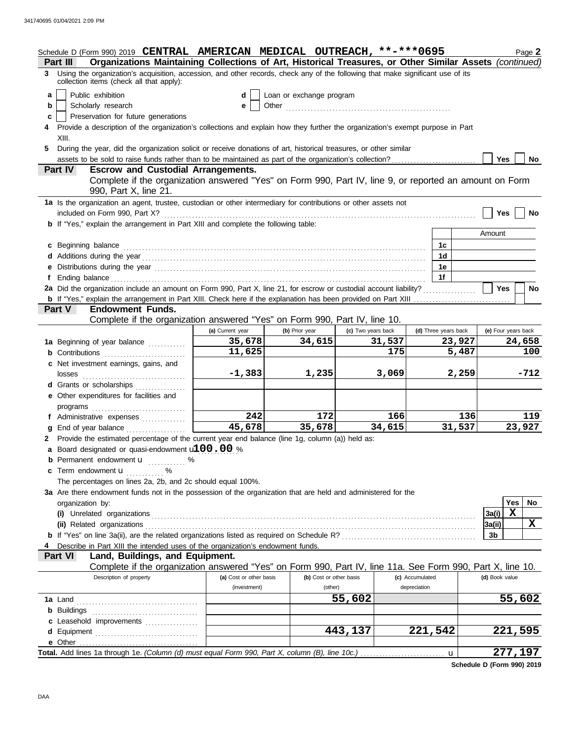Schedule D (Form 990) 2019 **CENTRAL AMERICAN MEDICAL OUTREACH, \*\*-\*\*\*0695** Page **2**

**Part III** **Organizations Maintaining Collections of Art, Historical Treasures, or Other Similar Assets** *(continued)*

**3** Using the organization's acquisition, accession, and other records, check any of the following that make significant use of its collection items (check all that apply):

- **a** ☐ Public exhibition
- **b** ☐ Scholarly research
- **c** ☐ Preservation for future generations
- **d** ☐ Loan or exchange program
- **e** ☐ Other

**4** Provide a description of the organization's collections and explain how they further the organization's exempt purpose in Part XIII.

**5** During the year, did the organization solicit or receive donations of art, historical treasures, or other similar assets to be sold to raise funds rather than to be maintained as part of the organization's collection? ☐ **Yes** ☐ **No**

**Part IV** **Escrow and Custodial Arrangements.**

Complete if the organization answered "Yes" on Form 990, Part IV, line 9, or reported an amount on Form 990, Part X, line 21.

**1a** Is the organization an agent, trustee, custodian or other intermediary for contributions or other assets not included on Form 990, Part X? ☐ **Yes** ☐ **No**

**b** If "Yes," explain the arrangement in Part XIII and complete the following table:

| | | Amount |
|---|---|---|
| **c** Beginning balance | **1c** | |
| **d** Additions during the year | **1d** | |
| **e** Distributions during the year | **1e** | |
| **f** Ending balance | **1f** | |

**2a** Did the organization include an amount on Form 990, Part X, line 21, for escrow or custodial account liability? ☐ **Yes** ☐ **No**

**b** If "Yes," explain the arrangement in Part XIII. Check here if the explanation has been provided on Part XIII ☐

**Part V** **Endowment Funds.**

Complete if the organization answered "Yes" on Form 990, Part IV, line 10.

| | (a) Current year | (b) Prior year | (c) Two years back | (d) Three years back | (e) Four years back |
|---|---|---|---|---|---|
| **1a** Beginning of year balance | 35,678 | 34,615 | 31,537 | 23,927 | 24,658 |
| **b** Contributions | 11,625 | | 175 | 5,487 | 100 |
| **c** Net investment earnings, gains, and losses | -1,383 | 1,235 | 3,069 | 2,259 | -712 |
| **d** Grants or scholarships | | | | | |
| **e** Other expenditures for facilities and programs | | | | | |
| **f** Administrative expenses | 242 | 172 | 166 | 136 | 119 |
| **g** End of year balance | 45,678 | 35,678 | 34,615 | 31,537 | 23,927 |

**2** Provide the estimated percentage of the current year end balance (line 1g, column (a)) held as:

**a** Board designated or quasi-endowment **100.00** %

**b** Permanent endowment %

**c** Term endowment %

The percentages on lines 2a, 2b, and 2c should equal 100%.

**3a** Are there endowment funds not in the possession of the organization that are held and administered for the organization by:

| | | Yes | No |
|---|---|---|---|
| **(i)** Unrelated organizations | **3a(i)** | X | |
| **(ii)** Related organizations | **3a(ii)** | | X |
| **b** If "Yes" on line 3a(ii), are the related organizations listed as required on Schedule R? | **3b** | | |

**4** Describe in Part XIII the intended uses of the organization's endowment funds.

**Part VI** **Land, Buildings, and Equipment.**

Complete if the organization answered "Yes" on Form 990, Part IV, line 11a. See Form 990, Part X, line 10.

| Description of property | (a) Cost or other basis (investment) | (b) Cost or other basis (other) | (c) Accumulated depreciation | (d) Book value |
|---|---|---|---|---|
| **1a** Land | | 55,602 | | 55,602 |
| **b** Buildings | | | | |
| **c** Leasehold improvements | | | | |
| **d** Equipment | | 443,137 | 221,542 | 221,595 |
| **e** Other | | | | |
| **Total.** Add lines 1a through 1e. *(Column (d) must equal Form 990, Part X, column (B), line 10c.)* | | | | 277,197 |

**Schedule D (Form 990) 2019**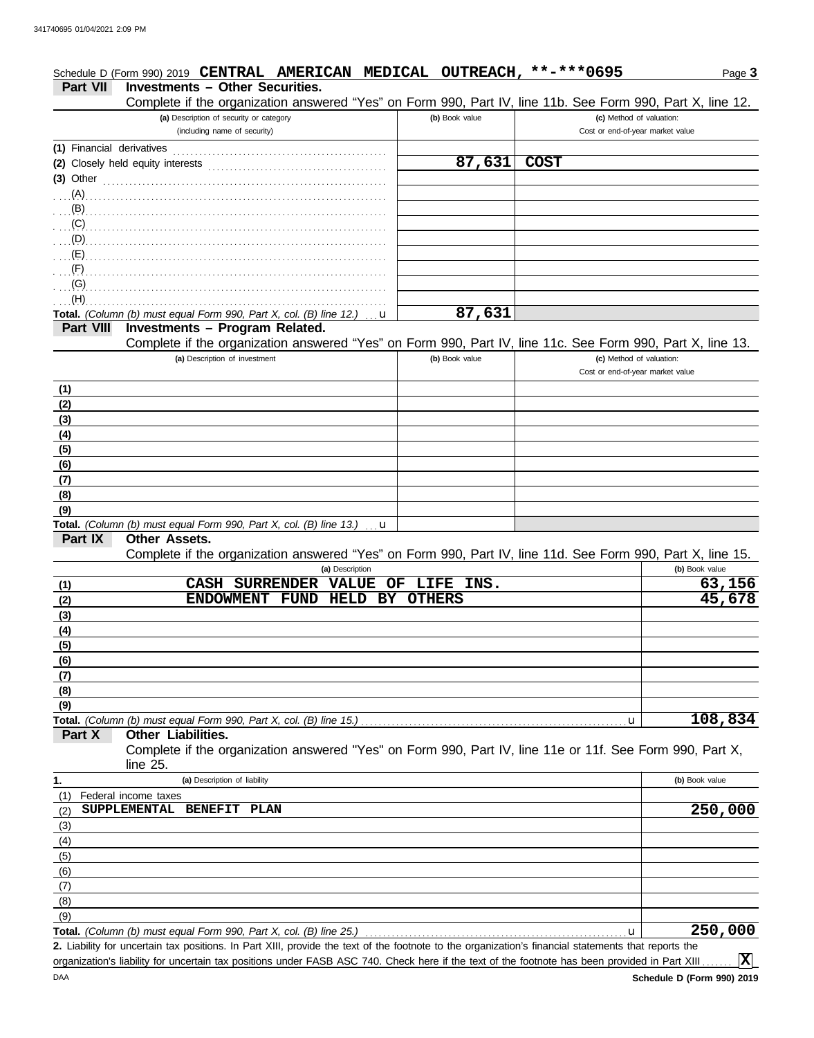Schedule D (Form 990) 2019 **CENTRAL AMERICAN MEDICAL OUTREACH, \*\*-\*\*\*0695** Page **3**

**Part VII Investments – Other Securities.**

Complete if the organization answered "Yes" on Form 990, Part IV, line 11b. See Form 990, Part X, line 12.

| (a) Description of security or category (including name of security) | (b) Book value | (c) Method of valuation: Cost or end-of-year market value |
|---|---|---|
| (1) Financial derivatives | | |
| (2) Closely held equity interests | 87,631 | COST |
| (3) Other | | |
| (A) | | |
| (B) | | |
| (C) | | |
| (D) | | |
| (E) | | |
| (F) | | |
| (G) | | |
| (H) | | |
| **Total.** *(Column (b) must equal Form 990, Part X, col. (B) line 12.)* | 87,631 | |

**Part VIII Investments – Program Related.**

Complete if the organization answered "Yes" on Form 990, Part IV, line 11c. See Form 990, Part X, line 13.

| (a) Description of investment | (b) Book value | (c) Method of valuation: Cost or end-of-year market value |
|---|---|---|
| (1) | | |
| (2) | | |
| (3) | | |
| (4) | | |
| (5) | | |
| (6) | | |
| (7) | | |
| (8) | | |
| (9) | | |
| **Total.** *(Column (b) must equal Form 990, Part X, col. (B) line 13.)* | | |

**Part IX Other Assets.**

Complete if the organization answered "Yes" on Form 990, Part IV, line 11d. See Form 990, Part X, line 15.

| | (a) Description | (b) Book value |
|---|---|---|
| (1) | CASH SURRENDER VALUE OF LIFE INS. | 63,156 |
| (2) | ENDOWMENT FUND HELD BY OTHERS | 45,678 |
| (3) | | |
| (4) | | |
| (5) | | |
| (6) | | |
| (7) | | |
| (8) | | |
| (9) | | |
| **Total.** *(Column (b) must equal Form 990, Part X, col. (B) line 15.)* | | 108,834 |

**Part X Other Liabilities.**

Complete if the organization answered "Yes" on Form 990, Part IV, line 11e or 11f. See Form 990, Part X, line 25.

| 1. | (a) Description of liability | (b) Book value |
|---|---|---|
| (1) | Federal income taxes | |
| (2) | SUPPLEMENTAL BENEFIT PLAN | 250,000 |
| (3) | | |
| (4) | | |
| (5) | | |
| (6) | | |
| (7) | | |
| (8) | | |
| (9) | | |
| **Total.** *(Column (b) must equal Form 990, Part X, col. (B) line 25.)* | | 250,000 |

**2.** Liability for uncertain tax positions. In Part XIII, provide the text of the footnote to the organization's financial statements that reports the organization's liability for uncertain tax positions under FASB ASC 740. Check here if the text of the footnote has been provided in Part XIII ....... **X**

DAA **Schedule D (Form 990) 2019**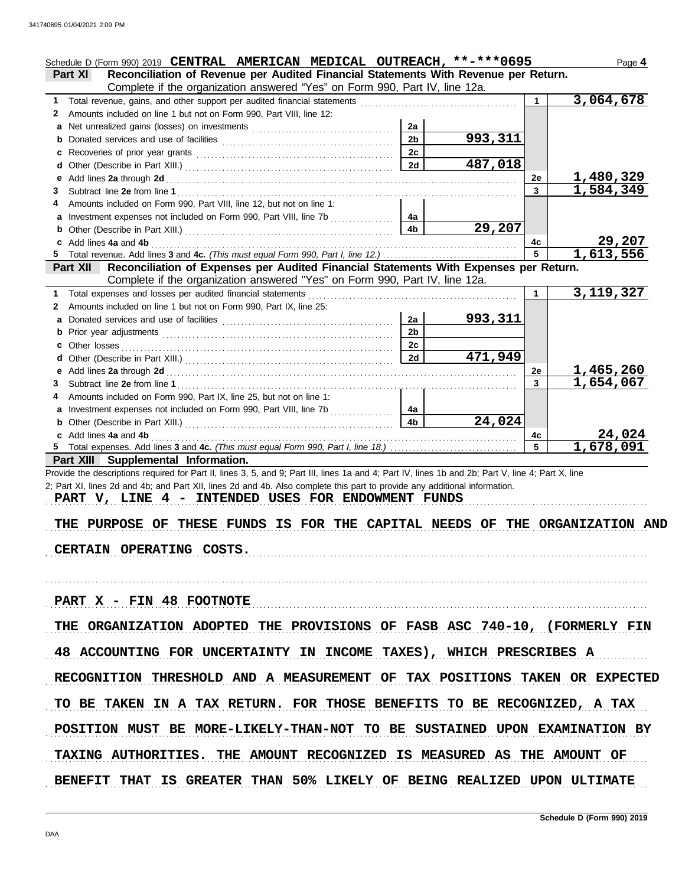Schedule D (Form 990) 2019 **CENTRAL AMERICAN MEDICAL OUTREACH, \*\*-\*\*\*0695** Page **4**

## Part XI Reconciliation of Revenue per Audited Financial Statements With Revenue per Return.

Complete if the organization answered "Yes" on Form 990, Part IV, line 12a.

| | | | | | |
|---|---|---|---|---|---|
| **1** | Total revenue, gains, and other support per audited financial statements | | | 1 | 3,064,678 |
| **2** | Amounts included on line 1 but not on Form 990, Part VIII, line 12: | | | | |
| **a** | Net unrealized gains (losses) on investments | 2a | | | |
| **b** | Donated services and use of facilities | 2b | 993,311 | | |
| **c** | Recoveries of prior year grants | 2c | | | |
| **d** | Other (Describe in Part XIII.) | 2d | 487,018 | | |
| **e** | Add lines **2a** through **2d** | | | 2e | 1,480,329 |
| **3** | Subtract line **2e** from line **1** | | | 3 | 1,584,349 |
| **4** | Amounts included on Form 990, Part VIII, line 12, but not on line 1: | | | | |
| **a** | Investment expenses not included on Form 990, Part VIII, line 7b | 4a | | | |
| **b** | Other (Describe in Part XIII.) | 4b | 29,207 | | |
| **c** | Add lines **4a** and **4b** | | | 4c | 29,207 |
| **5** | Total revenue. Add lines **3** and **4c.** *(This must equal Form 990, Part I, line 12.)* | | | 5 | 1,613,556 |

## Part XII Reconciliation of Expenses per Audited Financial Statements With Expenses per Return.

Complete if the organization answered "Yes" on Form 990, Part IV, line 12a.

| | | | | | |
|---|---|---|---|---|---|
| **1** | Total expenses and losses per audited financial statements | | | 1 | 3,119,327 |
| **2** | Amounts included on line 1 but not on Form 990, Part IX, line 25: | | | | |
| **a** | Donated services and use of facilities | 2a | 993,311 | | |
| **b** | Prior year adjustments | 2b | | | |
| **c** | Other losses | 2c | | | |
| **d** | Other (Describe in Part XIII.) | 2d | 471,949 | | |
| **e** | Add lines **2a** through **2d** | | | 2e | 1,465,260 |
| **3** | Subtract line **2e** from line **1** | | | 3 | 1,654,067 |
| **4** | Amounts included on Form 990, Part IX, line 25, but not on line 1: | | | | |
| **a** | Investment expenses not included on Form 990, Part VIII, line 7b | 4a | | | |
| **b** | Other (Describe in Part XIII.) | 4b | 24,024 | | |
| **c** | Add lines **4a** and **4b** | | | 4c | 24,024 |
| **5** | Total expenses. Add lines **3** and **4c.** *(This must equal Form 990, Part I, line 18.)* | | | 5 | 1,678,091 |

## Part XIII Supplemental Information.

Provide the descriptions required for Part II, lines 3, 5, and 9; Part III, lines 1a and 4; Part IV, lines 1b and 2b; Part V, line 4; Part X, line 2; Part XI, lines 2d and 4b; and Part XII, lines 2d and 4b. Also complete this part to provide any additional information.

PART V, LINE 4 - INTENDED USES FOR ENDOWMENT FUNDS

THE PURPOSE OF THESE FUNDS IS FOR THE CAPITAL NEEDS OF THE ORGANIZATION AND CERTAIN OPERATING COSTS.

PART X - FIN 48 FOOTNOTE

THE ORGANIZATION ADOPTED THE PROVISIONS OF FASB ASC 740-10, (FORMERLY FIN 48 ACCOUNTING FOR UNCERTAINTY IN INCOME TAXES), WHICH PRESCRIBES A RECOGNITION THRESHOLD AND A MEASUREMENT OF TAX POSITIONS TAKEN OR EXPECTED TO BE TAKEN IN A TAX RETURN. FOR THOSE BENEFITS TO BE RECOGNIZED, A TAX POSITION MUST BE MORE-LIKELY-THAN-NOT TO BE SUSTAINED UPON EXAMINATION BY TAXING AUTHORITIES. THE AMOUNT RECOGNIZED IS MEASURED AS THE AMOUNT OF BENEFIT THAT IS GREATER THAN 50% LIKELY OF BEING REALIZED UPON ULTIMATE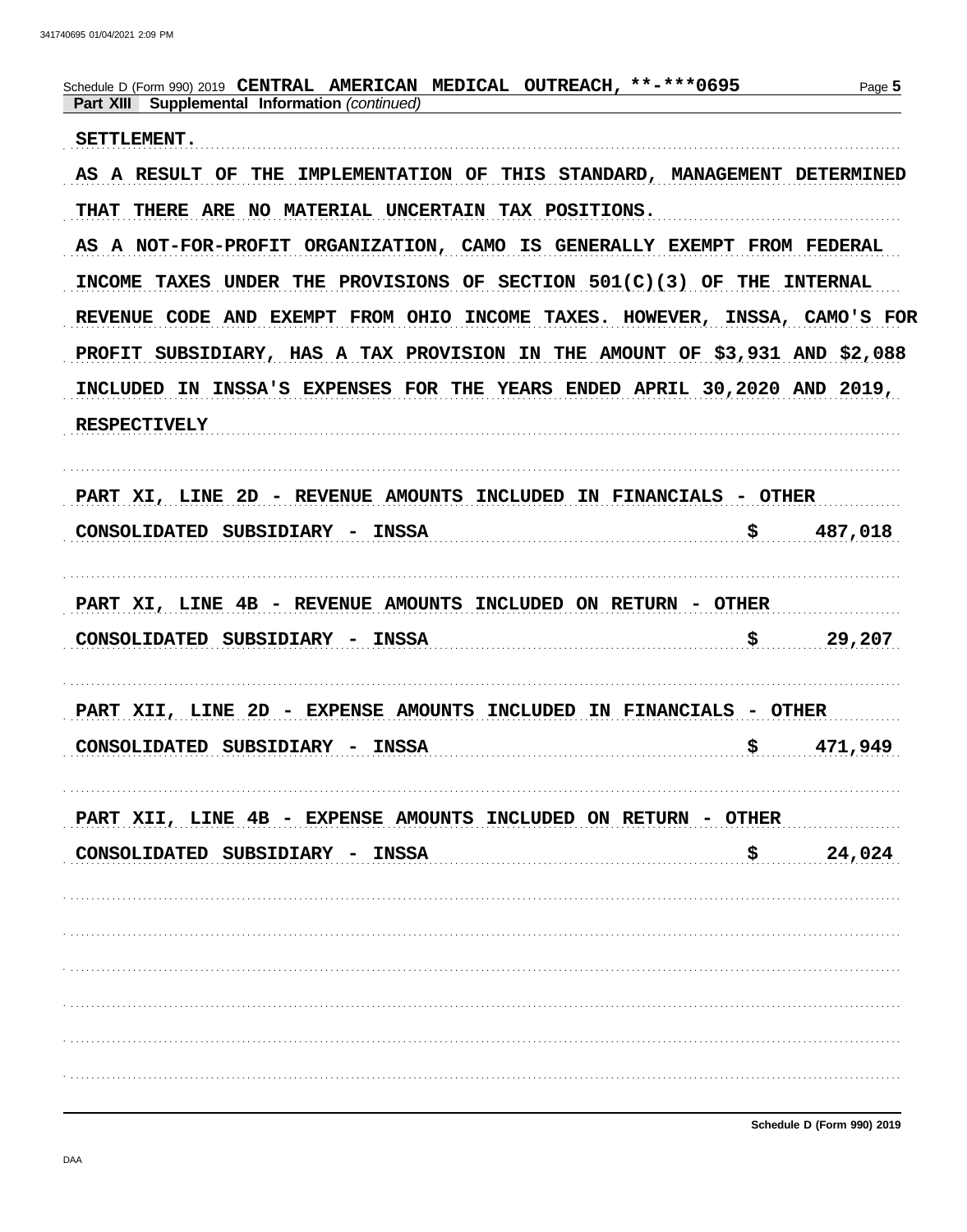Schedule D (Form 990) 2019 **CENTRAL AMERICAN MEDICAL OUTREACH, **-***0695** Page **5**

**Part XIII Supplemental Information** *(continued)*

SETTLEMENT.

AS A RESULT OF THE IMPLEMENTATION OF THIS STANDARD, MANAGEMENT DETERMINED THAT THERE ARE NO MATERIAL UNCERTAIN TAX POSITIONS.

AS A NOT-FOR-PROFIT ORGANIZATION, CAMO IS GENERALLY EXEMPT FROM FEDERAL INCOME TAXES UNDER THE PROVISIONS OF SECTION 501(C)(3) OF THE INTERNAL REVENUE CODE AND EXEMPT FROM OHIO INCOME TAXES. HOWEVER, INSSA, CAMO'S FOR PROFIT SUBSIDIARY, HAS A TAX PROVISION IN THE AMOUNT OF $3,931 AND $2,088 INCLUDED IN INSSA'S EXPENSES FOR THE YEARS ENDED APRIL 30,2020 AND 2019, RESPECTIVELY

PART XI, LINE 2D - REVENUE AMOUNTS INCLUDED IN FINANCIALS - OTHER

CONSOLIDATED SUBSIDIARY - INSSA $ 487,018

PART XI, LINE 4B - REVENUE AMOUNTS INCLUDED ON RETURN - OTHER

CONSOLIDATED SUBSIDIARY - INSSA $ 29,207

PART XII, LINE 2D - EXPENSE AMOUNTS INCLUDED IN FINANCIALS - OTHER

CONSOLIDATED SUBSIDIARY - INSSA $ 471,949

PART XII, LINE 4B - EXPENSE AMOUNTS INCLUDED ON RETURN - OTHER

CONSOLIDATED SUBSIDIARY - INSSA $ 24,024

Schedule D (Form 990) 2019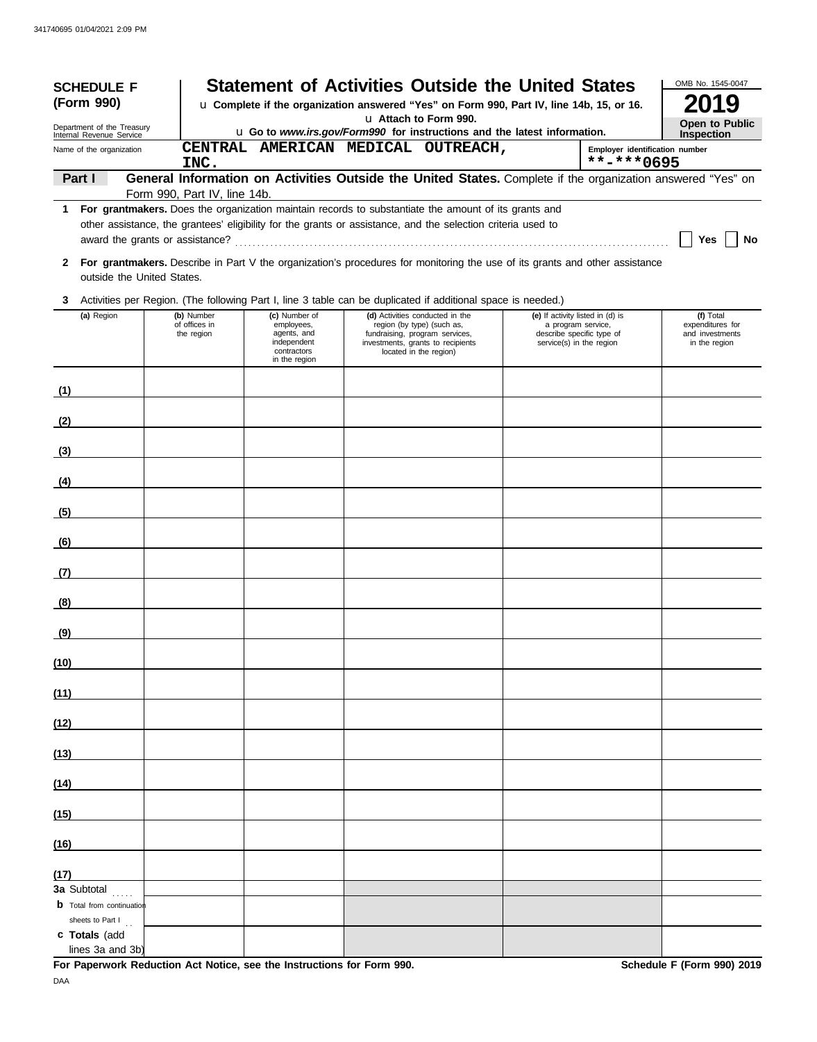**SCHEDULE F (Form 990)**

Department of the Treasury
Internal Revenue Service

# Statement of Activities Outside the United States

u **Complete if the organization answered "Yes" on Form 990, Part IV, line 14b, 15, or 16.**
u **Attach to Form 990.**
u **Go to *www.irs.gov/Form990* for instructions and the latest information.**

OMB No. 1545-0047

**2019**

**Open to Public Inspection**

Name of the organization: CENTRAL AMERICAN MEDICAL OUTREACH, INC.

Employer identification number: **-***0695

**Part I** **General Information on Activities Outside the United States.** Complete if the organization answered "Yes" on Form 990, Part IV, line 14b.

**1** **For grantmakers.** Does the organization maintain records to substantiate the amount of its grants and other assistance, the grantees' eligibility for the grants or assistance, and the selection criteria used to award the grants or assistance? ☐ Yes ☐ No

**2** **For grantmakers.** Describe in Part V the organization's procedures for monitoring the use of its grants and other assistance outside the United States.

**3** Activities per Region. (The following Part I, line 3 table can be duplicated if additional space is needed.)

| (a) Region | (b) Number of offices in the region | (c) Number of employees, agents, and independent contractors in the region | (d) Activities conducted in the region (by type) (such as, fundraising, program services, investments, grants to recipients located in the region) | (e) If activity listed in (d) is a program service, describe specific type of service(s) in the region | (f) Total expenditures for and investments in the region |
|---|---|---|---|---|---|
| (1) | | | | | |
| (2) | | | | | |
| (3) | | | | | |
| (4) | | | | | |
| (5) | | | | | |
| (6) | | | | | |
| (7) | | | | | |
| (8) | | | | | |
| (9) | | | | | |
| (10) | | | | | |
| (11) | | | | | |
| (12) | | | | | |
| (13) | | | | | |
| (14) | | | | | |
| (15) | | | | | |
| (16) | | | | | |
| (17) | | | | | |
| **3a** Subtotal | | | | | |
| **b** Total from continuation sheets to Part I | | | | | |
| **c Totals** (add lines 3a and 3b) | | | | | |

**For Paperwork Reduction Act Notice, see the Instructions for Form 990.** **Schedule F (Form 990) 2019**

DAA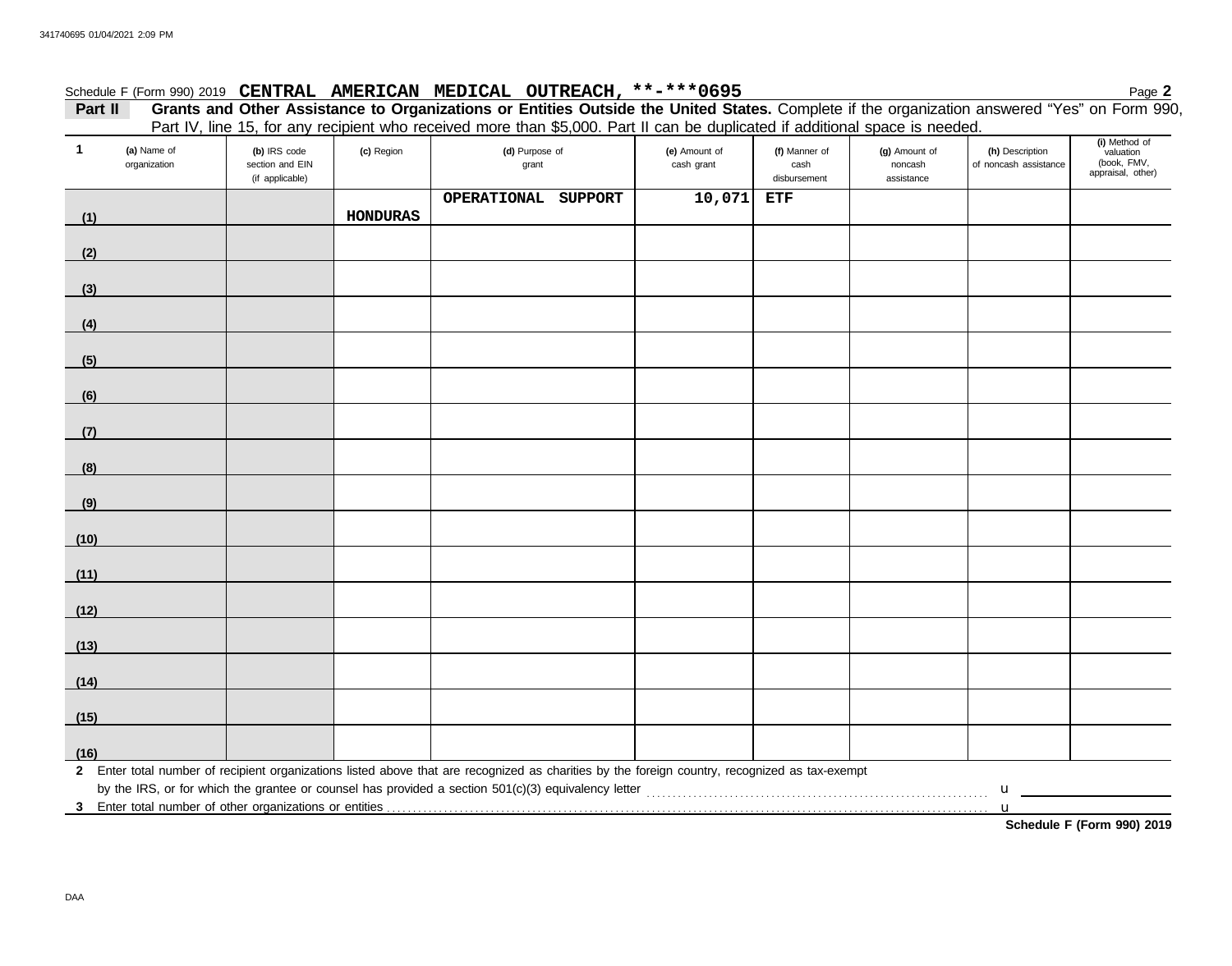Schedule F (Form 990) 2019 **CENTRAL AMERICAN MEDICAL OUTREACH, \*\*-\*\*\*0695** Page **2**

**Part II** **Grants and Other Assistance to Organizations or Entities Outside the United States.** Complete if the organization answered "Yes" on Form 990, Part IV, line 15, for any recipient who received more than $5,000. Part II can be duplicated if additional space is needed.

| 1 (a) Name of organization | (b) IRS code section and EIN (if applicable) | (c) Region | (d) Purpose of grant | (e) Amount of cash grant | (f) Manner of cash disbursement | (g) Amount of noncash assistance | (h) Description of noncash assistance | (i) Method of valuation (book, FMV, appraisal, other) |
|---|---|---|---|---|---|---|---|---|
| (1) | | HONDURAS | OPERATIONAL SUPPORT | 10,071 | ETF | | | |
| (2) | | | | | | | | |
| (3) | | | | | | | | |
| (4) | | | | | | | | |
| (5) | | | | | | | | |
| (6) | | | | | | | | |
| (7) | | | | | | | | |
| (8) | | | | | | | | |
| (9) | | | | | | | | |
| (10) | | | | | | | | |
| (11) | | | | | | | | |
| (12) | | | | | | | | |
| (13) | | | | | | | | |
| (14) | | | | | | | | |
| (15) | | | | | | | | |
| (16) | | | | | | | | |

**2** Enter total number of recipient organizations listed above that are recognized as charities by the foreign country, recognized as tax-exempt by the IRS, or for which the grantee or counsel has provided a section 501(c)(3) equivalency letter ........ u

**3** Enter total number of other organizations or entities ........ u

**Schedule F (Form 990) 2019**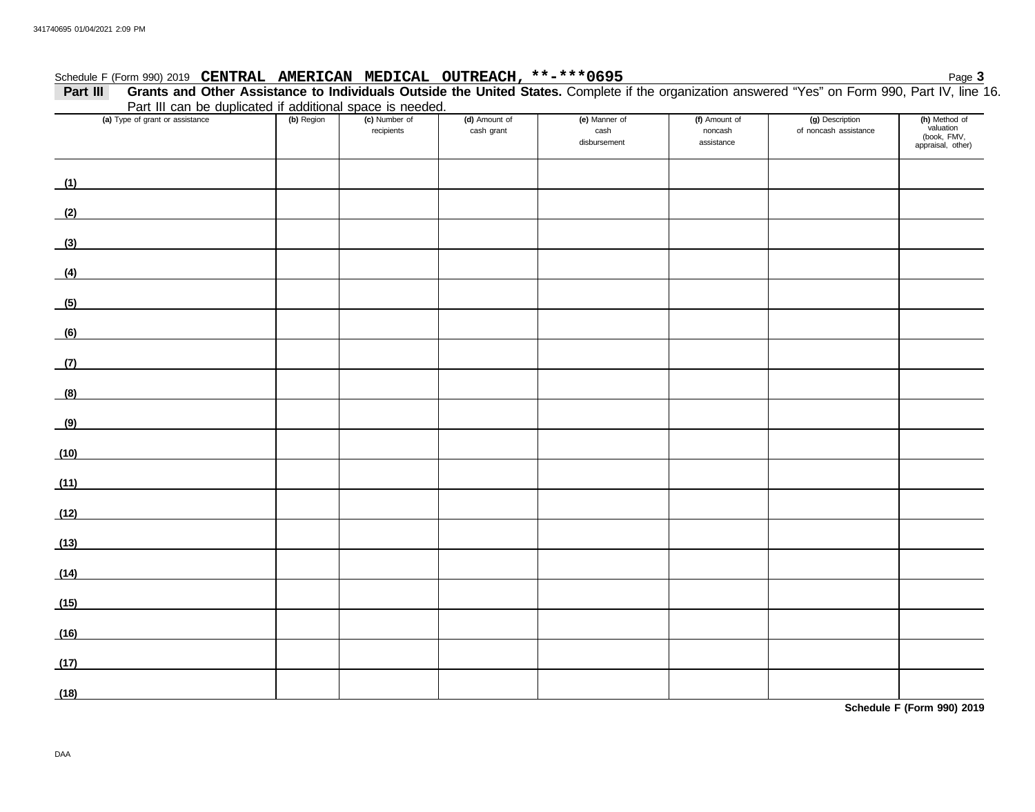Schedule F (Form 990) 2019 **CENTRAL AMERICAN MEDICAL OUTREACH, **-***0695** Page **3**

**Part III** **Grants and Other Assistance to Individuals Outside the United States.** Complete if the organization answered "Yes" on Form 990, Part IV, line 16. Part III can be duplicated if additional space is needed.

| (a) Type of grant or assistance | (b) Region | (c) Number of recipients | (d) Amount of cash grant | (e) Manner of cash disbursement | (f) Amount of noncash assistance | (g) Description of noncash assistance | (h) Method of valuation (book, FMV, appraisal, other) |
|---|---|---|---|---|---|---|---|
| (1) | | | | | | | |
| (2) | | | | | | | |
| (3) | | | | | | | |
| (4) | | | | | | | |
| (5) | | | | | | | |
| (6) | | | | | | | |
| (7) | | | | | | | |
| (8) | | | | | | | |
| (9) | | | | | | | |
| (10) | | | | | | | |
| (11) | | | | | | | |
| (12) | | | | | | | |
| (13) | | | | | | | |
| (14) | | | | | | | |
| (15) | | | | | | | |
| (16) | | | | | | | |
| (17) | | | | | | | |
| (18) | | | | | | | |

**Schedule F (Form 990) 2019**

DAA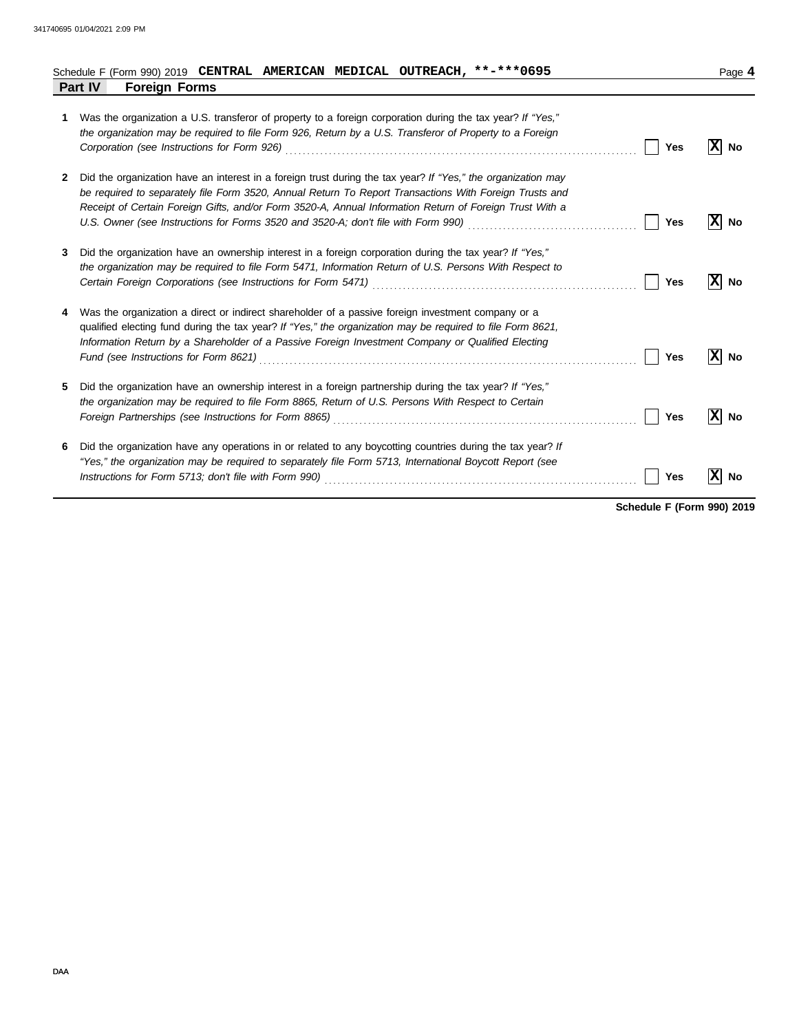Schedule F (Form 990) 2019 **CENTRAL AMERICAN MEDICAL OUTREACH, **-***0695**

## Part IV Foreign Forms

**1** Was the organization a U.S. transferor of property to a foreign corporation during the tax year? *If "Yes," the organization may be required to file Form 926, Return by a U.S. Transferor of Property to a Foreign Corporation (see Instructions for Form 926)* ..... [ ] **Yes** [X] **No**

**2** Did the organization have an interest in a foreign trust during the tax year? *If "Yes," the organization may be required to separately file Form 3520, Annual Return To Report Transactions With Foreign Trusts and Receipt of Certain Foreign Gifts, and/or Form 3520-A, Annual Information Return of Foreign Trust With a U.S. Owner (see Instructions for Forms 3520 and 3520-A; don't file with Form 990)* ..... [ ] **Yes** [X] **No**

**3** Did the organization have an ownership interest in a foreign corporation during the tax year? *If "Yes," the organization may be required to file Form 5471, Information Return of U.S. Persons With Respect to Certain Foreign Corporations (see Instructions for Form 5471)* ..... [ ] **Yes** [X] **No**

**4** Was the organization a direct or indirect shareholder of a passive foreign investment company or a qualified electing fund during the tax year? *If "Yes," the organization may be required to file Form 8621, Information Return by a Shareholder of a Passive Foreign Investment Company or Qualified Electing Fund (see Instructions for Form 8621)* ..... [ ] **Yes** [X] **No**

**5** Did the organization have an ownership interest in a foreign partnership during the tax year? *If "Yes," the organization may be required to file Form 8865, Return of U.S. Persons With Respect to Certain Foreign Partnerships (see Instructions for Form 8865)* ..... [ ] **Yes** [X] **No**

**6** Did the organization have any operations in or related to any boycotting countries during the tax year? *If "Yes," the organization may be required to separately file Form 5713, International Boycott Report (see Instructions for Form 5713; don't file with Form 990)* ..... [ ] **Yes** [X] **No**

**Schedule F (Form 990) 2019**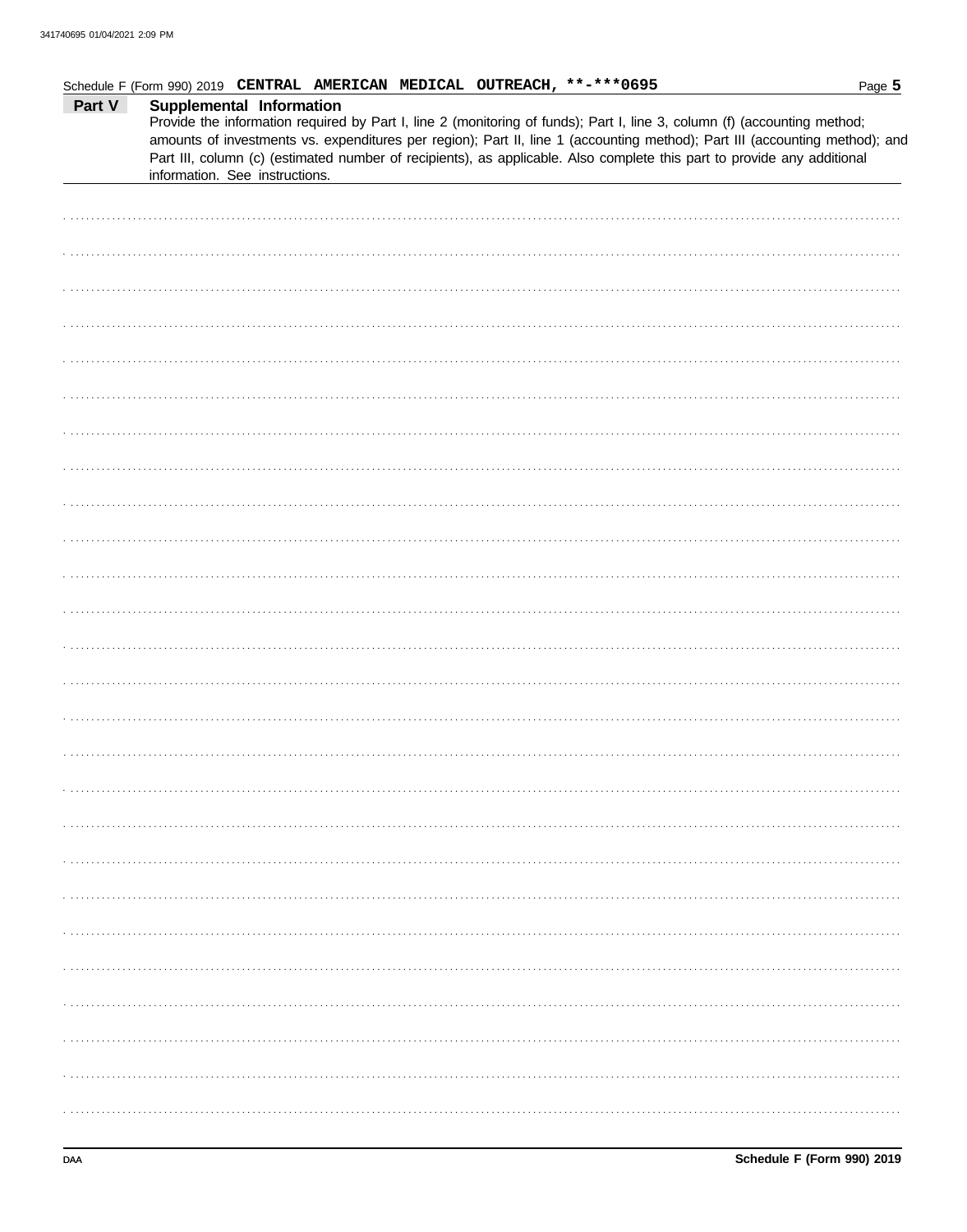Schedule F (Form 990) 2019 **CENTRAL AMERICAN MEDICAL OUTREACH, **-***0695**

## Part V Supplemental Information

Provide the information required by Part I, line 2 (monitoring of funds); Part I, line 3, column (f) (accounting method; amounts of investments vs. expenditures per region); Part II, line 1 (accounting method); Part III (accounting method); and Part III, column (c) (estimated number of recipients), as applicable. Also complete this part to provide any additional information. See instructions.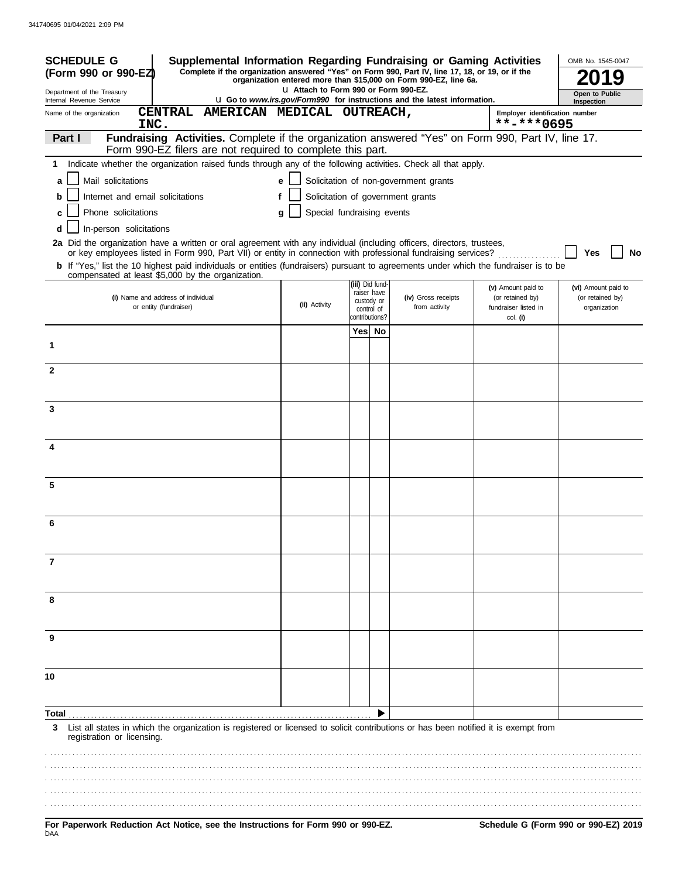**SCHEDULE G (Form 990 or 990-EZ)**

Department of the Treasury
Internal Revenue Service

# Supplemental Information Regarding Fundraising or Gaming Activities

**Complete if the organization answered "Yes" on Form 990, Part IV, line 17, 18, or 19, or if the organization entered more than $15,000 on Form 990-EZ, line 6a.**

u Attach to Form 990 or Form 990-EZ.

u Go to *www.irs.gov/Form990* for instructions and the latest information.

OMB No. 1545-0047

**2019**

**Open to Public Inspection**

Name of the organization: CENTRAL AMERICAN MEDICAL OUTREACH, INC.

Employer identification number: **-***0695

**Part I** **Fundraising Activities.** Complete if the organization answered "Yes" on Form 990, Part IV, line 17. Form 990-EZ filers are not required to complete this part.

**1** Indicate whether the organization raised funds through any of the following activities. Check all that apply.

- **a** ☐ Mail solicitations
- **b** ☐ Internet and email solicitations
- **c** ☐ Phone solicitations
- **d** ☐ In-person solicitations
- **e** ☐ Solicitation of non-government grants
- **f** ☐ Solicitation of government grants
- **g** ☐ Special fundraising events

**2a** Did the organization have a written or oral agreement with any individual (including officers, directors, trustees, or key employees listed in Form 990, Part VII) or entity in connection with professional fundraising services? ☐ **Yes** ☐ **No**

**b** If "Yes," list the 10 highest paid individuals or entities (fundraisers) pursuant to agreements under which the fundraiser is to be compensated at least $5,000 by the organization.

| | (i) Name and address of individual or entity (fundraiser) | (ii) Activity | (iii) Did fund-raiser have custody or control of contributions? Yes | No | (iv) Gross receipts from activity | (v) Amount paid to (or retained by) fundraiser listed in col. (i) | (vi) Amount paid to (or retained by) organization |
|---|---|---|---|---|---|---|---|
| 1 | | | | | | | |
| 2 | | | | | | | |
| 3 | | | | | | | |
| 4 | | | | | | | |
| 5 | | | | | | | |
| 6 | | | | | | | |
| 7 | | | | | | | |
| 8 | | | | | | | |
| 9 | | | | | | | |
| 10 | | | | | | | |
| **Total** | | | | ▶ | | | |

**3** List all states in which the organization is registered or licensed to solicit contributions or has been notified it is exempt from registration or licensing.

**For Paperwork Reduction Act Notice, see the Instructions for Form 990 or 990-EZ.**

**Schedule G (Form 990 or 990-EZ) 2019**

DAA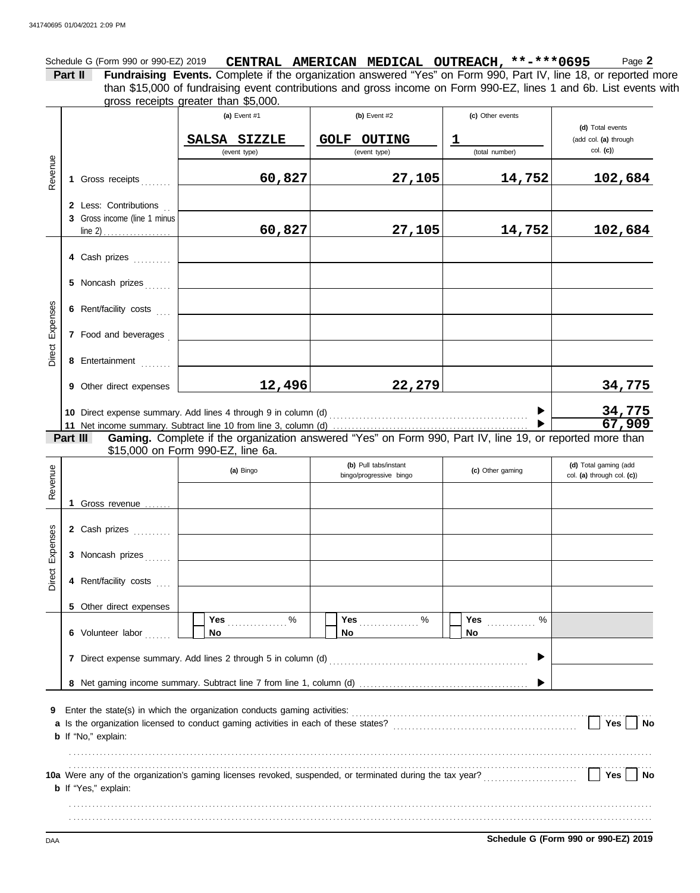Schedule G (Form 990 or 990-EZ) 2019 **CENTRAL AMERICAN MEDICAL OUTREACH, **-***0695** Page **2**

**Part II** **Fundraising Events.** Complete if the organization answered "Yes" on Form 990, Part IV, line 18, or reported more than $15,000 of fundraising event contributions and gross income on Form 990-EZ, lines 1 and 6b. List events with gross receipts greater than $5,000.

| | | (a) Event #1 | (b) Event #2 | (c) Other events | (d) Total events (add col. (a) through col. (c)) |
|---|---|---|---|---|---|
| | | SALSA SIZZLE (event type) | GOLF OUTING (event type) | 1 (total number) | |
| Revenue | 1 Gross receipts | 60,827 | 27,105 | 14,752 | 102,684 |
| | 2 Less: Contributions | | | | |
| | 3 Gross income (line 1 minus line 2) | 60,827 | 27,105 | 14,752 | 102,684 |
| Direct Expenses | 4 Cash prizes | | | | |
| | 5 Noncash prizes | | | | |
| | 6 Rent/facility costs | | | | |
| | 7 Food and beverages | | | | |
| | 8 Entertainment | | | | |
| | 9 Other direct expenses | 12,496 | 22,279 | | 34,775 |
| | 10 Direct expense summary. Add lines 4 through 9 in column (d) | | | ▶ | 34,775 |
| | 11 Net income summary. Subtract line 10 from line 3, column (d) | | | ▶ | 67,909 |

**Part III** **Gaming.** Complete if the organization answered "Yes" on Form 990, Part IV, line 19, or reported more than $15,000 on Form 990-EZ, line 6a.

| | | (a) Bingo | (b) Pull tabs/instant bingo/progressive bingo | (c) Other gaming | (d) Total gaming (add col. (a) through col. (c)) |
|---|---|---|---|---|---|
| Revenue | 1 Gross revenue | | | | |
| Direct Expenses | 2 Cash prizes | | | | |
| | 3 Noncash prizes | | | | |
| | 4 Rent/facility costs | | | | |
| | 5 Other direct expenses | | | | |
| | 6 Volunteer labor | ☐ Yes ..... % ☐ No | ☐ Yes ..... % ☐ No | ☐ Yes ..... % ☐ No | |
| | 7 Direct expense summary. Add lines 2 through 5 in column (d) | | | ▶ | |
| | 8 Net gaming income summary. Subtract line 7 from line 1, column (d) | | | ▶ | |

**9** Enter the state(s) in which the organization conducts gaming activities: ..........

**a** Is the organization licensed to conduct gaming activities in each of these states? ☐ Yes ☐ No

**b** If "No," explain:

..........

**10a** Were any of the organization's gaming licenses revoked, suspended, or terminated during the tax year? ☐ Yes ☐ No

**b** If "Yes," explain:

..........

DAA **Schedule G (Form 990 or 990-EZ) 2019**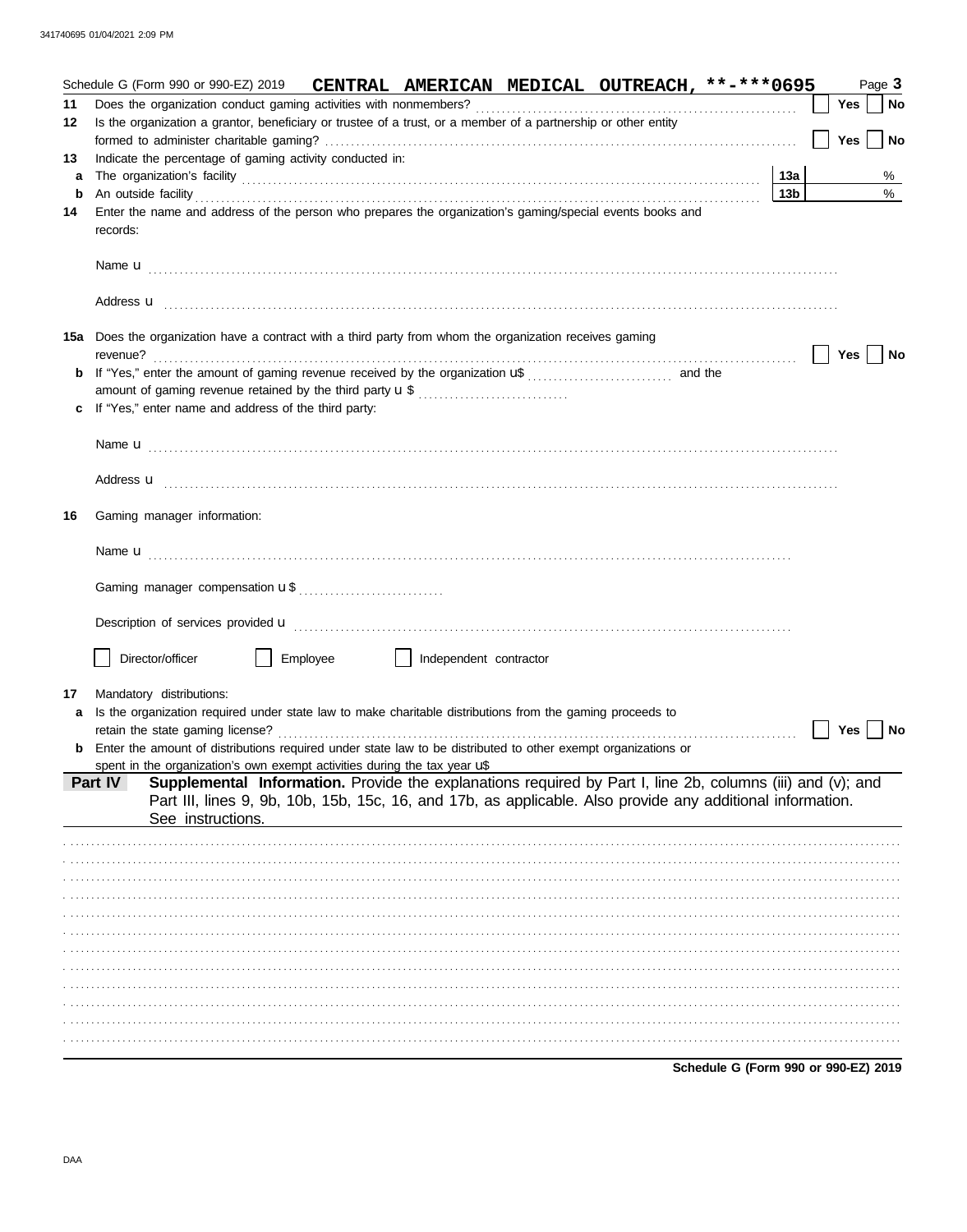Schedule G (Form 990 or 990-EZ) 2019 **CENTRAL AMERICAN MEDICAL OUTREACH, **-***0695** Page **3**

**11** Does the organization conduct gaming activities with nonmembers? Yes No

**12** Is the organization a grantor, beneficiary or trustee of a trust, or a member of a partnership or other entity formed to administer charitable gaming? Yes No

**13** Indicate the percentage of gaming activity conducted in:

**a** The organization's facility **13a** %

**b** An outside facility **13b** %

**14** Enter the name and address of the person who prepares the organization's gaming/special events books and records:

Name u

Address u

**15a** Does the organization have a contract with a third party from whom the organization receives gaming revenue? Yes No

**b** If "Yes," enter the amount of gaming revenue received by the organization u$ and the amount of gaming revenue retained by the third party u $

**c** If "Yes," enter name and address of the third party:

Name u

Address u

**16** Gaming manager information:

Name u

Gaming manager compensation u $

Description of services provided u

Director/officer Employee Independent contractor

**17** Mandatory distributions:

**a** Is the organization required under state law to make charitable distributions from the gaming proceeds to retain the state gaming license? Yes No

**b** Enter the amount of distributions required under state law to be distributed to other exempt organizations or spent in the organization's own exempt activities during the tax year u$

**Part IV** **Supplemental Information.** Provide the explanations required by Part I, line 2b, columns (iii) and (v); and Part III, lines 9, 9b, 10b, 15b, 15c, 16, and 17b, as applicable. Also provide any additional information. See instructions.

**Schedule G (Form 990 or 990-EZ) 2019**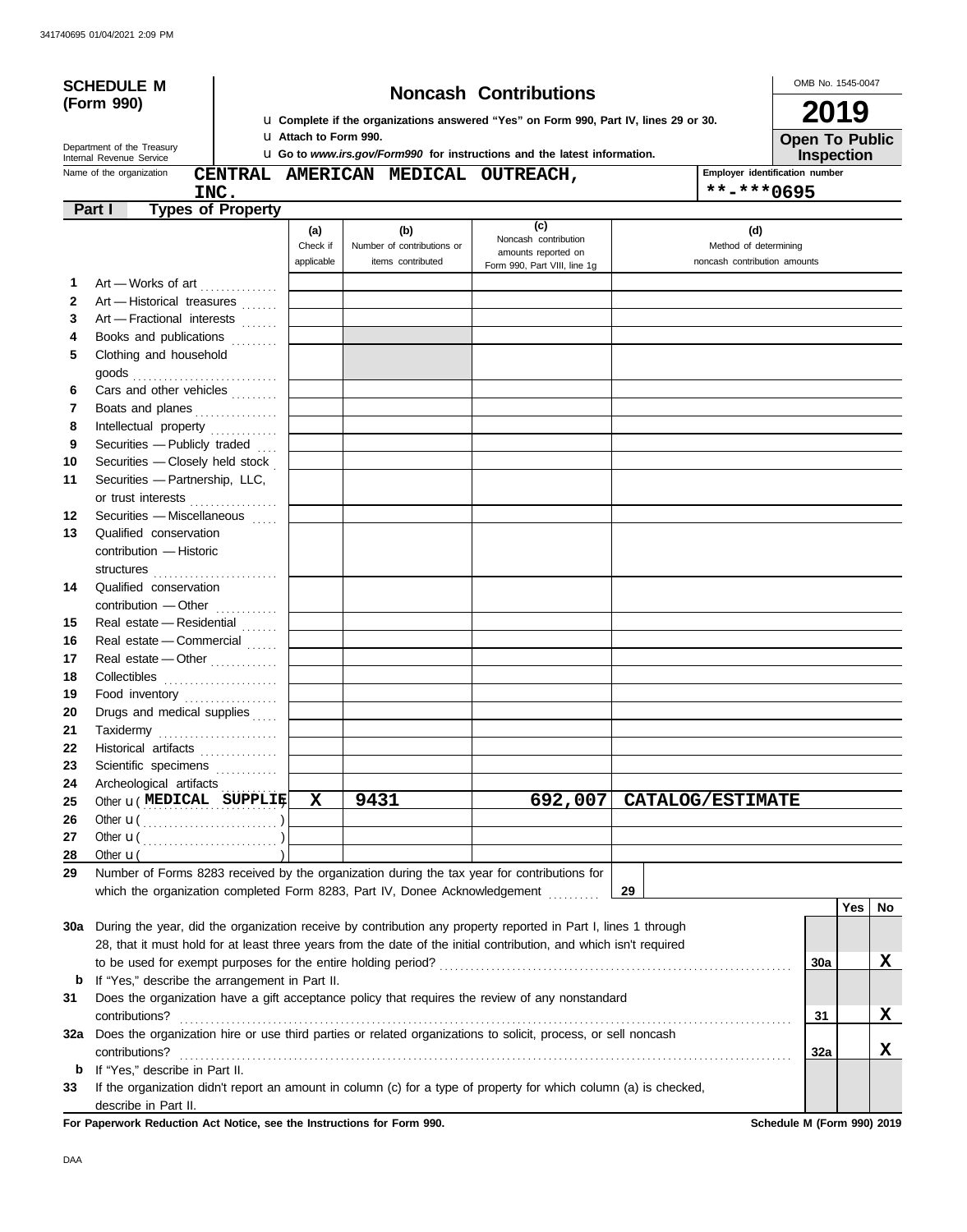341740695 01/04/2021 2:09 PM

**SCHEDULE M (Form 990)**

Department of the Treasury
Internal Revenue Service

# Noncash Contributions

u Complete if the organizations answered "Yes" on Form 990, Part IV, lines 29 or 30.
u Attach to Form 990.
u Go to *www.irs.gov/Form990* for instructions and the latest information.

OMB No. 1545-0047

**2019**

**Open To Public Inspection**

Name of the organization: **CENTRAL AMERICAN MEDICAL OUTREACH, INC.**

Employer identification number: **\*\*-\*\*\*0695**

## Part I — Types of Property

| | | (a) Check if applicable | (b) Number of contributions or items contributed | (c) Noncash contribution amounts reported on Form 990, Part VIII, line 1g | (d) Method of determining noncash contribution amounts |
|---|---|---|---|---|---|
| 1 | Art — Works of art | | | | |
| 2 | Art — Historical treasures | | | | |
| 3 | Art — Fractional interests | | | | |
| 4 | Books and publications | | | | |
| 5 | Clothing and household goods | | | | |
| 6 | Cars and other vehicles | | | | |
| 7 | Boats and planes | | | | |
| 8 | Intellectual property | | | | |
| 9 | Securities — Publicly traded | | | | |
| 10 | Securities — Closely held stock | | | | |
| 11 | Securities — Partnership, LLC, or trust interests | | | | |
| 12 | Securities — Miscellaneous | | | | |
| 13 | Qualified conservation contribution — Historic structures | | | | |
| 14 | Qualified conservation contribution — Other | | | | |
| 15 | Real estate — Residential | | | | |
| 16 | Real estate — Commercial | | | | |
| 17 | Real estate — Other | | | | |
| 18 | Collectibles | | | | |
| 19 | Food inventory | | | | |
| 20 | Drugs and medical supplies | | | | |
| 21 | Taxidermy | | | | |
| 22 | Historical artifacts | | | | |
| 23 | Scientific specimens | | | | |
| 24 | Archeological artifacts | | | | |
| 25 | Other u ( MEDICAL SUPPLIE ) | X | 9431 | 692,007 | CATALOG/ESTIMATE |
| 26 | Other u ( ) | | | | |
| 27 | Other u ( ) | | | | |
| 28 | Other u ( ) | | | | |

**29** Number of Forms 8283 received by the organization during the tax year for contributions for which the organization completed Form 8283, Part IV, Donee Acknowledgement ..... **29**

| | | | Yes | No |
|---|---|---|---|---|
| **30a** | During the year, did the organization receive by contribution any property reported in Part I, lines 1 through 28, that it must hold for at least three years from the date of the initial contribution, and which isn't required to be used for exempt purposes for the entire holding period? | 30a | | X |
| **b** | If "Yes," describe the arrangement in Part II. | | | |
| **31** | Does the organization have a gift acceptance policy that requires the review of any nonstandard contributions? | 31 | | X |
| **32a** | Does the organization hire or use third parties or related organizations to solicit, process, or sell noncash contributions? | 32a | | X |
| **b** | If "Yes," describe in Part II. | | | |
| **33** | If the organization didn't report an amount in column (c) for a type of property for which column (a) is checked, describe in Part II. | | | |

**For Paperwork Reduction Act Notice, see the Instructions for Form 990.** **Schedule M (Form 990) 2019**

DAA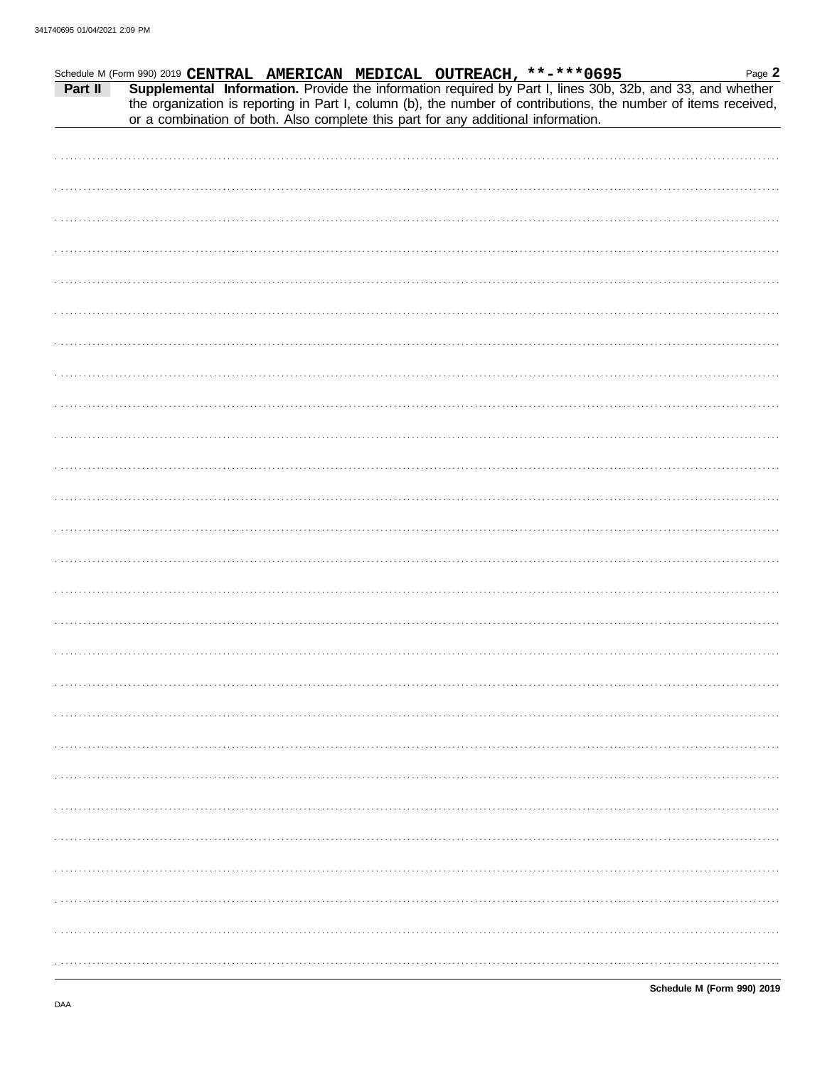Schedule M (Form 990) 2019 **CENTRAL AMERICAN MEDICAL OUTREACH, \*\*-\*\*\*0695** Page **2**

**Part II** **Supplemental Information.** Provide the information required by Part I, lines 30b, 32b, and 33, and whether the organization is reporting in Part I, column (b), the number of contributions, the number of items received, or a combination of both. Also complete this part for any additional information.

**Schedule M (Form 990) 2019**

DAA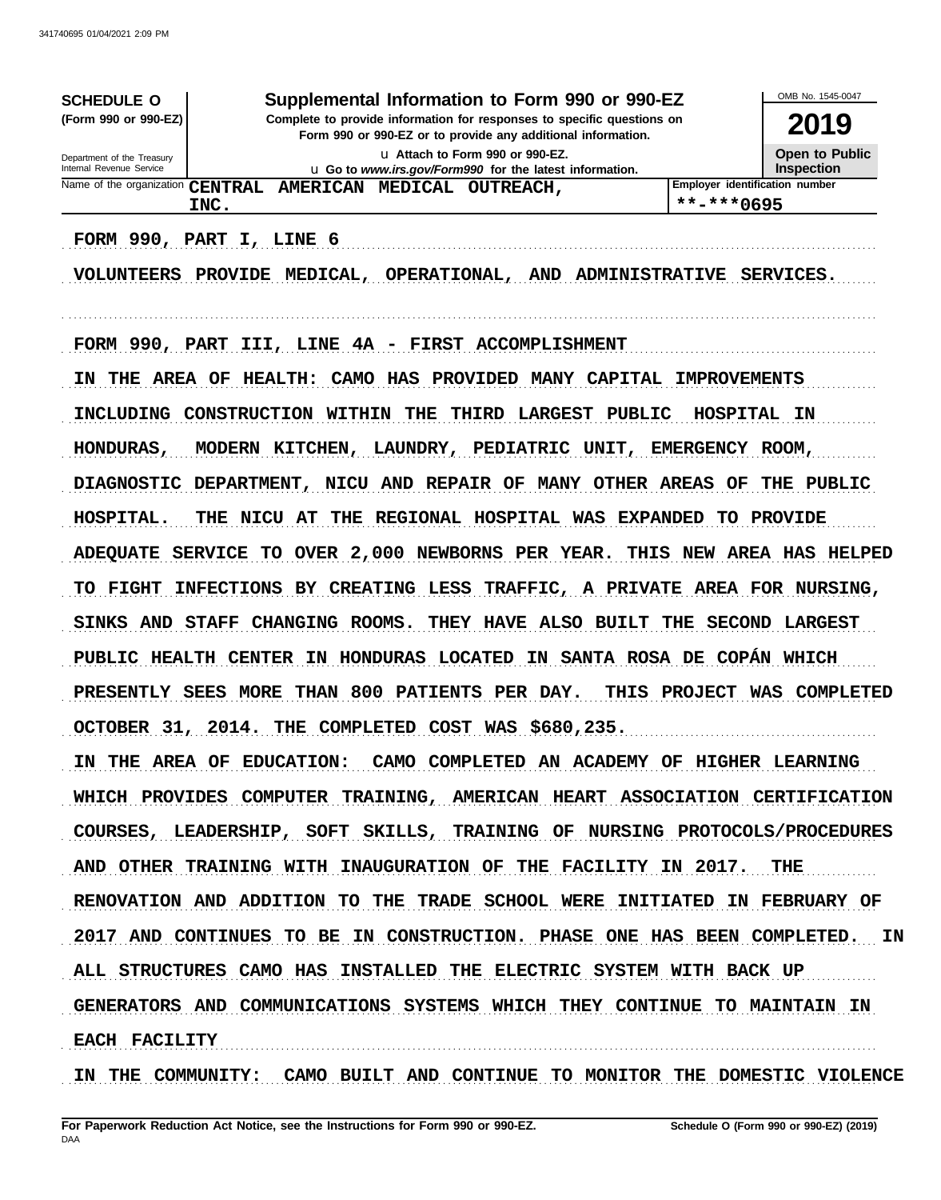**SCHEDULE O** (Form 990 or 990-EZ)

Department of the Treasury
Internal Revenue Service

# Supplemental Information to Form 990 or 990-EZ

**Complete to provide information for responses to specific questions on Form 990 or 990-EZ or to provide any additional information.**

u Attach to Form 990 or 990-EZ.

u Go to *www.irs.gov/Form990* for the latest information.

OMB No. 1545-0047

**2019**

**Open to Public Inspection**

Name of the organization **CENTRAL AMERICAN MEDICAL OUTREACH, INC.**

Employer identification number **\*\*-\*\*\*0695**

FORM 990, PART I, LINE 6

VOLUNTEERS PROVIDE MEDICAL, OPERATIONAL, AND ADMINISTRATIVE SERVICES.

FORM 990, PART III, LINE 4A - FIRST ACCOMPLISHMENT

IN THE AREA OF HEALTH: CAMO HAS PROVIDED MANY CAPITAL IMPROVEMENTS INCLUDING CONSTRUCTION WITHIN THE THIRD LARGEST PUBLIC HOSPITAL IN HONDURAS, MODERN KITCHEN, LAUNDRY, PEDIATRIC UNIT, EMERGENCY ROOM, DIAGNOSTIC DEPARTMENT, NICU AND REPAIR OF MANY OTHER AREAS OF THE PUBLIC HOSPITAL. THE NICU AT THE REGIONAL HOSPITAL WAS EXPANDED TO PROVIDE ADEQUATE SERVICE TO OVER 2,000 NEWBORNS PER YEAR. THIS NEW AREA HAS HELPED TO FIGHT INFECTIONS BY CREATING LESS TRAFFIC, A PRIVATE AREA FOR NURSING, SINKS AND STAFF CHANGING ROOMS. THEY HAVE ALSO BUILT THE SECOND LARGEST PUBLIC HEALTH CENTER IN HONDURAS LOCATED IN SANTA ROSA DE COPÁN WHICH PRESENTLY SEES MORE THAN 800 PATIENTS PER DAY. THIS PROJECT WAS COMPLETED OCTOBER 31, 2014. THE COMPLETED COST WAS $680,235.

IN THE AREA OF EDUCATION: CAMO COMPLETED AN ACADEMY OF HIGHER LEARNING WHICH PROVIDES COMPUTER TRAINING, AMERICAN HEART ASSOCIATION CERTIFICATION COURSES, LEADERSHIP, SOFT SKILLS, TRAINING OF NURSING PROTOCOLS/PROCEDURES AND OTHER TRAINING WITH INAUGURATION OF THE FACILITY IN 2017. THE RENOVATION AND ADDITION TO THE TRADE SCHOOL WERE INITIATED IN FEBRUARY OF 2017 AND CONTINUES TO BE IN CONSTRUCTION. PHASE ONE HAS BEEN COMPLETED. IN ALL STRUCTURES CAMO HAS INSTALLED THE ELECTRIC SYSTEM WITH BACK UP GENERATORS AND COMMUNICATIONS SYSTEMS WHICH THEY CONTINUE TO MAINTAIN IN EACH FACILITY

IN THE COMMUNITY: CAMO BUILT AND CONTINUE TO MONITOR THE DOMESTIC VIOLENCE

**For Paperwork Reduction Act Notice, see the Instructions for Form 990 or 990-EZ.**

**Schedule O (Form 990 or 990-EZ) (2019)**

DAA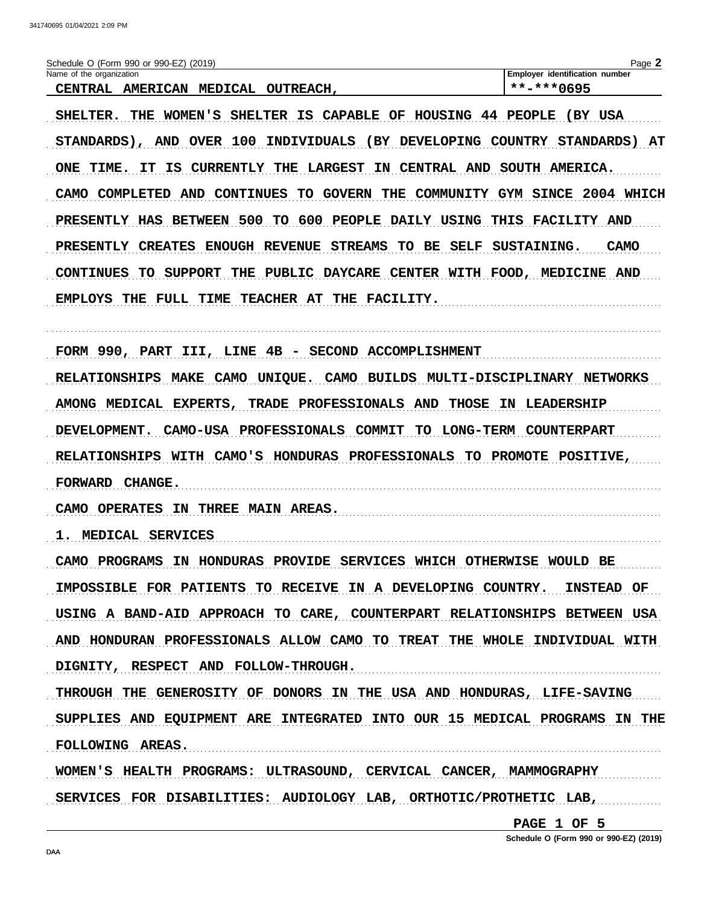Schedule O (Form 990 or 990-EZ) (2019)

Name of the organization: CENTRAL AMERICAN MEDICAL OUTREACH,

Employer identification number: **-***0695

SHELTER. THE WOMEN'S SHELTER IS CAPABLE OF HOUSING 44 PEOPLE (BY USA STANDARDS), AND OVER 100 INDIVIDUALS (BY DEVELOPING COUNTRY STANDARDS) AT ONE TIME. IT IS CURRENTLY THE LARGEST IN CENTRAL AND SOUTH AMERICA. CAMO COMPLETED AND CONTINUES TO GOVERN THE COMMUNITY GYM SINCE 2004 WHICH PRESENTLY HAS BETWEEN 500 TO 600 PEOPLE DAILY USING THIS FACILITY AND PRESENTLY CREATES ENOUGH REVENUE STREAMS TO BE SELF SUSTAINING. CAMO CONTINUES TO SUPPORT THE PUBLIC DAYCARE CENTER WITH FOOD, MEDICINE AND EMPLOYS THE FULL TIME TEACHER AT THE FACILITY.

FORM 990, PART III, LINE 4B - SECOND ACCOMPLISHMENT

RELATIONSHIPS MAKE CAMO UNIQUE. CAMO BUILDS MULTI-DISCIPLINARY NETWORKS AMONG MEDICAL EXPERTS, TRADE PROFESSIONALS AND THOSE IN LEADERSHIP DEVELOPMENT. CAMO-USA PROFESSIONALS COMMIT TO LONG-TERM COUNTERPART RELATIONSHIPS WITH CAMO'S HONDURAS PROFESSIONALS TO PROMOTE POSITIVE, FORWARD CHANGE.

CAMO OPERATES IN THREE MAIN AREAS.

1. MEDICAL SERVICES

CAMO PROGRAMS IN HONDURAS PROVIDE SERVICES WHICH OTHERWISE WOULD BE IMPOSSIBLE FOR PATIENTS TO RECEIVE IN A DEVELOPING COUNTRY. INSTEAD OF USING A BAND-AID APPROACH TO CARE, COUNTERPART RELATIONSHIPS BETWEEN USA AND HONDURAN PROFESSIONALS ALLOW CAMO TO TREAT THE WHOLE INDIVIDUAL WITH DIGNITY, RESPECT AND FOLLOW-THROUGH.

THROUGH THE GENEROSITY OF DONORS IN THE USA AND HONDURAS, LIFE-SAVING SUPPLIES AND EQUIPMENT ARE INTEGRATED INTO OUR 15 MEDICAL PROGRAMS IN THE FOLLOWING AREAS.

WOMEN'S HEALTH PROGRAMS: ULTRASOUND, CERVICAL CANCER, MAMMOGRAPHY

SERVICES FOR DISABILITIES: AUDIOLOGY LAB, ORTHOTIC/PROTHETIC LAB,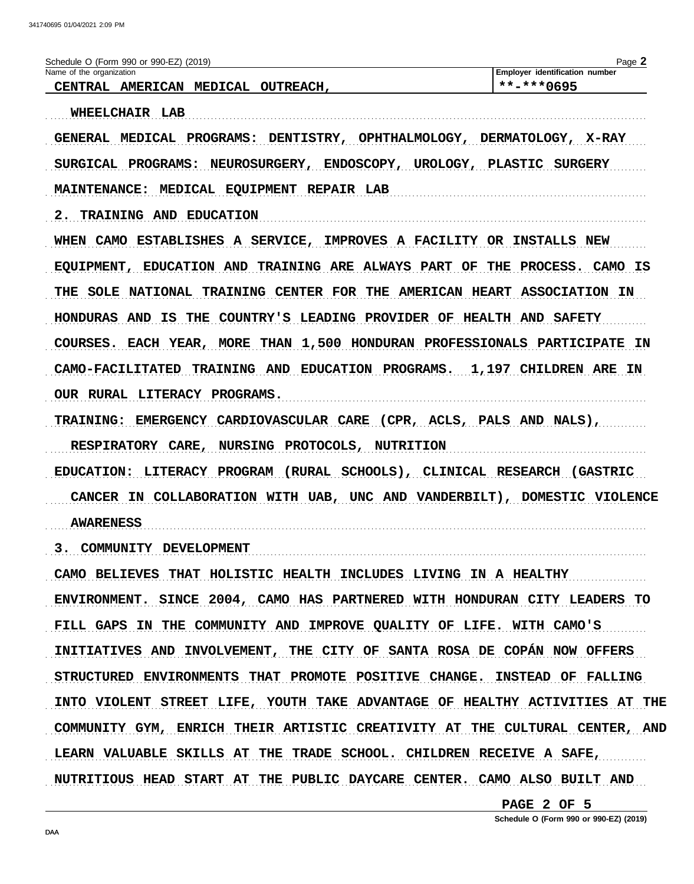Schedule O (Form 990 or 990-EZ) (2019)

Name of the organization: CENTRAL AMERICAN MEDICAL OUTREACH,

Employer identification number: **-***0695

WHEELCHAIR LAB

GENERAL MEDICAL PROGRAMS: DENTISTRY, OPHTHALMOLOGY, DERMATOLOGY, X-RAY

SURGICAL PROGRAMS: NEUROSURGERY, ENDOSCOPY, UROLOGY, PLASTIC SURGERY

MAINTENANCE: MEDICAL EQUIPMENT REPAIR LAB

2. TRAINING AND EDUCATION

WHEN CAMO ESTABLISHES A SERVICE, IMPROVES A FACILITY OR INSTALLS NEW EQUIPMENT, EDUCATION AND TRAINING ARE ALWAYS PART OF THE PROCESS. CAMO IS THE SOLE NATIONAL TRAINING CENTER FOR THE AMERICAN HEART ASSOCIATION IN HONDURAS AND IS THE COUNTRY'S LEADING PROVIDER OF HEALTH AND SAFETY COURSES. EACH YEAR, MORE THAN 1,500 HONDURAN PROFESSIONALS PARTICIPATE IN CAMO-FACILITATED TRAINING AND EDUCATION PROGRAMS. 1,197 CHILDREN ARE IN OUR RURAL LITERACY PROGRAMS.

TRAINING: EMERGENCY CARDIOVASCULAR CARE (CPR, ACLS, PALS AND NALS), RESPIRATORY CARE, NURSING PROTOCOLS, NUTRITION

EDUCATION: LITERACY PROGRAM (RURAL SCHOOLS), CLINICAL RESEARCH (GASTRIC CANCER IN COLLABORATION WITH UAB, UNC AND VANDERBILT), DOMESTIC VIOLENCE AWARENESS

3. COMMUNITY DEVELOPMENT

CAMO BELIEVES THAT HOLISTIC HEALTH INCLUDES LIVING IN A HEALTHY ENVIRONMENT. SINCE 2004, CAMO HAS PARTNERED WITH HONDURAN CITY LEADERS TO FILL GAPS IN THE COMMUNITY AND IMPROVE QUALITY OF LIFE. WITH CAMO'S INITIATIVES AND INVOLVEMENT, THE CITY OF SANTA ROSA DE COPÁN NOW OFFERS STRUCTURED ENVIRONMENTS THAT PROMOTE POSITIVE CHANGE. INSTEAD OF FALLING INTO VIOLENT STREET LIFE, YOUTH TAKE ADVANTAGE OF HEALTHY ACTIVITIES AT THE COMMUNITY GYM, ENRICH THEIR ARTISTIC CREATIVITY AT THE CULTURAL CENTER, AND LEARN VALUABLE SKILLS AT THE TRADE SCHOOL. CHILDREN RECEIVE A SAFE, NUTRITIOUS HEAD START AT THE PUBLIC DAYCARE CENTER. CAMO ALSO BUILT AND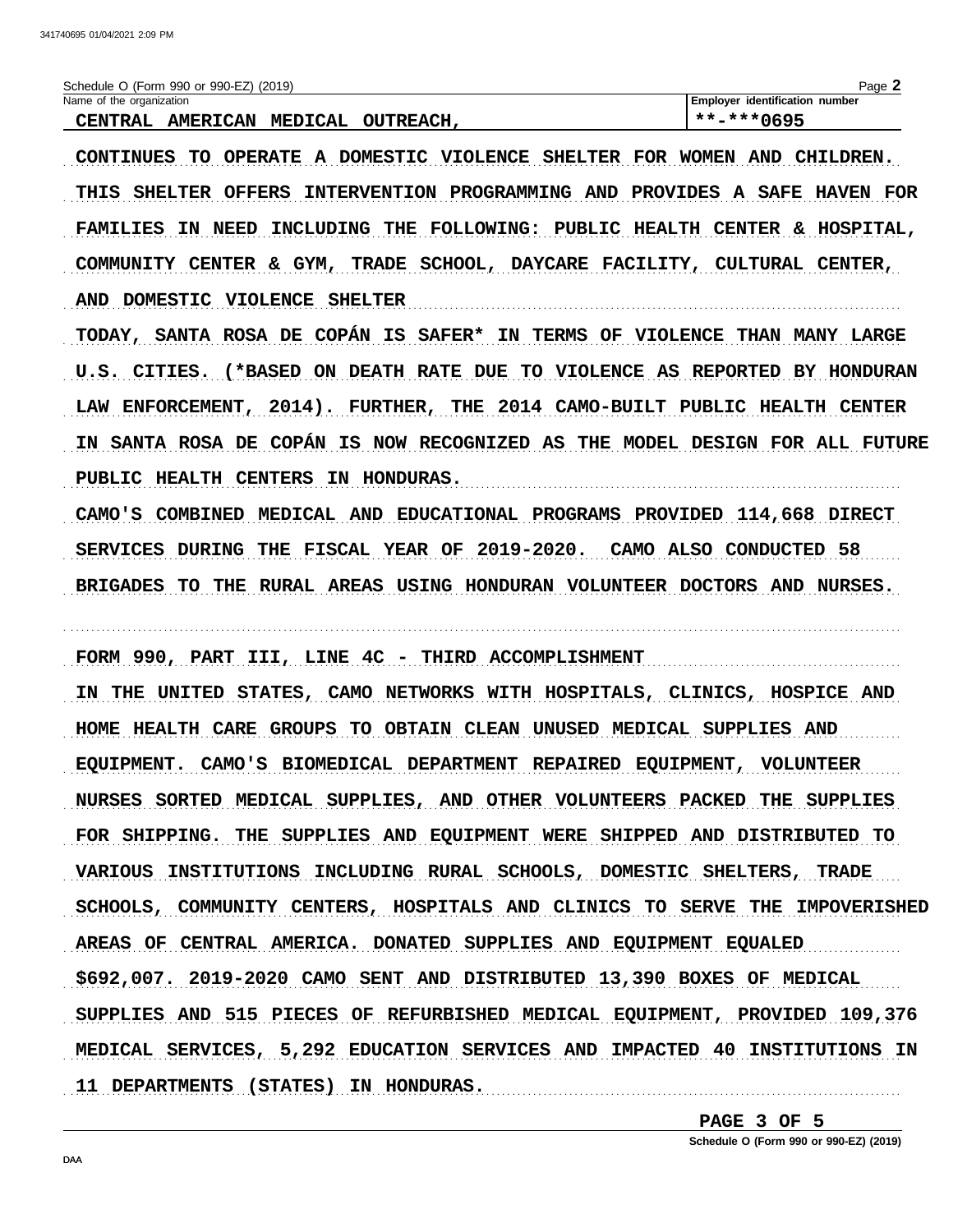Schedule O (Form 990 or 990-EZ) (2019)

| Name of the organization | Employer identification number |
| --- | --- |
| CENTRAL AMERICAN MEDICAL OUTREACH, | **-***0695 |

CONTINUES TO OPERATE A DOMESTIC VIOLENCE SHELTER FOR WOMEN AND CHILDREN. THIS SHELTER OFFERS INTERVENTION PROGRAMMING AND PROVIDES A SAFE HAVEN FOR FAMILIES IN NEED INCLUDING THE FOLLOWING: PUBLIC HEALTH CENTER & HOSPITAL, COMMUNITY CENTER & GYM, TRADE SCHOOL, DAYCARE FACILITY, CULTURAL CENTER, AND DOMESTIC VIOLENCE SHELTER

TODAY, SANTA ROSA DE COPÁN IS SAFER* IN TERMS OF VIOLENCE THAN MANY LARGE U.S. CITIES. (*BASED ON DEATH RATE DUE TO VIOLENCE AS REPORTED BY HONDURAN LAW ENFORCEMENT, 2014). FURTHER, THE 2014 CAMO-BUILT PUBLIC HEALTH CENTER IN SANTA ROSA DE COPÁN IS NOW RECOGNIZED AS THE MODEL DESIGN FOR ALL FUTURE PUBLIC HEALTH CENTERS IN HONDURAS.

CAMO'S COMBINED MEDICAL AND EDUCATIONAL PROGRAMS PROVIDED 114,668 DIRECT SERVICES DURING THE FISCAL YEAR OF 2019-2020. CAMO ALSO CONDUCTED 58 BRIGADES TO THE RURAL AREAS USING HONDURAN VOLUNTEER DOCTORS AND NURSES.

FORM 990, PART III, LINE 4C - THIRD ACCOMPLISHMENT

IN THE UNITED STATES, CAMO NETWORKS WITH HOSPITALS, CLINICS, HOSPICE AND HOME HEALTH CARE GROUPS TO OBTAIN CLEAN UNUSED MEDICAL SUPPLIES AND EQUIPMENT. CAMO'S BIOMEDICAL DEPARTMENT REPAIRED EQUIPMENT, VOLUNTEER NURSES SORTED MEDICAL SUPPLIES, AND OTHER VOLUNTEERS PACKED THE SUPPLIES FOR SHIPPING. THE SUPPLIES AND EQUIPMENT WERE SHIPPED AND DISTRIBUTED TO VARIOUS INSTITUTIONS INCLUDING RURAL SCHOOLS, DOMESTIC SHELTERS, TRADE SCHOOLS, COMMUNITY CENTERS, HOSPITALS AND CLINICS TO SERVE THE IMPOVERISHED AREAS OF CENTRAL AMERICA. DONATED SUPPLIES AND EQUIPMENT EQUALED $692,007. 2019-2020 CAMO SENT AND DISTRIBUTED 13,390 BOXES OF MEDICAL SUPPLIES AND 515 PIECES OF REFURBISHED MEDICAL EQUIPMENT, PROVIDED 109,376 MEDICAL SERVICES, 5,292 EDUCATION SERVICES AND IMPACTED 40 INSTITUTIONS IN 11 DEPARTMENTS (STATES) IN HONDURAS.

Schedule O (Form 990 or 990-EZ) (2019)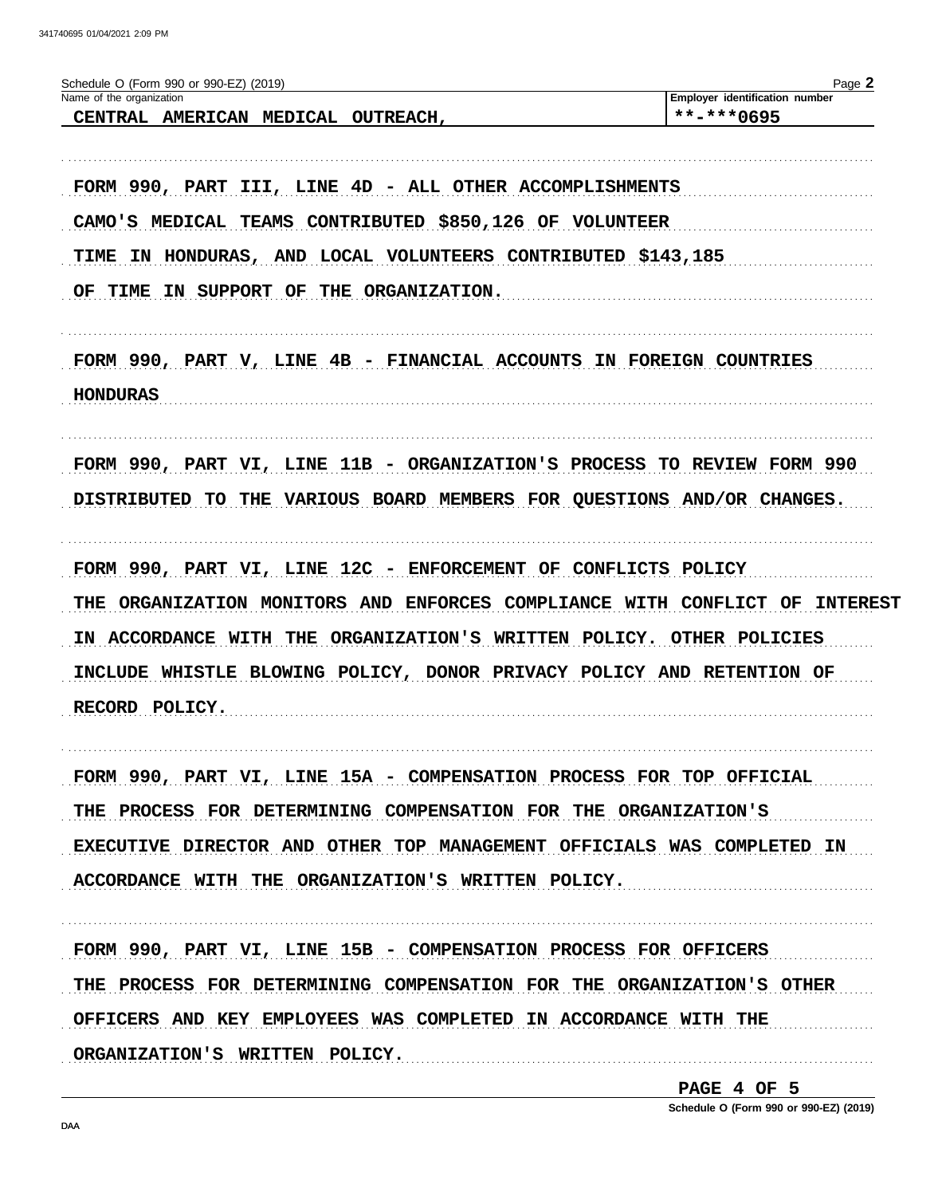Schedule O (Form 990 or 990-EZ) (2019)

| Name of the organization | Employer identification number |
| --- | --- |
| CENTRAL AMERICAN MEDICAL OUTREACH, | **-***0695 |

FORM 990, PART III, LINE 4D - ALL OTHER ACCOMPLISHMENTS

CAMO'S MEDICAL TEAMS CONTRIBUTED $850,126 OF VOLUNTEER TIME IN HONDURAS, AND LOCAL VOLUNTEERS CONTRIBUTED $143,185 OF TIME IN SUPPORT OF THE ORGANIZATION.

FORM 990, PART V, LINE 4B - FINANCIAL ACCOUNTS IN FOREIGN COUNTRIES

HONDURAS

FORM 990, PART VI, LINE 11B - ORGANIZATION'S PROCESS TO REVIEW FORM 990

DISTRIBUTED TO THE VARIOUS BOARD MEMBERS FOR QUESTIONS AND/OR CHANGES.

FORM 990, PART VI, LINE 12C - ENFORCEMENT OF CONFLICTS POLICY

THE ORGANIZATION MONITORS AND ENFORCES COMPLIANCE WITH CONFLICT OF INTEREST IN ACCORDANCE WITH THE ORGANIZATION'S WRITTEN POLICY. OTHER POLICIES INCLUDE WHISTLE BLOWING POLICY, DONOR PRIVACY POLICY AND RETENTION OF RECORD POLICY.

FORM 990, PART VI, LINE 15A - COMPENSATION PROCESS FOR TOP OFFICIAL

THE PROCESS FOR DETERMINING COMPENSATION FOR THE ORGANIZATION'S EXECUTIVE DIRECTOR AND OTHER TOP MANAGEMENT OFFICIALS WAS COMPLETED IN ACCORDANCE WITH THE ORGANIZATION'S WRITTEN POLICY.

FORM 990, PART VI, LINE 15B - COMPENSATION PROCESS FOR OFFICERS

THE PROCESS FOR DETERMINING COMPENSATION FOR THE ORGANIZATION'S OTHER OFFICERS AND KEY EMPLOYEES WAS COMPLETED IN ACCORDANCE WITH THE ORGANIZATION'S WRITTEN POLICY.

Schedule O (Form 990 or 990-EZ) (2019)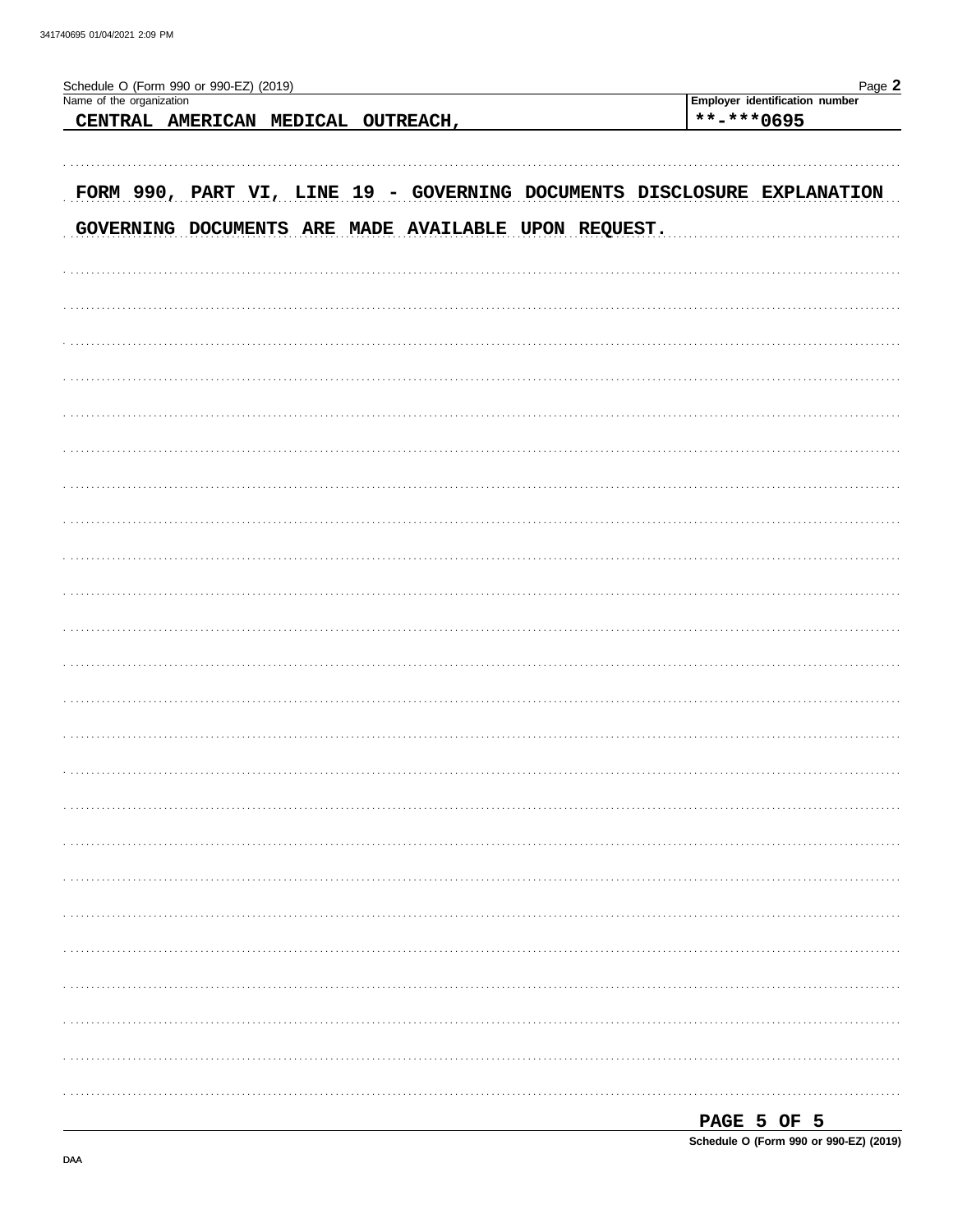Schedule O (Form 990 or 990-EZ) (2019)

| Name of the organization | Employer identification number |
| --- | --- |
| CENTRAL AMERICAN MEDICAL OUTREACH, | **-***0695 |

FORM 990, PART VI, LINE 19 - GOVERNING DOCUMENTS DISCLOSURE EXPLANATION

GOVERNING DOCUMENTS ARE MADE AVAILABLE UPON REQUEST.

PAGE 5 OF 5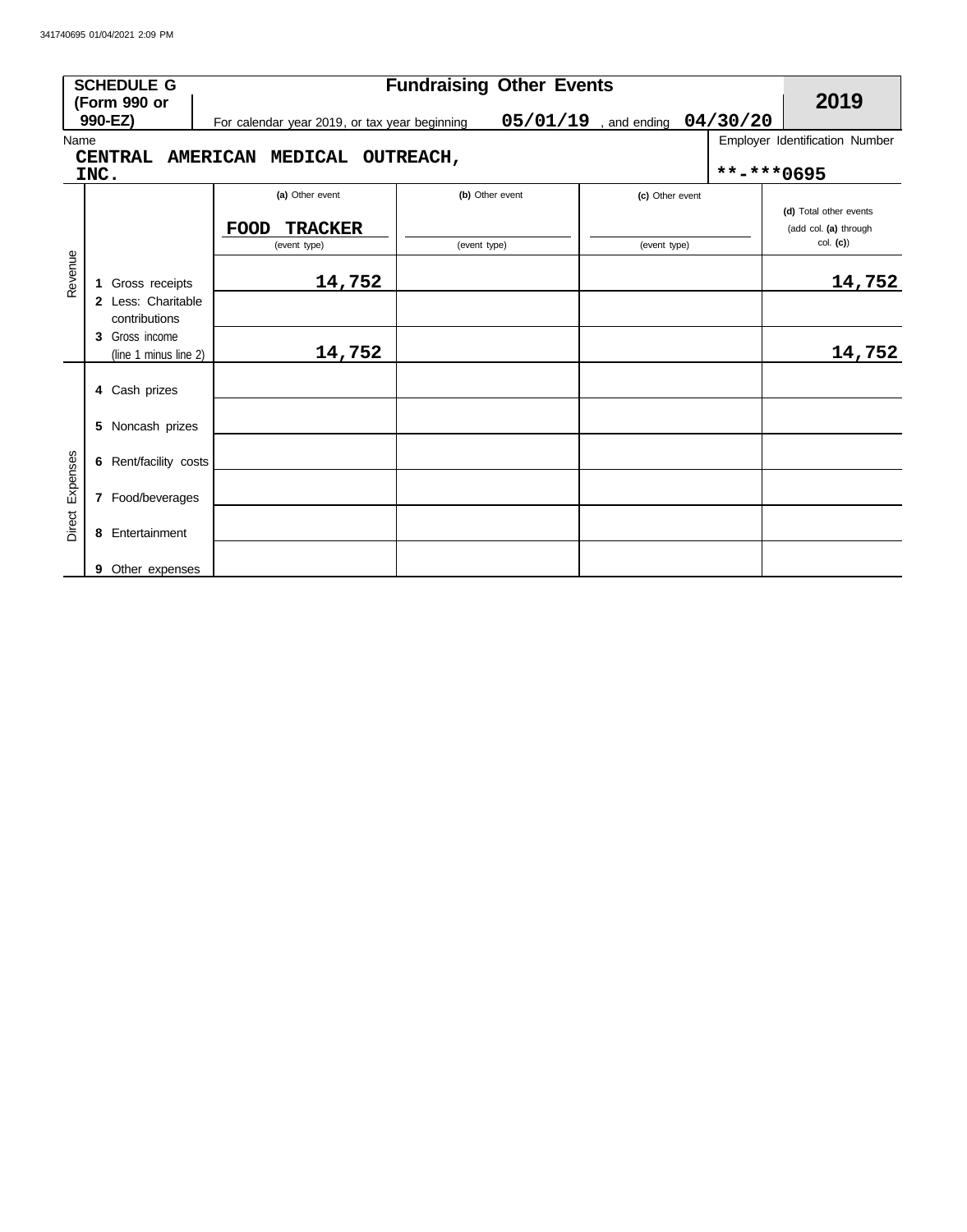341740695 01/04/2021 2:09 PM

**SCHEDULE G (Form 990 or 990-EZ)**

# Fundraising Other Events

For calendar year 2019, or tax year beginning **05/01/19** , and ending **04/30/20**

**2019**

Name: **CENTRAL AMERICAN MEDICAL OUTREACH, INC.**

Employer Identification Number: **\*\*-\*\*\*0695**

| | | (a) Other event | (b) Other event | (c) Other event | (d) Total other events (add col. (a) through col. (c)) |
|---|---|---|---|---|---|
| | | FOOD TRACKER (event type) | (event type) | (event type) | |
| Revenue | 1 Gross receipts | 14,752 | | | 14,752 |
| | 2 Less: Charitable contributions | | | | |
| | 3 Gross income (line 1 minus line 2) | 14,752 | | | 14,752 |
| Direct Expenses | 4 Cash prizes | | | | |
| | 5 Noncash prizes | | | | |
| | 6 Rent/facility costs | | | | |
| | 7 Food/beverages | | | | |
| | 8 Entertainment | | | | |
| | 9 Other expenses | | | | |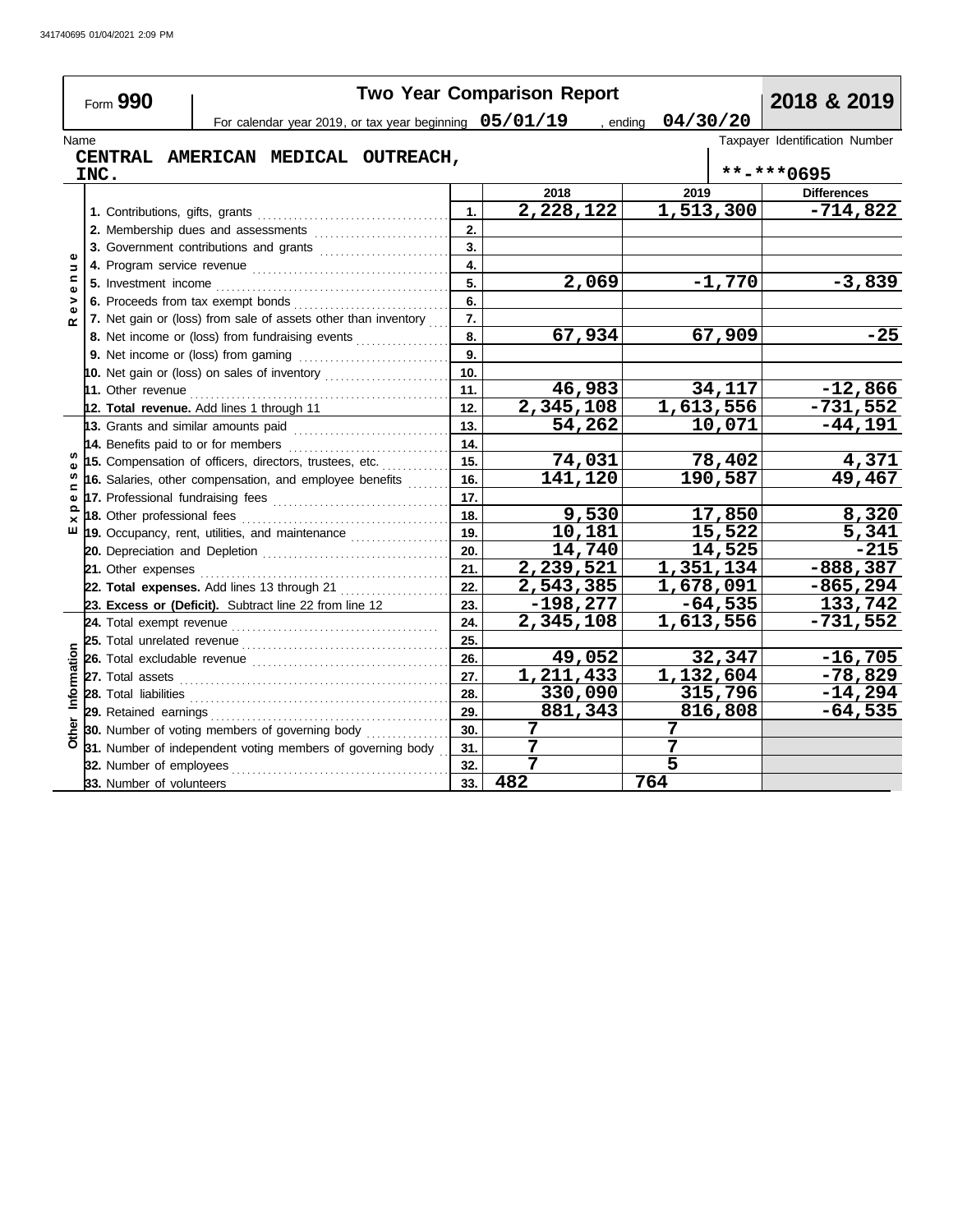341740695 01/04/2021 2:09 PM

# Form 990 — Two Year Comparison Report — 2018 & 2019

For calendar year 2019, or tax year beginning **05/01/19** , ending **04/30/20**

Name: **CENTRAL AMERICAN MEDICAL OUTREACH, INC.**

Taxpayer Identification Number: **\*\*-\*\*\*0695**

| Section | Item | Line | 2018 | 2019 | Differences |
|---|---|---|---|---|---|
| Revenue | 1. Contributions, gifts, grants | 1. | 2,228,122 | 1,513,300 | -714,822 |
| | 2. Membership dues and assessments | 2. | | | |
| | 3. Government contributions and grants | 3. | | | |
| | 4. Program service revenue | 4. | | | |
| | 5. Investment income | 5. | 2,069 | -1,770 | -3,839 |
| | 6. Proceeds from tax exempt bonds | 6. | | | |
| | 7. Net gain or (loss) from sale of assets other than inventory | 7. | | | |
| | 8. Net income or (loss) from fundraising events | 8. | 67,934 | 67,909 | -25 |
| | 9. Net income or (loss) from gaming | 9. | | | |
| | 10. Net gain or (loss) on sales of inventory | 10. | | | |
| | 11. Other revenue | 11. | 46,983 | 34,117 | -12,866 |
| | 12. **Total revenue.** Add lines 1 through 11 | 12. | 2,345,108 | 1,613,556 | -731,552 |
| Expenses | 13. Grants and similar amounts paid | 13. | 54,262 | 10,071 | -44,191 |
| | 14. Benefits paid to or for members | 14. | | | |
| | 15. Compensation of officers, directors, trustees, etc. | 15. | 74,031 | 78,402 | 4,371 |
| | 16. Salaries, other compensation, and employee benefits | 16. | 141,120 | 190,587 | 49,467 |
| | 17. Professional fundraising fees | 17. | | | |
| | 18. Other professional fees | 18. | 9,530 | 17,850 | 8,320 |
| | 19. Occupancy, rent, utilities, and maintenance | 19. | 10,181 | 15,522 | 5,341 |
| | 20. Depreciation and Depletion | 20. | 14,740 | 14,525 | -215 |
| | 21. Other expenses | 21. | 2,239,521 | 1,351,134 | -888,387 |
| | 22. **Total expenses.** Add lines 13 through 21 | 22. | 2,543,385 | 1,678,091 | -865,294 |
| | 23. **Excess or (Deficit).** Subtract line 22 from line 12 | 23. | -198,277 | -64,535 | 133,742 |
| Other Information | 24. Total exempt revenue | 24. | 2,345,108 | 1,613,556 | -731,552 |
| | 25. Total unrelated revenue | 25. | | | |
| | 26. Total excludable revenue | 26. | 49,052 | 32,347 | -16,705 |
| | 27. Total assets | 27. | 1,211,433 | 1,132,604 | -78,829 |
| | 28. Total liabilities | 28. | 330,090 | 315,796 | -14,294 |
| | 29. Retained earnings | 29. | 881,343 | 816,808 | -64,535 |
| | 30. Number of voting members of governing body | 30. | 7 | 7 | |
| | 31. Number of independent voting members of governing body | 31. | 7 | 7 | |
| | 32. Number of employees | 32. | 7 | 5 | |
| | 33. Number of volunteers | 33. | 482 | 764 | |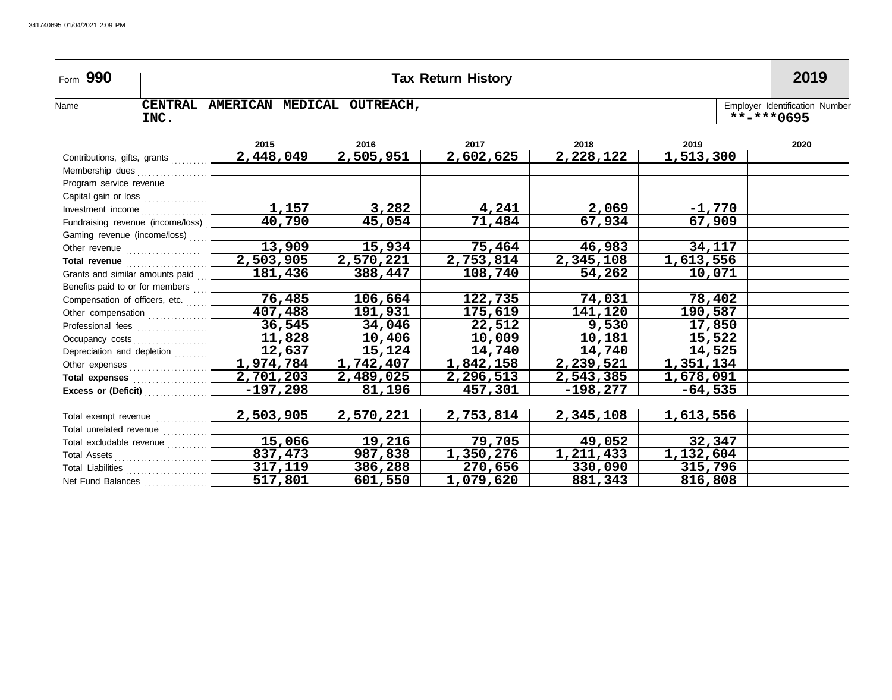Form **990** | **Tax Return History** | **2019**

Name: **CENTRAL AMERICAN MEDICAL OUTREACH, INC.**

Employer Identification Number: **\*\*-\*\*\*0695**

| | 2015 | 2016 | 2017 | 2018 | 2019 | 2020 |
|---|---|---|---|---|---|---|
| Contributions, gifts, grants | 2,448,049 | 2,505,951 | 2,602,625 | 2,228,122 | 1,513,300 | |
| Membership dues | | | | | | |
| Program service revenue | | | | | | |
| Capital gain or loss | | | | | | |
| Investment income | 1,157 | 3,282 | 4,241 | 2,069 | -1,770 | |
| Fundraising revenue (income/loss) | 40,790 | 45,054 | 71,484 | 67,934 | 67,909 | |
| Gaming revenue (income/loss) | | | | | | |
| Other revenue | 13,909 | 15,934 | 75,464 | 46,983 | 34,117 | |
| **Total revenue** | 2,503,905 | 2,570,221 | 2,753,814 | 2,345,108 | 1,613,556 | |
| Grants and similar amounts paid | 181,436 | 388,447 | 108,740 | 54,262 | 10,071 | |
| Benefits paid to or for members | | | | | | |
| Compensation of officers, etc. | 76,485 | 106,664 | 122,735 | 74,031 | 78,402 | |
| Other compensation | 407,488 | 191,931 | 175,619 | 141,120 | 190,587 | |
| Professional fees | 36,545 | 34,046 | 22,512 | 9,530 | 17,850 | |
| Occupancy costs | 11,828 | 10,406 | 10,009 | 10,181 | 15,522 | |
| Depreciation and depletion | 12,637 | 15,124 | 14,740 | 14,740 | 14,525 | |
| Other expenses | 1,974,784 | 1,742,407 | 1,842,158 | 2,239,521 | 1,351,134 | |
| **Total expenses** | 2,701,203 | 2,489,025 | 2,296,513 | 2,543,385 | 1,678,091 | |
| **Excess or (Deficit)** | -197,298 | 81,196 | 457,301 | -198,277 | -64,535 | |
| Total exempt revenue | 2,503,905 | 2,570,221 | 2,753,814 | 2,345,108 | 1,613,556 | |
| Total unrelated revenue | | | | | | |
| Total excludable revenue | 15,066 | 19,216 | 79,705 | 49,052 | 32,347 | |
| Total Assets | 837,473 | 987,838 | 1,350,276 | 1,211,433 | 1,132,604 | |
| Total Liabilities | 317,119 | 386,288 | 270,656 | 330,090 | 315,796 | |
| Net Fund Balances | 517,801 | 601,550 | 1,079,620 | 881,343 | 816,808 | |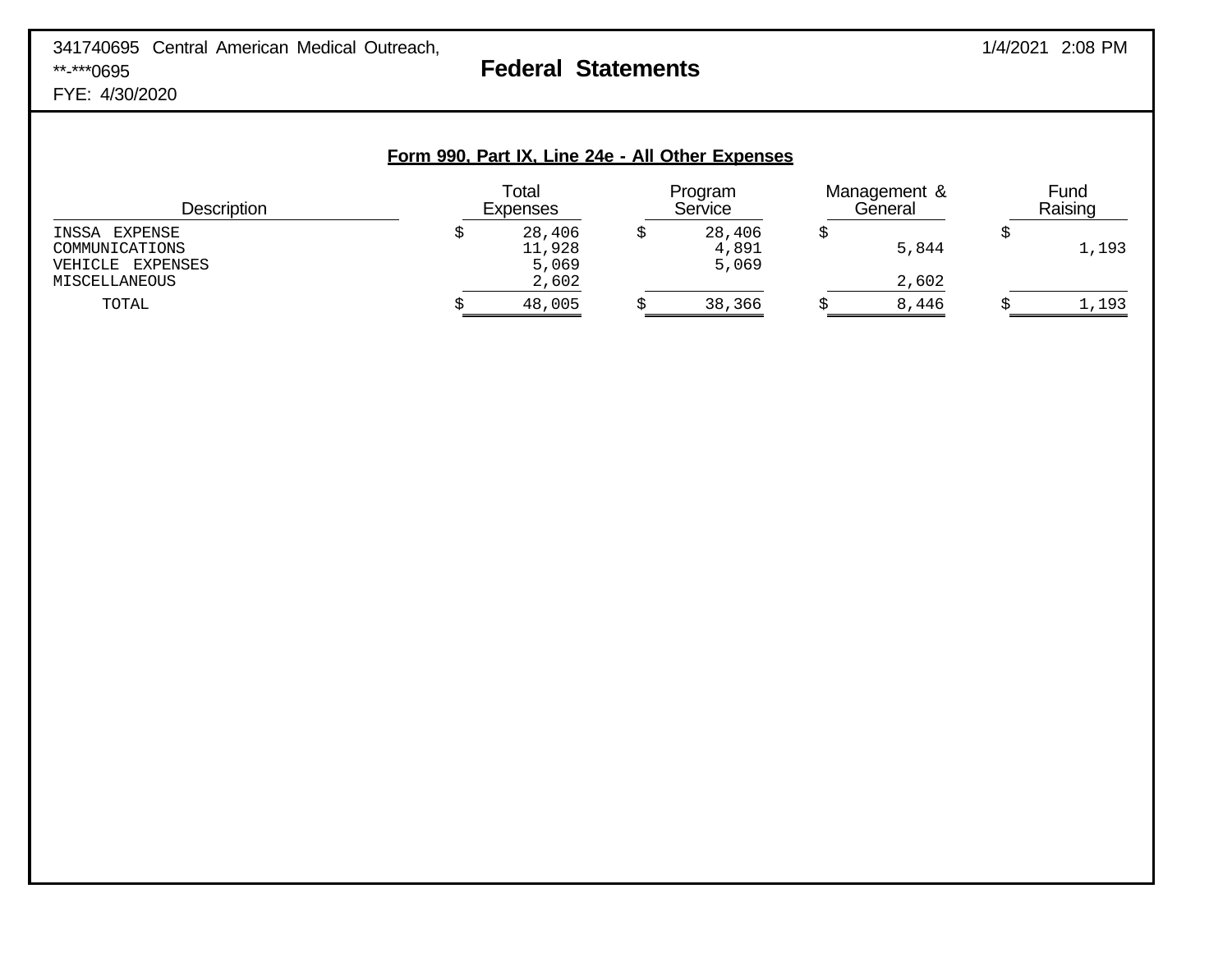341740695 Central American Medical Outreach,
**-***0695
FYE: 4/30/2020

# Federal Statements

1/4/2021 2:08 PM

## Form 990, Part IX, Line 24e - All Other Expenses

| Description | Total Expenses | Program Service | Management & General | Fund Raising |
|---|---|---|---|---|
| INSSA EXPENSE | $ 28,406 | $ 28,406 | $ | $ |
| COMMUNICATIONS | 11,928 | 4,891 | 5,844 | 1,193 |
| VEHICLE EXPENSES | 5,069 | 5,069 | | |
| MISCELLANEOUS | 2,602 | | 2,602 | |
| TOTAL | $ 48,005 | $ 38,366 | $ 8,446 | $ 1,193 |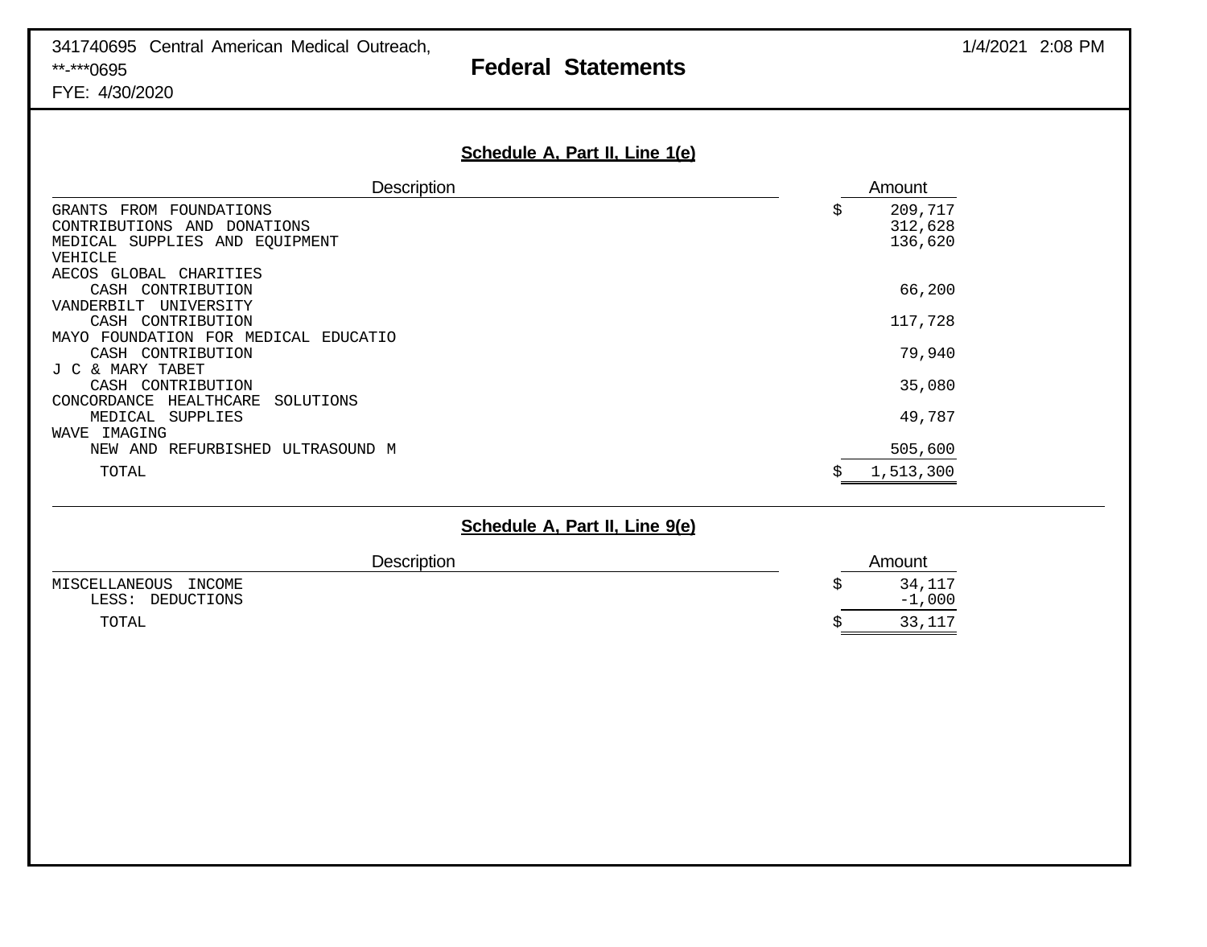341740695 Central American Medical Outreach,
**-***0695
FYE: 4/30/2020

# Federal Statements

## Schedule A, Part II, Line 1(e)

| Description | Amount |
|---|---|
| GRANTS FROM FOUNDATIONS | $ 209,717 |
| CONTRIBUTIONS AND DONATIONS | 312,628 |
| MEDICAL SUPPLIES AND EQUIPMENT | 136,620 |
| VEHICLE | |
| AECOS GLOBAL CHARITIES | |
| CASH CONTRIBUTION | 66,200 |
| VANDERBILT UNIVERSITY | |
| CASH CONTRIBUTION | 117,728 |
| MAYO FOUNDATION FOR MEDICAL EDUCATIO | |
| CASH CONTRIBUTION | 79,940 |
| J C & MARY TABET | |
| CASH CONTRIBUTION | 35,080 |
| CONCORDANCE HEALTHCARE SOLUTIONS | |
| MEDICAL SUPPLIES | 49,787 |
| WAVE IMAGING | |
| NEW AND REFURBISHED ULTRASOUND M | 505,600 |
| TOTAL | $ 1,513,300 |

## Schedule A, Part II, Line 9(e)

| Description | Amount |
|---|---|
| MISCELLANEOUS INCOME | $ 34,117 |
| LESS: DEDUCTIONS | -1,000 |
| TOTAL | $ 33,117 |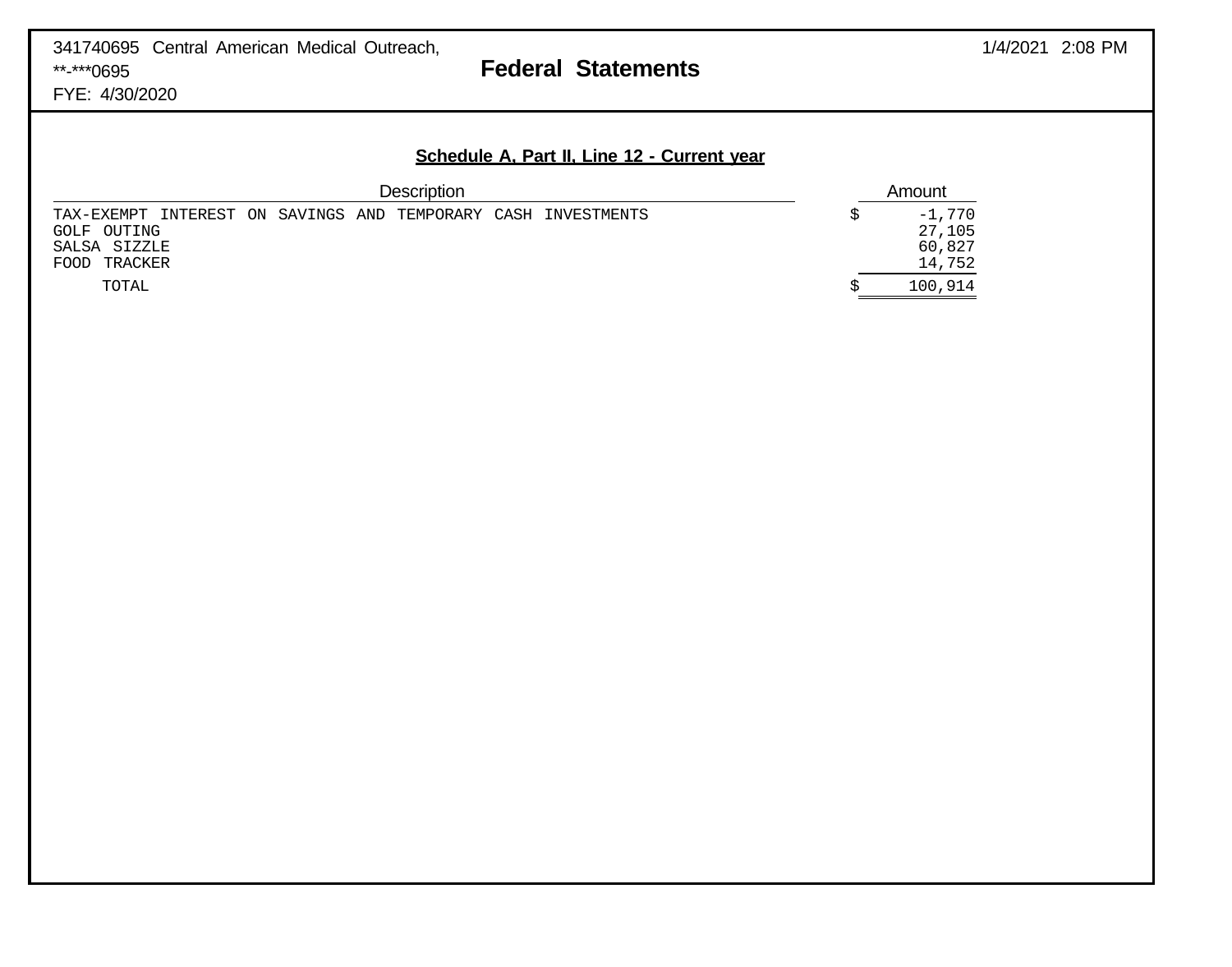341740695 Central American Medical Outreach,
**-***0695
FYE: 4/30/2020

1/4/2021 2:08 PM

# Federal Statements

## Schedule A, Part II, Line 12 - Current year

| Description | Amount |
|---|---|
| TAX-EXEMPT INTEREST ON SAVINGS AND TEMPORARY CASH INVESTMENTS | $ -1,770 |
| GOLF OUTING | 27,105 |
| SALSA SIZZLE | 60,827 |
| FOOD TRACKER | 14,752 |
| TOTAL | $ 100,914 |